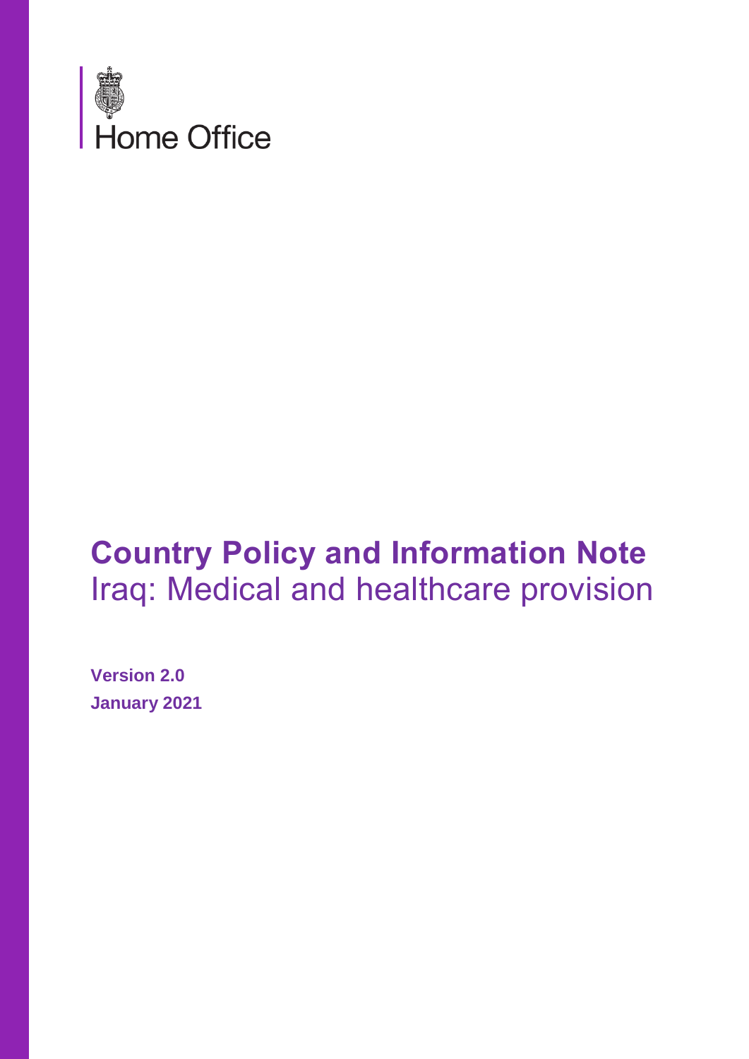Home Office

# **Country Policy and Information Note**
## Iraq: Medical and healthcare provision

**Version 2.0**
**January 2021**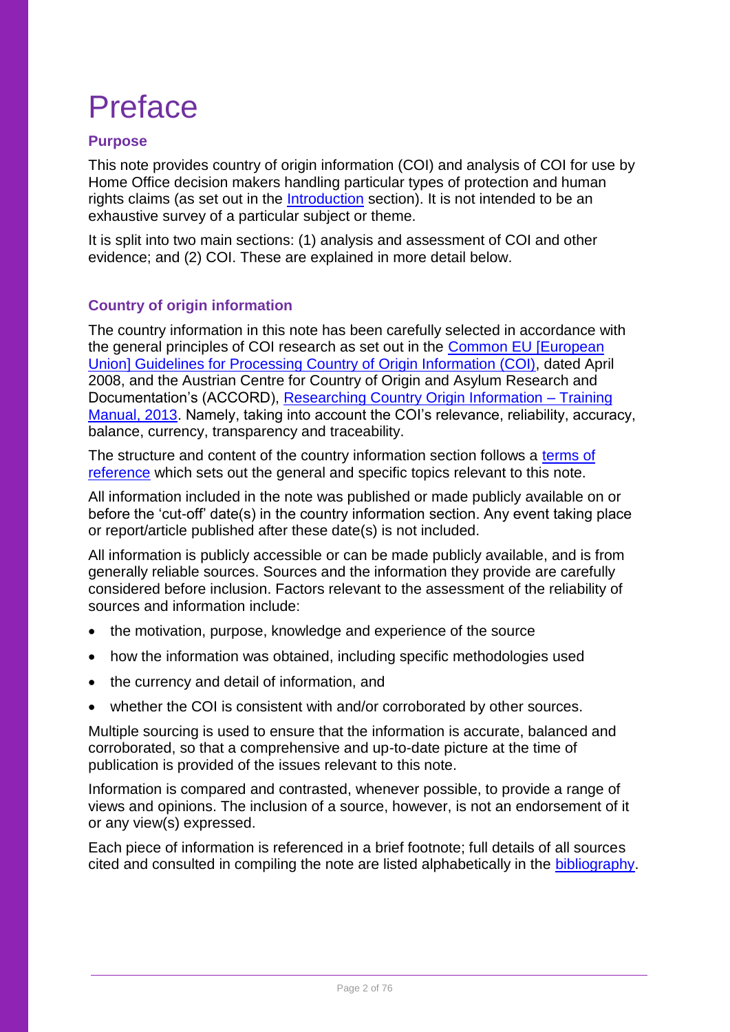# Preface

## Purpose

This note provides country of origin information (COI) and analysis of COI for use by Home Office decision makers handling particular types of protection and human rights claims (as set out in the Introduction section). It is not intended to be an exhaustive survey of a particular subject or theme.

It is split into two main sections: (1) analysis and assessment of COI and other evidence; and (2) COI. These are explained in more detail below.

## Country of origin information

The country information in this note has been carefully selected in accordance with the general principles of COI research as set out in the Common EU [European Union] Guidelines for Processing Country of Origin Information (COI), dated April 2008, and the Austrian Centre for Country of Origin and Asylum Research and Documentation's (ACCORD), Researching Country Origin Information – Training Manual, 2013. Namely, taking into account the COI's relevance, reliability, accuracy, balance, currency, transparency and traceability.

The structure and content of the country information section follows a terms of reference which sets out the general and specific topics relevant to this note.

All information included in the note was published or made publicly available on or before the 'cut-off' date(s) in the country information section. Any event taking place or report/article published after these date(s) is not included.

All information is publicly accessible or can be made publicly available, and is from generally reliable sources. Sources and the information they provide are carefully considered before inclusion. Factors relevant to the assessment of the reliability of sources and information include:

- the motivation, purpose, knowledge and experience of the source
- how the information was obtained, including specific methodologies used
- the currency and detail of information, and
- whether the COI is consistent with and/or corroborated by other sources.

Multiple sourcing is used to ensure that the information is accurate, balanced and corroborated, so that a comprehensive and up-to-date picture at the time of publication is provided of the issues relevant to this note.

Information is compared and contrasted, whenever possible, to provide a range of views and opinions. The inclusion of a source, however, is not an endorsement of it or any view(s) expressed.

Each piece of information is referenced in a brief footnote; full details of all sources cited and consulted in compiling the note are listed alphabetically in the bibliography.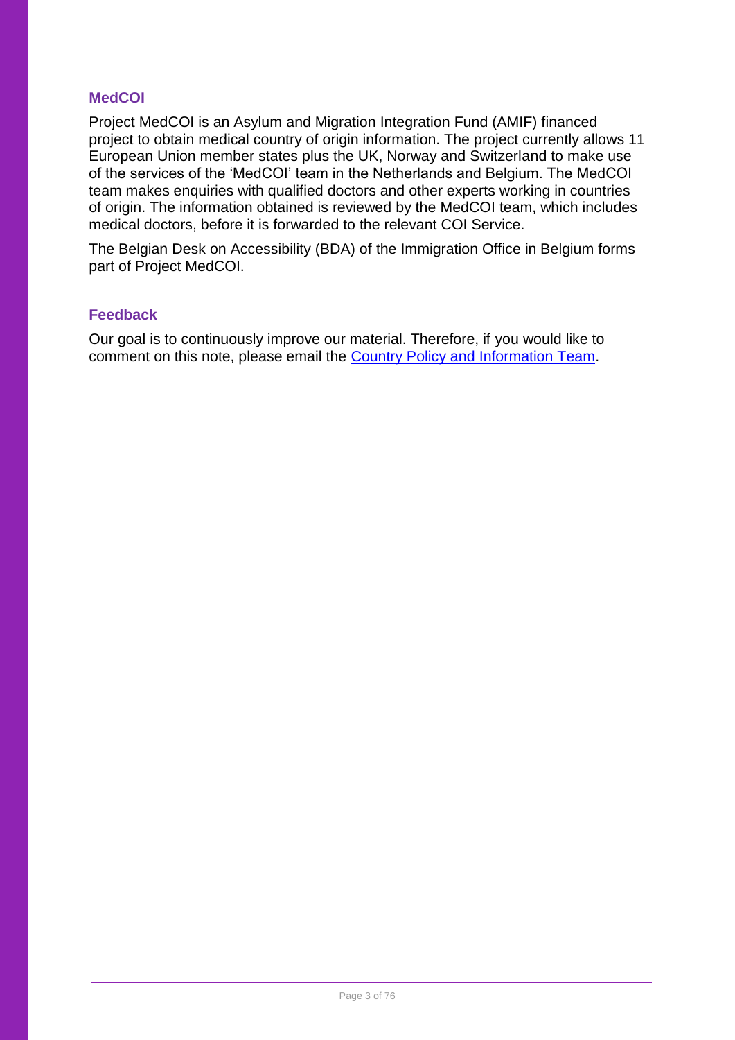## MedCOI

Project MedCOI is an Asylum and Migration Integration Fund (AMIF) financed project to obtain medical country of origin information. The project currently allows 11 European Union member states plus the UK, Norway and Switzerland to make use of the services of the 'MedCOI' team in the Netherlands and Belgium. The MedCOI team makes enquiries with qualified doctors and other experts working in countries of origin. The information obtained is reviewed by the MedCOI team, which includes medical doctors, before it is forwarded to the relevant COI Service.

The Belgian Desk on Accessibility (BDA) of the Immigration Office in Belgium forms part of Project MedCOI.

## Feedback

Our goal is to continuously improve our material. Therefore, if you would like to comment on this note, please email the Country Policy and Information Team.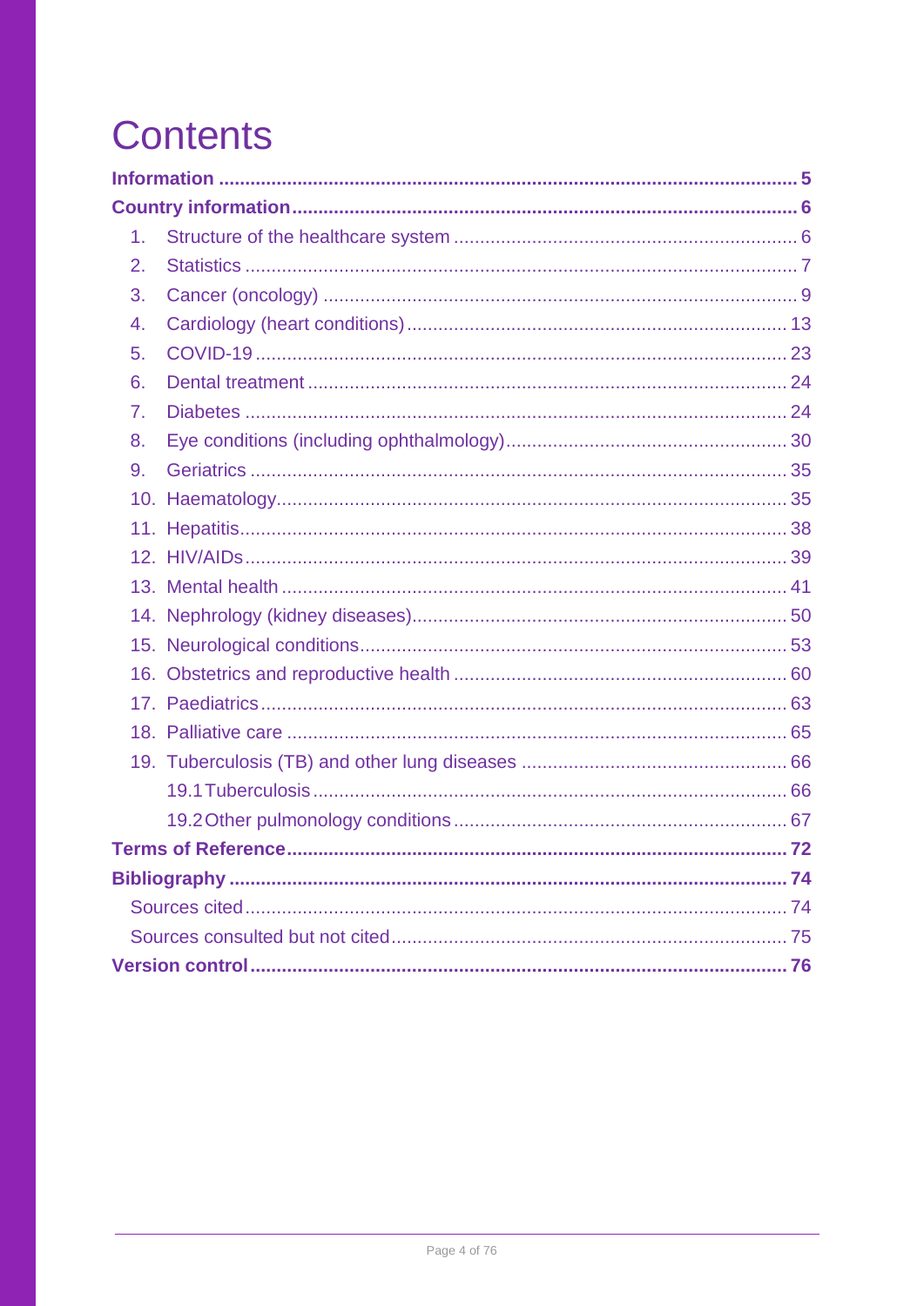# Contents

**Information** ........................................................................................................ **5**

**Country information** ........................................................................................ **6**

1. Structure of the healthcare system ........................................................... 6
2. Statistics ........................................................................................................ 7
3. Cancer (oncology) ......................................................................................... 9
4. Cardiology (heart conditions) ..................................................................... 13
5. COVID-19 ...................................................................................................... 23
6. Dental treatment .......................................................................................... 24
7. Diabetes ........................................................................................................ 24
8. Eye conditions (including ophthalmology) ............................................... 30
9. Geriatrics ...................................................................................................... 35
10. Haematology ............................................................................................... 35
11. Hepatitis ...................................................................................................... 38
12. HIV/AIDs ..................................................................................................... 39
13. Mental health .............................................................................................. 41
14. Nephrology (kidney diseases) ................................................................... 50
15. Neurological conditions ............................................................................. 53
16. Obstetrics and reproductive health .......................................................... 60
17. Paediatrics .................................................................................................. 63
18. Palliative care ............................................................................................. 65
19. Tuberculosis (TB) and other lung diseases .............................................. 66
    - 19.1 Tuberculosis ........................................................................................ 66
    - 19.2 Other pulmonology conditions ........................................................... 67

**Terms of Reference** ........................................................................................ **72**

**Bibliography** .................................................................................................... **74**

- Sources cited .................................................................................................. 74
- Sources consulted but not cited ................................................................... 75

**Version control** ................................................................................................ **76**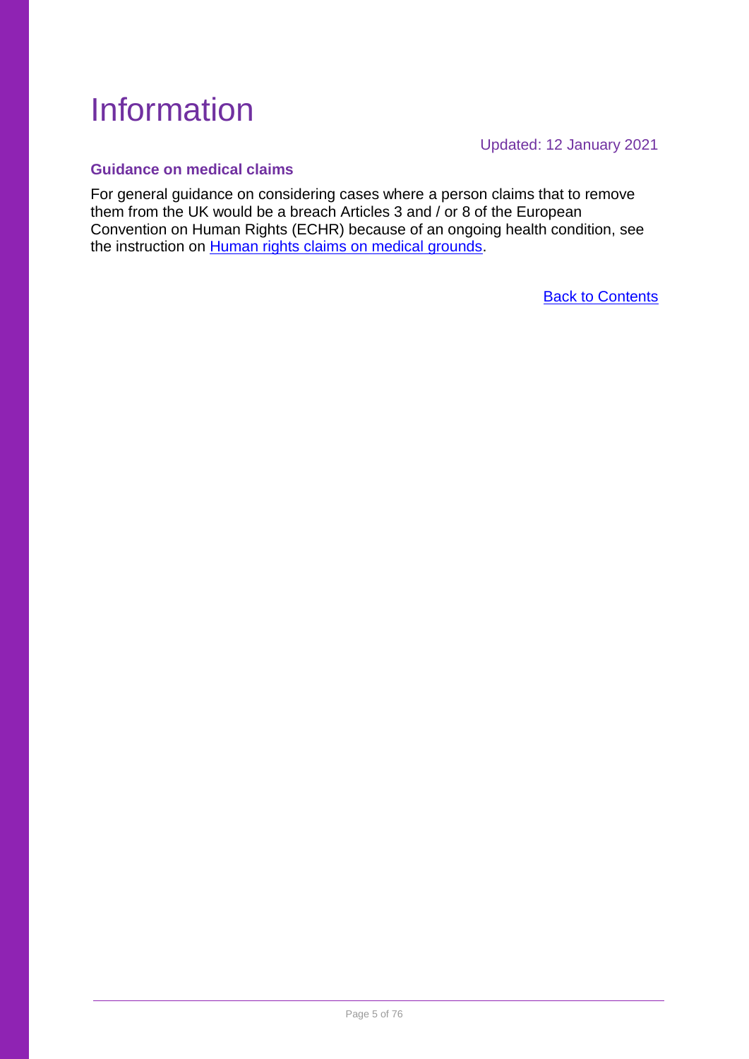# Information

Updated: 12 January 2021

### Guidance on medical claims

For general guidance on considering cases where a person claims that to remove them from the UK would be a breach Articles 3 and / or 8 of the European Convention on Human Rights (ECHR) because of an ongoing health condition, see the instruction on Human rights claims on medical grounds.

Back to Contents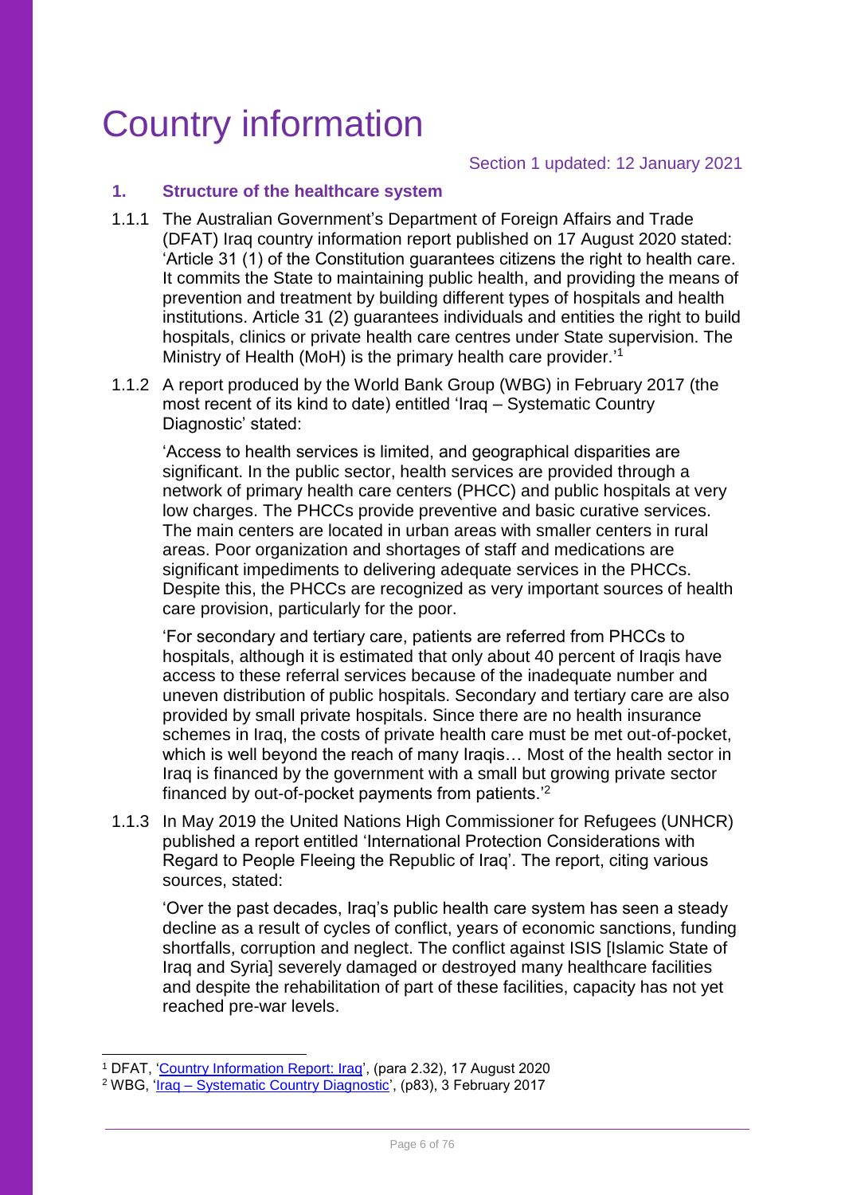# Country information

Section 1 updated: 12 January 2021

## 1. Structure of the healthcare system

1.1.1 The Australian Government's Department of Foreign Affairs and Trade (DFAT) Iraq country information report published on 17 August 2020 stated: 'Article 31 (1) of the Constitution guarantees citizens the right to health care. It commits the State to maintaining public health, and providing the means of prevention and treatment by building different types of hospitals and health institutions. Article 31 (2) guarantees individuals and entities the right to build hospitals, clinics or private health care centres under State supervision. The Ministry of Health (MoH) is the primary health care provider.'[1]

1.1.2 A report produced by the World Bank Group (WBG) in February 2017 (the most recent of its kind to date) entitled 'Iraq – Systematic Country Diagnostic' stated:

> 'Access to health services is limited, and geographical disparities are significant. In the public sector, health services are provided through a network of primary health care centers (PHCC) and public hospitals at very low charges. The PHCCs provide preventive and basic curative services. The main centers are located in urban areas with smaller centers in rural areas. Poor organization and shortages of staff and medications are significant impediments to delivering adequate services in the PHCCs. Despite this, the PHCCs are recognized as very important sources of health care provision, particularly for the poor.
>
> 'For secondary and tertiary care, patients are referred from PHCCs to hospitals, although it is estimated that only about 40 percent of Iraqis have access to these referral services because of the inadequate number and uneven distribution of public hospitals. Secondary and tertiary care are also provided by small private hospitals. Since there are no health insurance schemes in Iraq, the costs of private health care must be met out-of-pocket, which is well beyond the reach of many Iraqis… Most of the health sector in Iraq is financed by the government with a small but growing private sector financed by out-of-pocket payments from patients.'[2]

1.1.3 In May 2019 the United Nations High Commissioner for Refugees (UNHCR) published a report entitled 'International Protection Considerations with Regard to People Fleeing the Republic of Iraq'. The report, citing various sources, stated:

> 'Over the past decades, Iraq's public health care system has seen a steady decline as a result of cycles of conflict, years of economic sanctions, funding shortfalls, corruption and neglect. The conflict against ISIS [Islamic State of Iraq and Syria] severely damaged or destroyed many healthcare facilities and despite the rehabilitation of part of these facilities, capacity has not yet reached pre-war levels.

---

[1] DFAT, 'Country Information Report: Iraq', (para 2.32), 17 August 2020

[2] WBG, 'Iraq – Systematic Country Diagnostic', (p83), 3 February 2017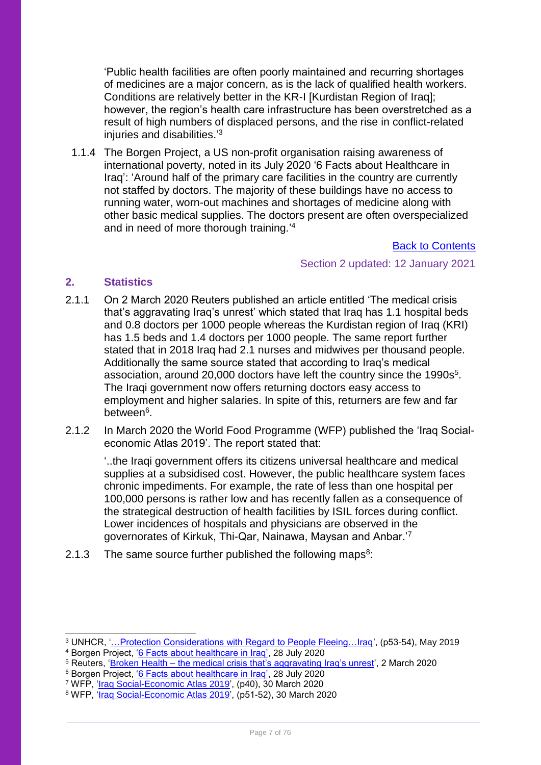> 'Public health facilities are often poorly maintained and recurring shortages of medicines are a major concern, as is the lack of qualified health workers. Conditions are relatively better in the KR-I [Kurdistan Region of Iraq]; however, the region's health care infrastructure has been overstretched as a result of high numbers of displaced persons, and the rise in conflict-related injuries and disabilities.'[3]

1.1.4 The Borgen Project, a US non-profit organisation raising awareness of international poverty, noted in its July 2020 '6 Facts about Healthcare in Iraq': 'Around half of the primary care facilities in the country are currently not staffed by doctors. The majority of these buildings have no access to running water, worn-out machines and shortages of medicine along with other basic medical supplies. The doctors present are often overspecialized and in need of more thorough training.'[4]

[Back to Contents](#)

Section 2 updated: 12 January 2021

## 2. Statistics

2.1.1 On 2 March 2020 Reuters published an article entitled 'The medical crisis that's aggravating Iraq's unrest' which stated that Iraq has 1.1 hospital beds and 0.8 doctors per 1000 people whereas the Kurdistan region of Iraq (KRI) has 1.5 beds and 1.4 doctors per 1000 people. The same report further stated that in 2018 Iraq had 2.1 nurses and midwives per thousand people. Additionally the same source stated that according to Iraq's medical association, around 20,000 doctors have left the country since the 1990s[5]. The Iraqi government now offers returning doctors easy access to employment and higher salaries. In spite of this, returners are few and far between[6].

2.1.2 In March 2020 the World Food Programme (WFP) published the 'Iraq Social-economic Atlas 2019'. The report stated that:

> '..the Iraqi government offers its citizens universal healthcare and medical supplies at a subsidised cost. However, the public healthcare system faces chronic impediments. For example, the rate of less than one hospital per 100,000 persons is rather low and has recently fallen as a consequence of the strategical destruction of health facilities by ISIL forces during conflict. Lower incidences of hospitals and physicians are observed in the governorates of Kirkuk, Thi-Qar, Nainawa, Maysan and Anbar.'[7]

2.1.3 The same source further published the following maps[8]:

---

[3] UNHCR, '…Protection Considerations with Regard to People Fleeing…Iraq', (p53-54), May 2019
[4] Borgen Project, '6 Facts about healthcare in Iraq', 28 July 2020
[5] Reuters, 'Broken Health – the medical crisis that's aggravating Iraq's unrest', 2 March 2020
[6] Borgen Project, '6 Facts about healthcare in Iraq', 28 July 2020
[7] WFP, 'Iraq Social-Economic Atlas 2019', (p40), 30 March 2020
[8] WFP, 'Iraq Social-Economic Atlas 2019', (p51-52), 30 March 2020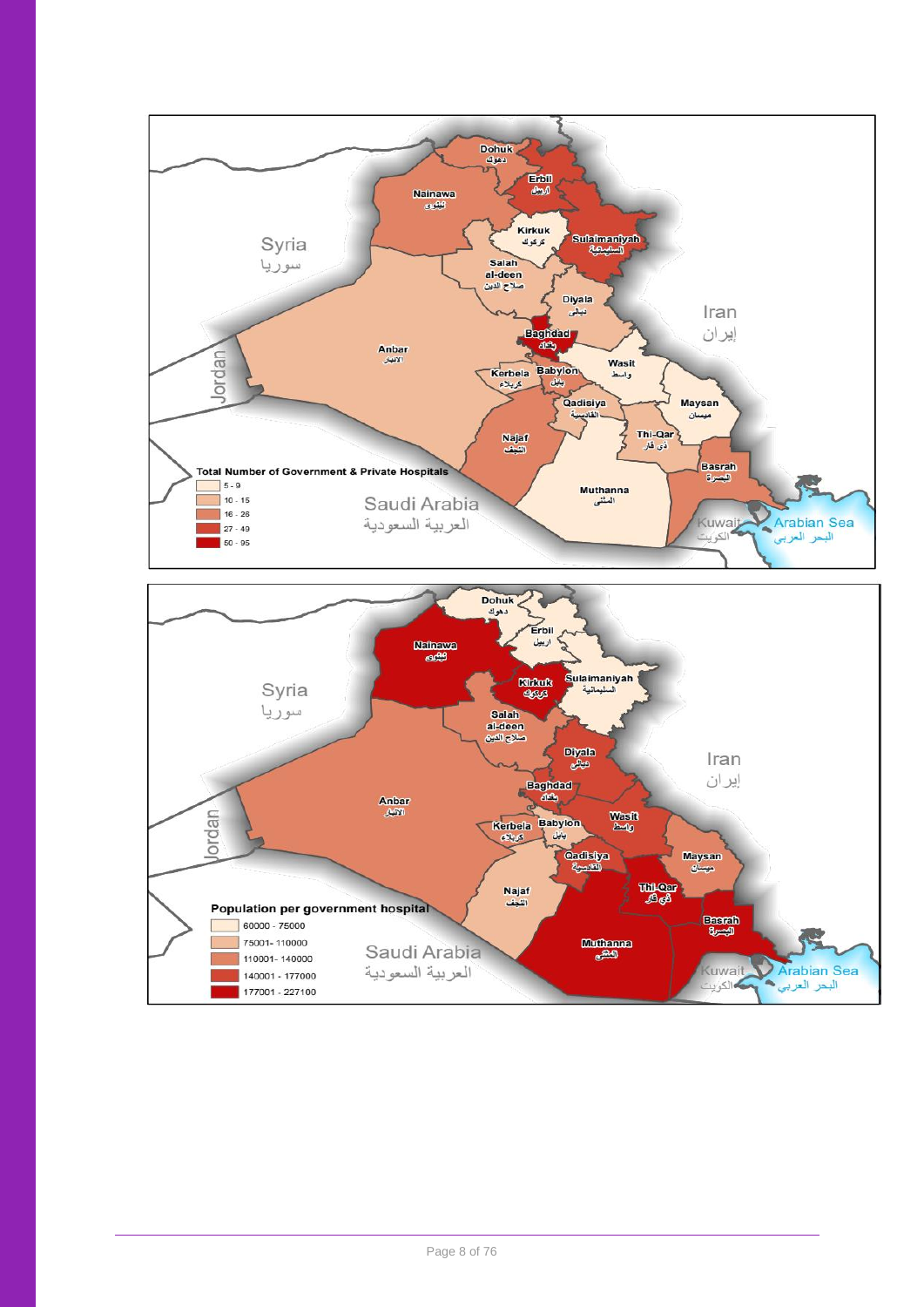**Total Number of Government & Private Hospitals**

- 5 - 9
- 10 - 15
- 16 - 26
- 27 - 49
- 50 - 95

**Population per government hospital**

- 60000 - 75000
- 75001- 110000
- 110001- 140000
- 140001 - 177000
- 177001 - 227100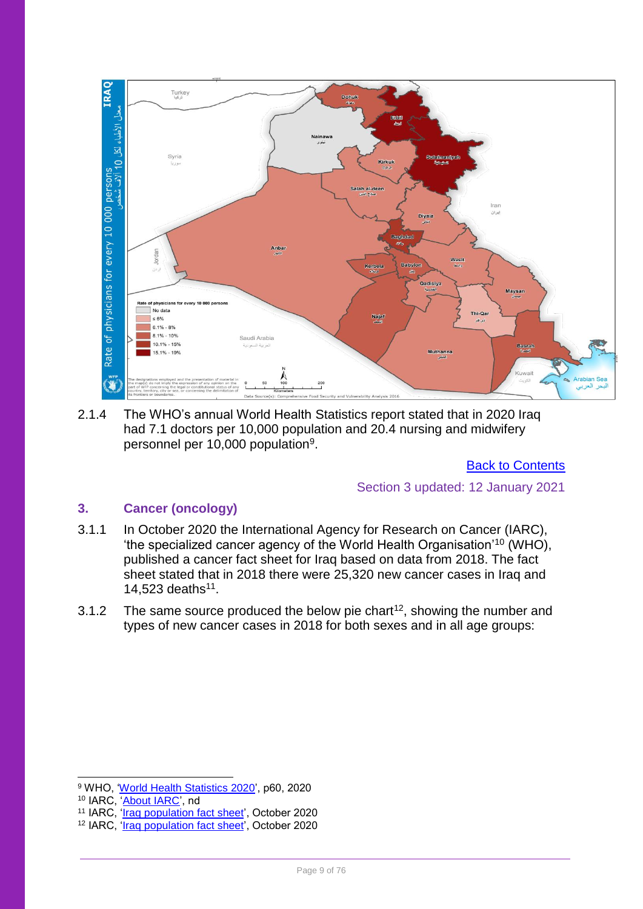2.1.4 The WHO's annual World Health Statistics report stated that in 2020 Iraq had 7.1 doctors per 10,000 population and 20.4 nursing and midwifery personnel per 10,000 population[9].

[Back to Contents](#)

Section 3 updated: 12 January 2021

## 3. Cancer (oncology)

3.1.1 In October 2020 the International Agency for Research on Cancer (IARC), 'the specialized cancer agency of the World Health Organisation'[10] (WHO), published a cancer fact sheet for Iraq based on data from 2018. The fact sheet stated that in 2018 there were 25,320 new cancer cases in Iraq and 14,523 deaths[11].

3.1.2 The same source produced the below pie chart[12], showing the number and types of new cancer cases in 2018 for both sexes and in all age groups:

---

[9] WHO, '[World Health Statistics 2020](#)', p60, 2020
[10] IARC, '[About IARC](#)', nd
[11] IARC, '[Iraq population fact sheet](#)', October 2020
[12] IARC, '[Iraq population fact sheet](#)', October 2020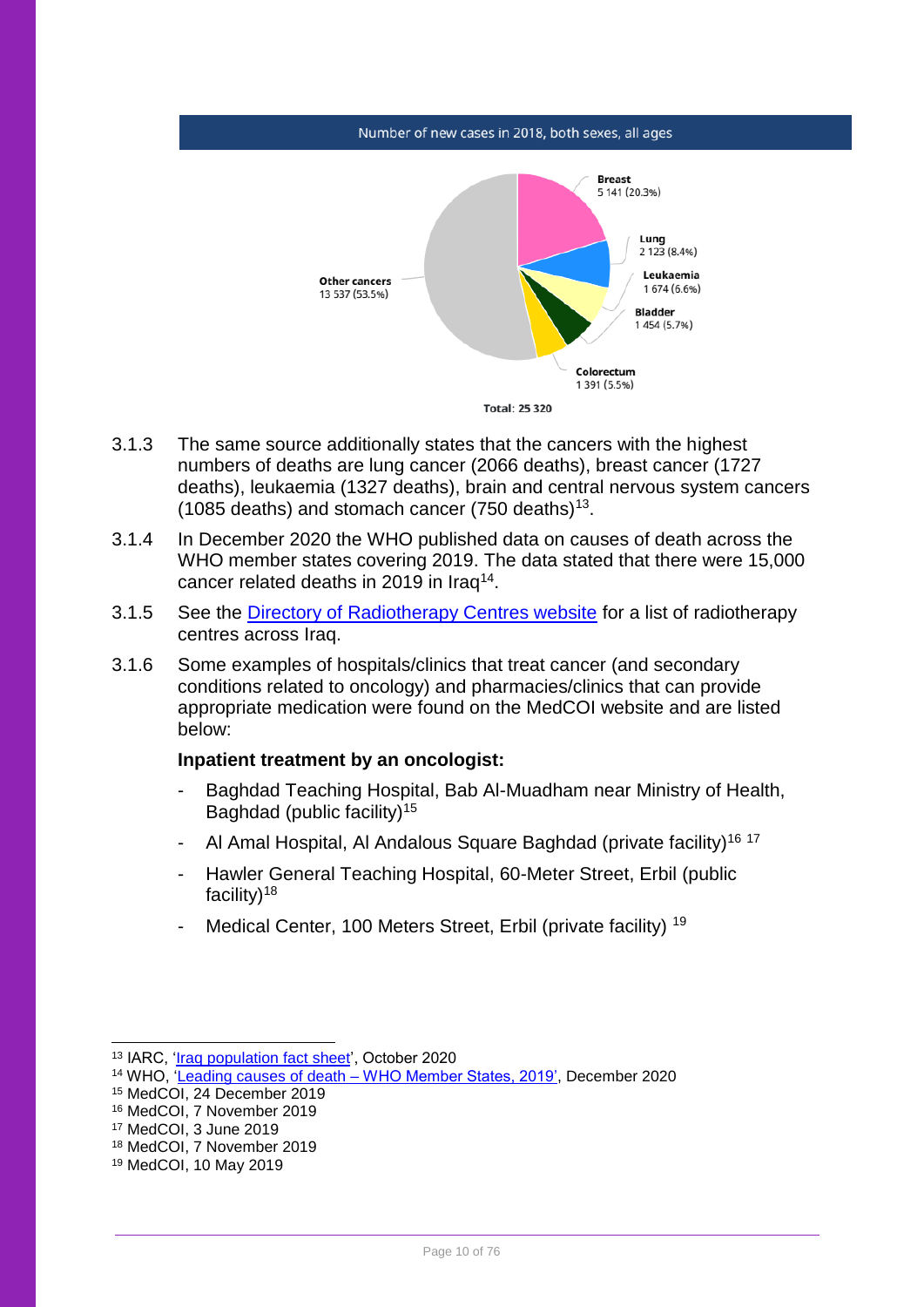Number of new cases in 2018, both sexes, all ages

- Breast 5 141 (20.3%)
- Lung 2 123 (8.4%)
- Leukaemia 1 674 (6.6%)
- Bladder 1 454 (5.7%)
- Colorectum 1 391 (5.5%)
- Other cancers 13 537 (53.5%)

Total: 25 320

3.1.3 The same source additionally states that the cancers with the highest numbers of deaths are lung cancer (2066 deaths), breast cancer (1727 deaths), leukaemia (1327 deaths), brain and central nervous system cancers (1085 deaths) and stomach cancer (750 deaths)[13].

3.1.4 In December 2020 the WHO published data on causes of death across the WHO member states covering 2019. The data stated that there were 15,000 cancer related deaths in 2019 in Iraq[14].

3.1.5 See the [Directory of Radiotherapy Centres website]() for a list of radiotherapy centres across Iraq.

3.1.6 Some examples of hospitals/clinics that treat cancer (and secondary conditions related to oncology) and pharmacies/clinics that can provide appropriate medication were found on the MedCOI website and are listed below:

**Inpatient treatment by an oncologist:**

- Baghdad Teaching Hospital, Bab Al-Muadham near Ministry of Health, Baghdad (public facility)[15]
- Al Amal Hospital, Al Andalous Square Baghdad (private facility)[16] [17]
- Hawler General Teaching Hospital, 60-Meter Street, Erbil (public facility)[18]
- Medical Center, 100 Meters Street, Erbil (private facility) [19]

---

[13] IARC, '[Iraq population fact sheet]()', October 2020
[14] WHO, '[Leading causes of death – WHO Member States, 2019']()', December 2020
[15] MedCOI, 24 December 2019
[16] MedCOI, 7 November 2019
[17] MedCOI, 3 June 2019
[18] MedCOI, 7 November 2019
[19] MedCOI, 10 May 2019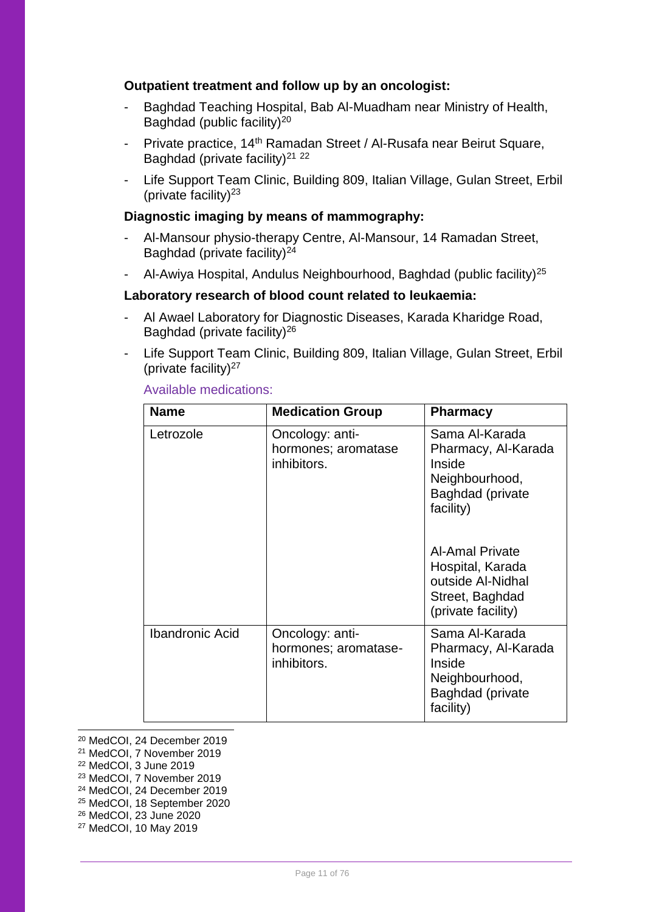**Outpatient treatment and follow up by an oncologist:**

- Baghdad Teaching Hospital, Bab Al-Muadham near Ministry of Health, Baghdad (public facility)[20]
- Private practice, 14th Ramadan Street / Al-Rusafa near Beirut Square, Baghdad (private facility)[21] [22]
- Life Support Team Clinic, Building 809, Italian Village, Gulan Street, Erbil (private facility)[23]

**Diagnostic imaging by means of mammography:**

- Al-Mansour physio-therapy Centre, Al-Mansour, 14 Ramadan Street, Baghdad (private facility)[24]
- Al-Awiya Hospital, Andulus Neighbourhood, Baghdad (public facility)[25]

**Laboratory research of blood count related to leukaemia:**

- Al Awael Laboratory for Diagnostic Diseases, Karada Kharidge Road, Baghdad (private facility)[26]
- Life Support Team Clinic, Building 809, Italian Village, Gulan Street, Erbil (private facility)[27]

Available medications:

| Name | Medication Group | Pharmacy |
| --- | --- | --- |
| Letrozole | Oncology: anti-hormones; aromatase inhibitors. | Sama Al-Karada Pharmacy, Al-Karada Inside Neighbourhood, Baghdad (private facility)<br><br>Al-Amal Private Hospital, Karada outside Al-Nidhal Street, Baghdad (private facility) |
| Ibandronic Acid | Oncology: anti-hormones; aromatase-inhibitors. | Sama Al-Karada Pharmacy, Al-Karada Inside Neighbourhood, Baghdad (private facility) |

[20] MedCOI, 24 December 2019
[21] MedCOI, 7 November 2019
[22] MedCOI, 3 June 2019
[23] MedCOI, 7 November 2019
[24] MedCOI, 24 December 2019
[25] MedCOI, 18 September 2020
[26] MedCOI, 23 June 2020
[27] MedCOI, 10 May 2019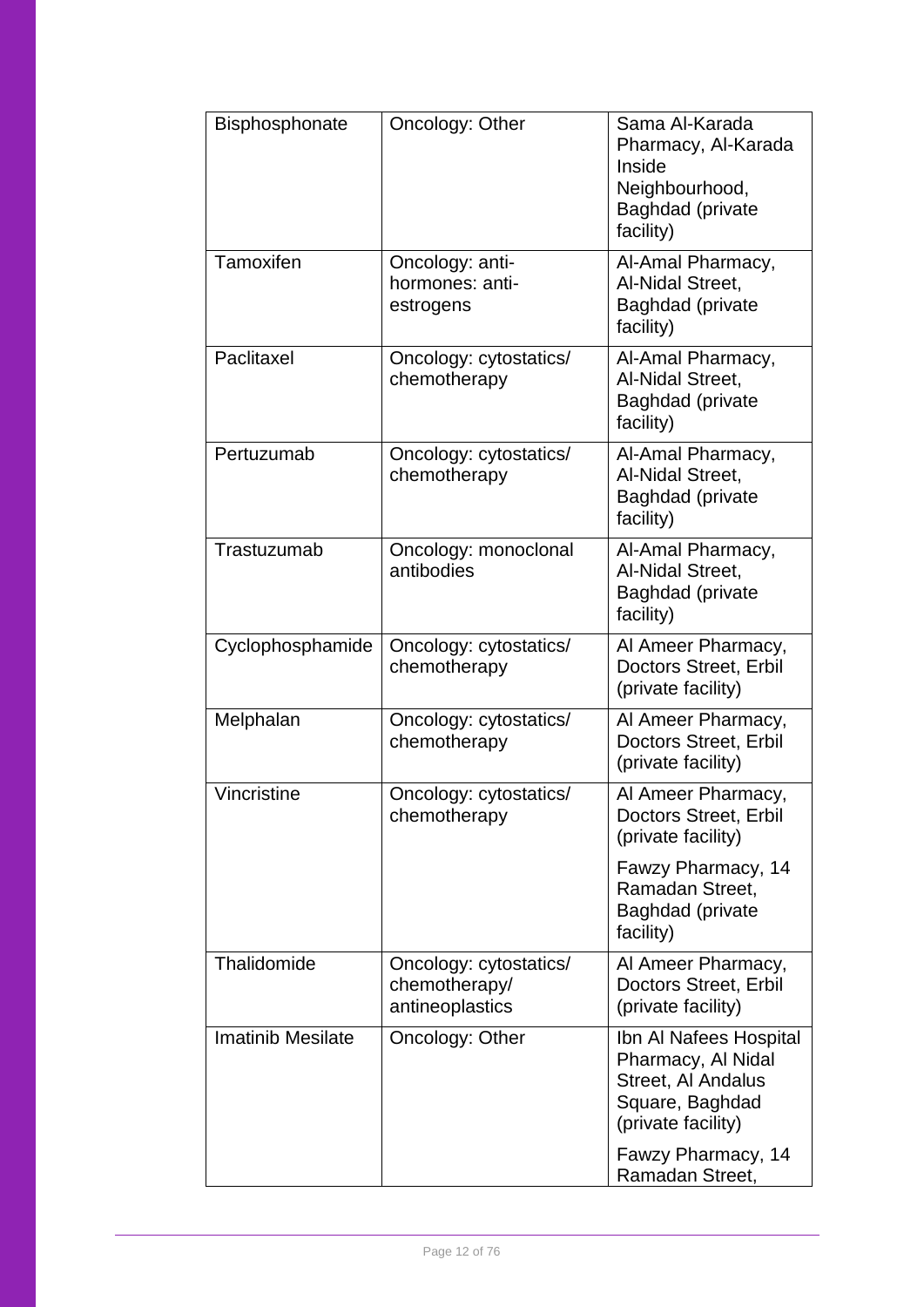| Bisphosphonate | Oncology: Other | Sama Al-Karada Pharmacy, Al-Karada Inside Neighbourhood, Baghdad (private facility) |
|---|---|---|
| Tamoxifen | Oncology: anti-hormones: anti-estrogens | Al-Amal Pharmacy, Al-Nidal Street, Baghdad (private facility) |
| Paclitaxel | Oncology: cytostatics/ chemotherapy | Al-Amal Pharmacy, Al-Nidal Street, Baghdad (private facility) |
| Pertuzumab | Oncology: cytostatics/ chemotherapy | Al-Amal Pharmacy, Al-Nidal Street, Baghdad (private facility) |
| Trastuzumab | Oncology: monoclonal antibodies | Al-Amal Pharmacy, Al-Nidal Street, Baghdad (private facility) |
| Cyclophosphamide | Oncology: cytostatics/ chemotherapy | Al Ameer Pharmacy, Doctors Street, Erbil (private facility) |
| Melphalan | Oncology: cytostatics/ chemotherapy | Al Ameer Pharmacy, Doctors Street, Erbil (private facility) |
| Vincristine | Oncology: cytostatics/ chemotherapy | Al Ameer Pharmacy, Doctors Street, Erbil (private facility)<br><br>Fawzy Pharmacy, 14 Ramadan Street, Baghdad (private facility) |
| Thalidomide | Oncology: cytostatics/ chemotherapy/ antineoplastics | Al Ameer Pharmacy, Doctors Street, Erbil (private facility) |
| Imatinib Mesilate | Oncology: Other | Ibn Al Nafees Hospital Pharmacy, Al Nidal Street, Al Andalus Square, Baghdad (private facility)<br><br>Fawzy Pharmacy, 14 Ramadan Street, |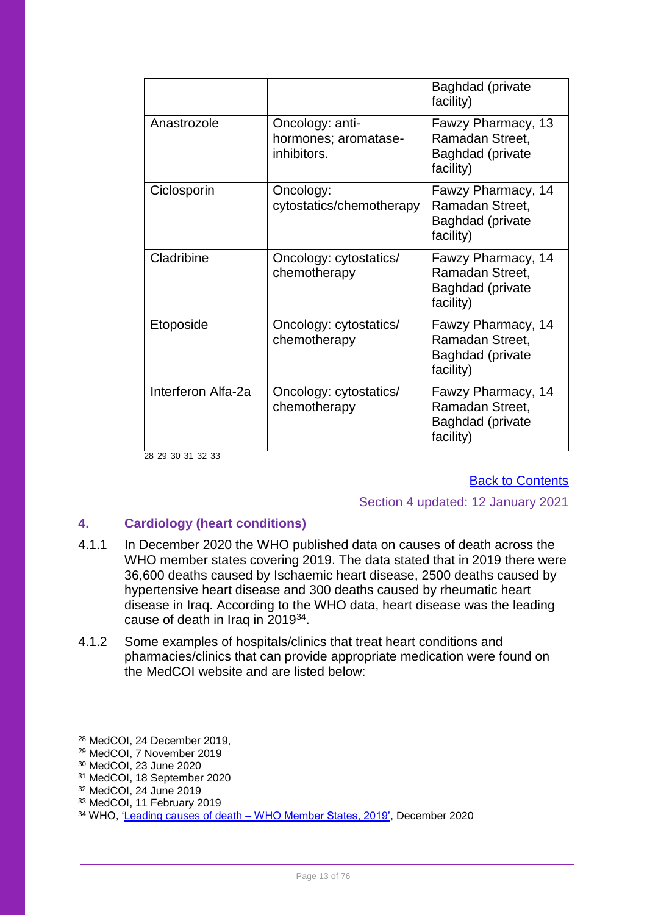| | | Baghdad (private facility) |
|---|---|---|
| Anastrozole | Oncology: anti-hormones; aromatase-inhibitors. | Fawzy Pharmacy, 13 Ramadan Street, Baghdad (private facility) |
| Ciclosporin | Oncology: cytostatics/chemotherapy | Fawzy Pharmacy, 14 Ramadan Street, Baghdad (private facility) |
| Cladribine | Oncology: cytostatics/ chemotherapy | Fawzy Pharmacy, 14 Ramadan Street, Baghdad (private facility) |
| Etoposide | Oncology: cytostatics/ chemotherapy | Fawzy Pharmacy, 14 Ramadan Street, Baghdad (private facility) |
| Interferon Alfa-2a | Oncology: cytostatics/ chemotherapy | Fawzy Pharmacy, 14 Ramadan Street, Baghdad (private facility) |

[28] [29] [30] [31] [32] [33]

[Back to Contents](#)

Section 4 updated: 12 January 2021

## 4. Cardiology (heart conditions)

4.1.1 In December 2020 the WHO published data on causes of death across the WHO member states covering 2019. The data stated that in 2019 there were 36,600 deaths caused by Ischaemic heart disease, 2500 deaths caused by hypertensive heart disease and 300 deaths caused by rheumatic heart disease in Iraq. According to the WHO data, heart disease was the leading cause of death in Iraq in 2019[34].

4.1.2 Some examples of hospitals/clinics that treat heart conditions and pharmacies/clinics that can provide appropriate medication were found on the MedCOI website and are listed below:

---

[28] MedCOI, 24 December 2019,
[29] MedCOI, 7 November 2019
[30] MedCOI, 23 June 2020
[31] MedCOI, 18 September 2020
[32] MedCOI, 24 June 2019
[33] MedCOI, 11 February 2019
[34] WHO, '[Leading causes of death – WHO Member States, 2019](#)', December 2020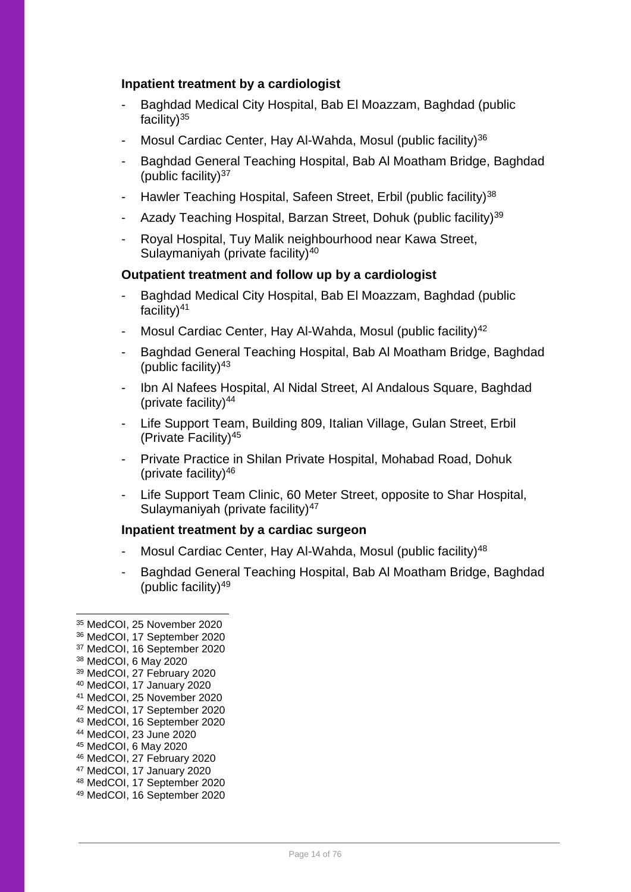**Inpatient treatment by a cardiologist**

- Baghdad Medical City Hospital, Bab El Moazzam, Baghdad (public facility)[35]
- Mosul Cardiac Center, Hay Al-Wahda, Mosul (public facility)[36]
- Baghdad General Teaching Hospital, Bab Al Moatham Bridge, Baghdad (public facility)[37]
- Hawler Teaching Hospital, Safeen Street, Erbil (public facility)[38]
- Azady Teaching Hospital, Barzan Street, Dohuk (public facility)[39]
- Royal Hospital, Tuy Malik neighbourhood near Kawa Street, Sulaymaniyah (private facility)[40]

**Outpatient treatment and follow up by a cardiologist**

- Baghdad Medical City Hospital, Bab El Moazzam, Baghdad (public facility)[41]
- Mosul Cardiac Center, Hay Al-Wahda, Mosul (public facility)[42]
- Baghdad General Teaching Hospital, Bab Al Moatham Bridge, Baghdad (public facility)[43]
- Ibn Al Nafees Hospital, Al Nidal Street, Al Andalous Square, Baghdad (private facility)[44]
- Life Support Team, Building 809, Italian Village, Gulan Street, Erbil (Private Facility)[45]
- Private Practice in Shilan Private Hospital, Mohabad Road, Dohuk (private facility)[46]
- Life Support Team Clinic, 60 Meter Street, opposite to Shar Hospital, Sulaymaniyah (private facility)[47]

**Inpatient treatment by a cardiac surgeon**

- Mosul Cardiac Center, Hay Al-Wahda, Mosul (public facility)[48]
- Baghdad General Teaching Hospital, Bab Al Moatham Bridge, Baghdad (public facility)[49]

---

[35] MedCOI, 25 November 2020
[36] MedCOI, 17 September 2020
[37] MedCOI, 16 September 2020
[38] MedCOI, 6 May 2020
[39] MedCOI, 27 February 2020
[40] MedCOI, 17 January 2020
[41] MedCOI, 25 November 2020
[42] MedCOI, 17 September 2020
[43] MedCOI, 16 September 2020
[44] MedCOI, 23 June 2020
[45] MedCOI, 6 May 2020
[46] MedCOI, 27 February 2020
[47] MedCOI, 17 January 2020
[48] MedCOI, 17 September 2020
[49] MedCOI, 16 September 2020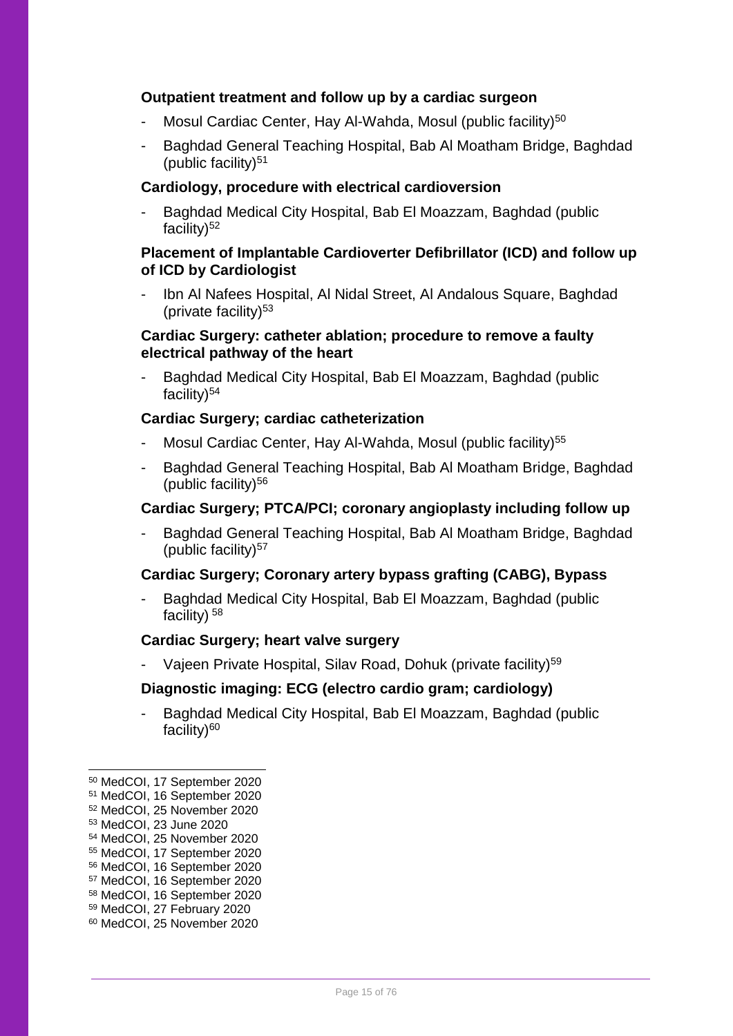**Outpatient treatment and follow up by a cardiac surgeon**

- Mosul Cardiac Center, Hay Al-Wahda, Mosul (public facility)[50]
- Baghdad General Teaching Hospital, Bab Al Moatham Bridge, Baghdad (public facility)[51]

**Cardiology, procedure with electrical cardioversion**

- Baghdad Medical City Hospital, Bab El Moazzam, Baghdad (public facility)[52]

**Placement of Implantable Cardioverter Defibrillator (ICD) and follow up of ICD by Cardiologist**

- Ibn Al Nafees Hospital, Al Nidal Street, Al Andalous Square, Baghdad (private facility)[53]

**Cardiac Surgery: catheter ablation; procedure to remove a faulty electrical pathway of the heart**

- Baghdad Medical City Hospital, Bab El Moazzam, Baghdad (public facility)[54]

**Cardiac Surgery; cardiac catheterization**

- Mosul Cardiac Center, Hay Al-Wahda, Mosul (public facility)[55]
- Baghdad General Teaching Hospital, Bab Al Moatham Bridge, Baghdad (public facility)[56]

**Cardiac Surgery; PTCA/PCI; coronary angioplasty including follow up**

- Baghdad General Teaching Hospital, Bab Al Moatham Bridge, Baghdad (public facility)[57]

**Cardiac Surgery; Coronary artery bypass grafting (CABG), Bypass**

- Baghdad Medical City Hospital, Bab El Moazzam, Baghdad (public facility) [58]

**Cardiac Surgery; heart valve surgery**

- Vajeen Private Hospital, Silav Road, Dohuk (private facility)[59]

**Diagnostic imaging: ECG (electro cardio gram; cardiology)**

- Baghdad Medical City Hospital, Bab El Moazzam, Baghdad (public facility)[60]

---

[50] MedCOI, 17 September 2020
[51] MedCOI, 16 September 2020
[52] MedCOI, 25 November 2020
[53] MedCOI, 23 June 2020
[54] MedCOI, 25 November 2020
[55] MedCOI, 17 September 2020
[56] MedCOI, 16 September 2020
[57] MedCOI, 16 September 2020
[58] MedCOI, 16 September 2020
[59] MedCOI, 27 February 2020
[60] MedCOI, 25 November 2020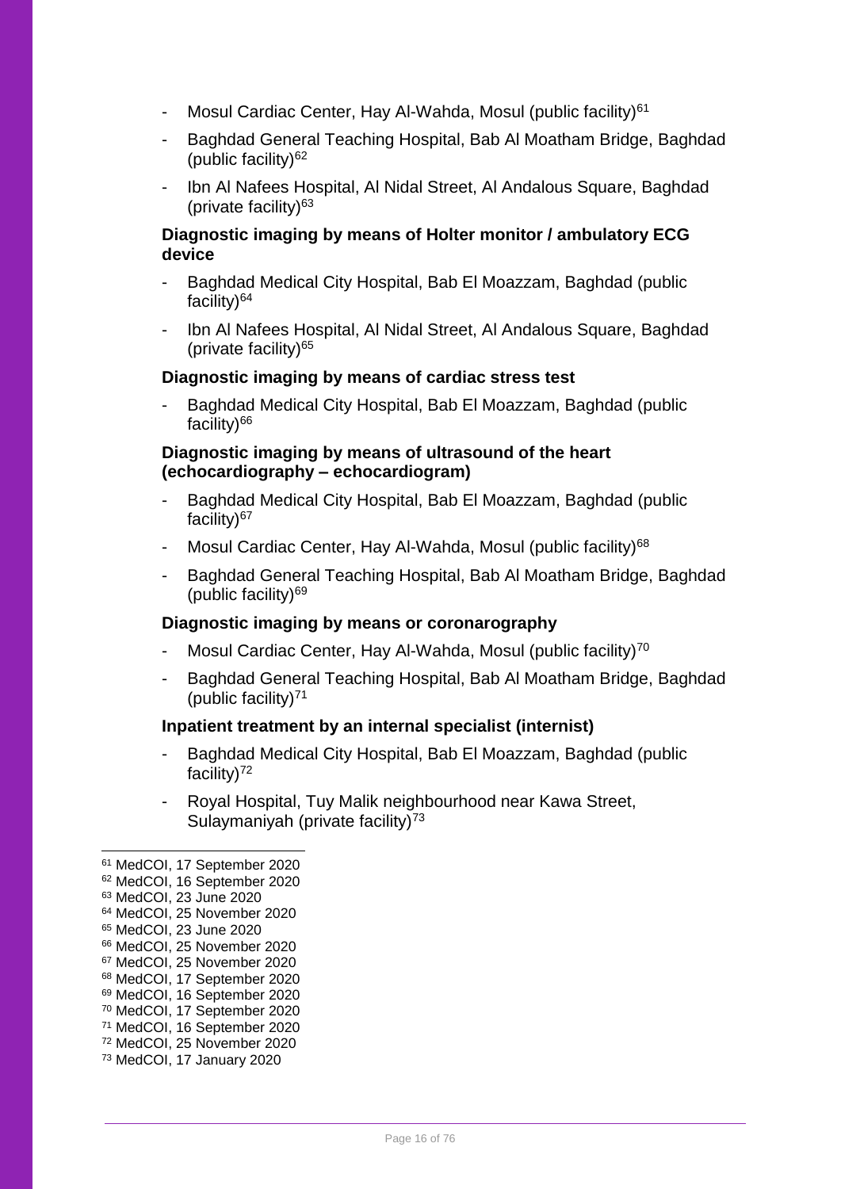- Mosul Cardiac Center, Hay Al-Wahda, Mosul (public facility)[61]
- Baghdad General Teaching Hospital, Bab Al Moatham Bridge, Baghdad (public facility)[62]
- Ibn Al Nafees Hospital, Al Nidal Street, Al Andalous Square, Baghdad (private facility)[63]

**Diagnostic imaging by means of Holter monitor / ambulatory ECG device**

- Baghdad Medical City Hospital, Bab El Moazzam, Baghdad (public facility)[64]
- Ibn Al Nafees Hospital, Al Nidal Street, Al Andalous Square, Baghdad (private facility)[65]

**Diagnostic imaging by means of cardiac stress test**

- Baghdad Medical City Hospital, Bab El Moazzam, Baghdad (public facility)[66]

**Diagnostic imaging by means of ultrasound of the heart (echocardiography – echocardiogram)**

- Baghdad Medical City Hospital, Bab El Moazzam, Baghdad (public facility)[67]
- Mosul Cardiac Center, Hay Al-Wahda, Mosul (public facility)[68]
- Baghdad General Teaching Hospital, Bab Al Moatham Bridge, Baghdad (public facility)[69]

**Diagnostic imaging by means or coronarography**

- Mosul Cardiac Center, Hay Al-Wahda, Mosul (public facility)[70]
- Baghdad General Teaching Hospital, Bab Al Moatham Bridge, Baghdad (public facility)[71]

**Inpatient treatment by an internal specialist (internist)**

- Baghdad Medical City Hospital, Bab El Moazzam, Baghdad (public facility)[72]
- Royal Hospital, Tuy Malik neighbourhood near Kawa Street, Sulaymaniyah (private facility)[73]

---

[61] MedCOI, 17 September 2020
[62] MedCOI, 16 September 2020
[63] MedCOI, 23 June 2020
[64] MedCOI, 25 November 2020
[65] MedCOI, 23 June 2020
[66] MedCOI, 25 November 2020
[67] MedCOI, 25 November 2020
[68] MedCOI, 17 September 2020
[69] MedCOI, 16 September 2020
[70] MedCOI, 17 September 2020
[71] MedCOI, 16 September 2020
[72] MedCOI, 25 November 2020
[73] MedCOI, 17 January 2020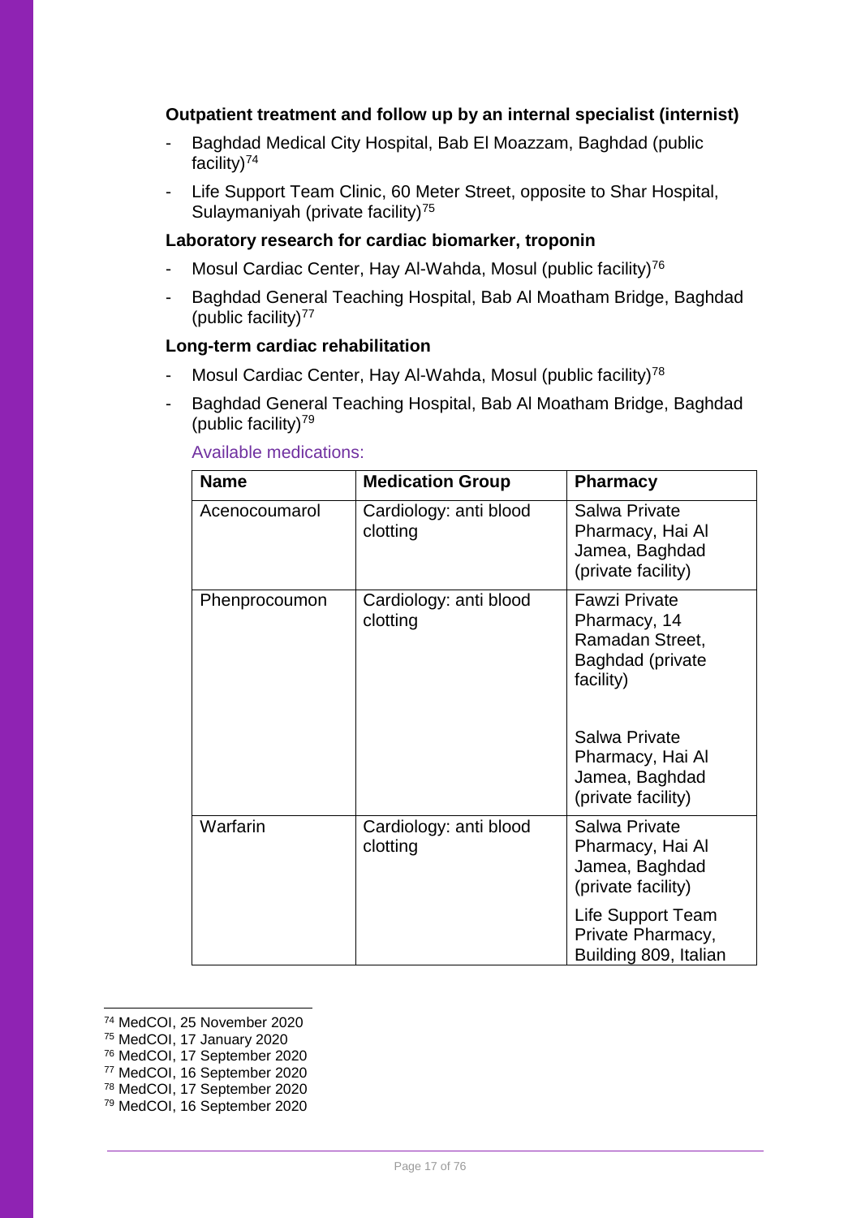**Outpatient treatment and follow up by an internal specialist (internist)**

- Baghdad Medical City Hospital, Bab El Moazzam, Baghdad (public facility)[74]
- Life Support Team Clinic, 60 Meter Street, opposite to Shar Hospital, Sulaymaniyah (private facility)[75]

**Laboratory research for cardiac biomarker, troponin**

- Mosul Cardiac Center, Hay Al-Wahda, Mosul (public facility)[76]
- Baghdad General Teaching Hospital, Bab Al Moatham Bridge, Baghdad (public facility)[77]

**Long-term cardiac rehabilitation**

- Mosul Cardiac Center, Hay Al-Wahda, Mosul (public facility)[78]
- Baghdad General Teaching Hospital, Bab Al Moatham Bridge, Baghdad (public facility)[79]

Available medications:

| Name | Medication Group | Pharmacy |
|---|---|---|
| Acenocoumarol | Cardiology: anti blood clotting | Salwa Private Pharmacy, Hai Al Jamea, Baghdad (private facility) |
| Phenprocoumon | Cardiology: anti blood clotting | Fawzi Private Pharmacy, 14 Ramadan Street, Baghdad (private facility)<br><br>Salwa Private Pharmacy, Hai Al Jamea, Baghdad (private facility) |
| Warfarin | Cardiology: anti blood clotting | Salwa Private Pharmacy, Hai Al Jamea, Baghdad (private facility)<br><br>Life Support Team Private Pharmacy, Building 809, Italian |

[74] MedCOI, 25 November 2020
[75] MedCOI, 17 January 2020
[76] MedCOI, 17 September 2020
[77] MedCOI, 16 September 2020
[78] MedCOI, 17 September 2020
[79] MedCOI, 16 September 2020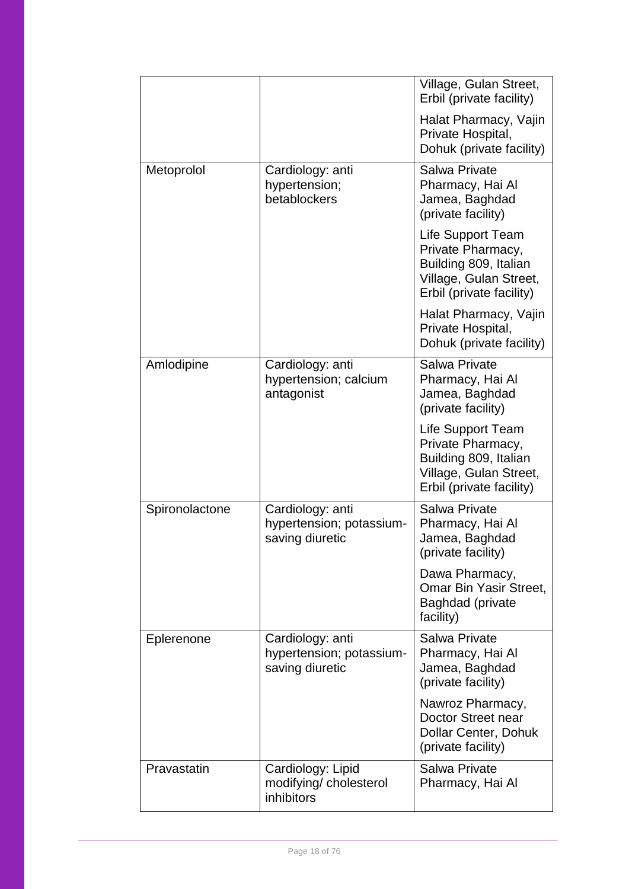| | | |
|---|---|---|
| | | Village, Gulan Street, Erbil (private facility)<br><br>Halat Pharmacy, Vajin Private Hospital, Dohuk (private facility) |
| Metoprolol | Cardiology: anti hypertension; betablockers | Salwa Private Pharmacy, Hai Al Jamea, Baghdad (private facility)<br><br>Life Support Team Private Pharmacy, Building 809, Italian Village, Gulan Street, Erbil (private facility)<br><br>Halat Pharmacy, Vajin Private Hospital, Dohuk (private facility) |
| Amlodipine | Cardiology: anti hypertension; calcium antagonist | Salwa Private Pharmacy, Hai Al Jamea, Baghdad (private facility)<br><br>Life Support Team Private Pharmacy, Building 809, Italian Village, Gulan Street, Erbil (private facility) |
| Spironolactone | Cardiology: anti hypertension; potassium-saving diuretic | Salwa Private Pharmacy, Hai Al Jamea, Baghdad (private facility)<br><br>Dawa Pharmacy, Omar Bin Yasir Street, Baghdad (private facility) |
| Eplerenone | Cardiology: anti hypertension; potassium-saving diuretic | Salwa Private Pharmacy, Hai Al Jamea, Baghdad (private facility)<br><br>Nawroz Pharmacy, Doctor Street near Dollar Center, Dohuk (private facility) |
| Pravastatin | Cardiology: Lipid modifying/ cholesterol inhibitors | Salwa Private Pharmacy, Hai Al |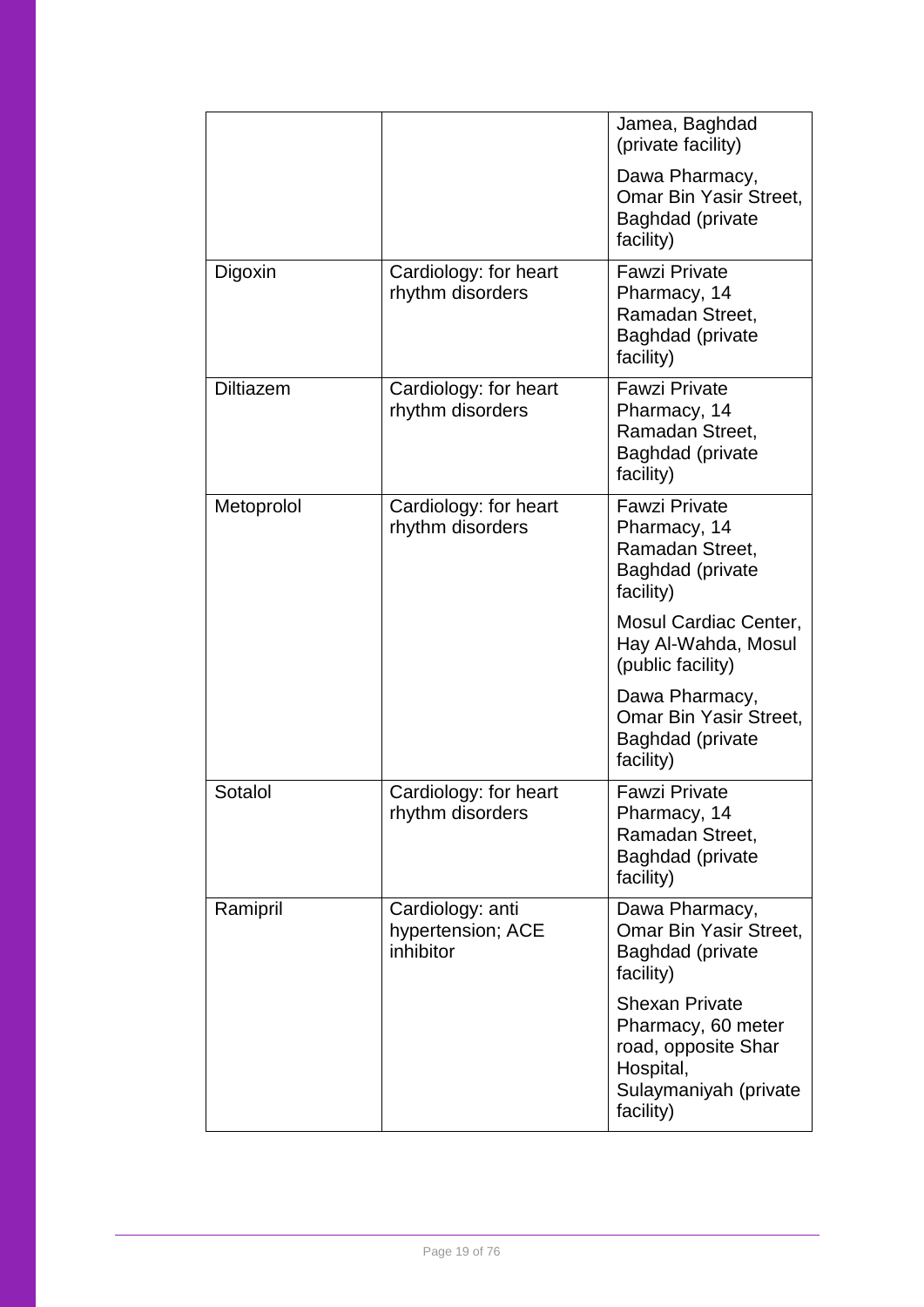| | | |
|---|---|---|
| | | Jamea, Baghdad (private facility)<br><br>Dawa Pharmacy, Omar Bin Yasir Street, Baghdad (private facility) |
| Digoxin | Cardiology: for heart rhythm disorders | Fawzi Private Pharmacy, 14 Ramadan Street, Baghdad (private facility) |
| Diltiazem | Cardiology: for heart rhythm disorders | Fawzi Private Pharmacy, 14 Ramadan Street, Baghdad (private facility) |
| Metoprolol | Cardiology: for heart rhythm disorders | Fawzi Private Pharmacy, 14 Ramadan Street, Baghdad (private facility)<br><br>Mosul Cardiac Center, Hay Al-Wahda, Mosul (public facility)<br><br>Dawa Pharmacy, Omar Bin Yasir Street, Baghdad (private facility) |
| Sotalol | Cardiology: for heart rhythm disorders | Fawzi Private Pharmacy, 14 Ramadan Street, Baghdad (private facility) |
| Ramipril | Cardiology: anti hypertension; ACE inhibitor | Dawa Pharmacy, Omar Bin Yasir Street, Baghdad (private facility)<br><br>Shexan Private Pharmacy, 60 meter road, opposite Shar Hospital, Sulaymaniyah (private facility) |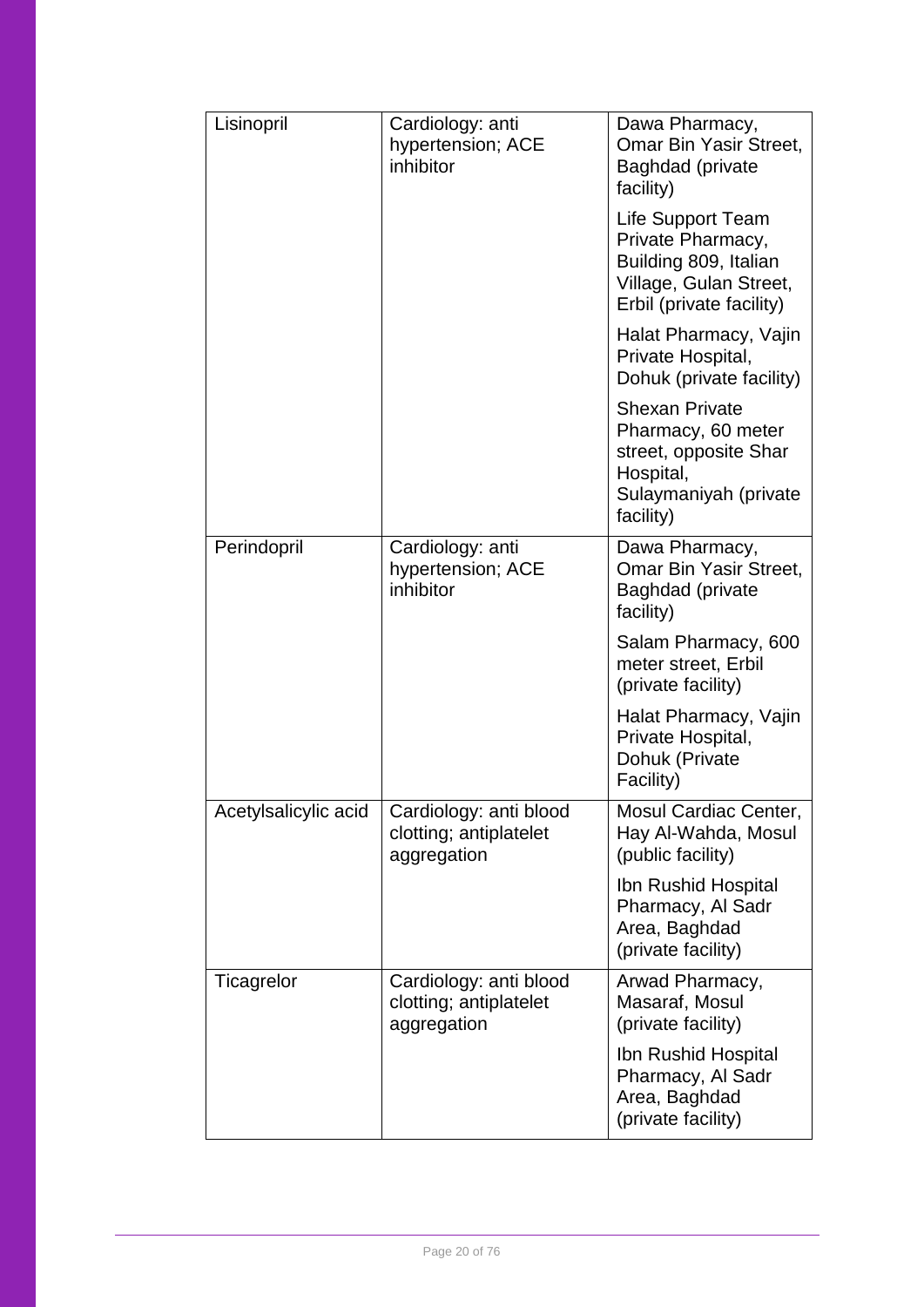| | | |
|---|---|---|
| Lisinopril | Cardiology: anti hypertension; ACE inhibitor | Dawa Pharmacy, Omar Bin Yasir Street, Baghdad (private facility) |
| | | Life Support Team Private Pharmacy, Building 809, Italian Village, Gulan Street, Erbil (private facility) |
| | | Halat Pharmacy, Vajin Private Hospital, Dohuk (private facility) |
| | | Shexan Private Pharmacy, 60 meter street, opposite Shar Hospital, Sulaymaniyah (private facility) |
| Perindopril | Cardiology: anti hypertension; ACE inhibitor | Dawa Pharmacy, Omar Bin Yasir Street, Baghdad (private facility) |
| | | Salam Pharmacy, 600 meter street, Erbil (private facility) |
| | | Halat Pharmacy, Vajin Private Hospital, Dohuk (Private Facility) |
| Acetylsalicylic acid | Cardiology: anti blood clotting; antiplatelet aggregation | Mosul Cardiac Center, Hay Al-Wahda, Mosul (public facility) |
| | | Ibn Rushid Hospital Pharmacy, Al Sadr Area, Baghdad (private facility) |
| Ticagrelor | Cardiology: anti blood clotting; antiplatelet aggregation | Arwad Pharmacy, Masaraf, Mosul (private facility) |
| | | Ibn Rushid Hospital Pharmacy, Al Sadr Area, Baghdad (private facility) |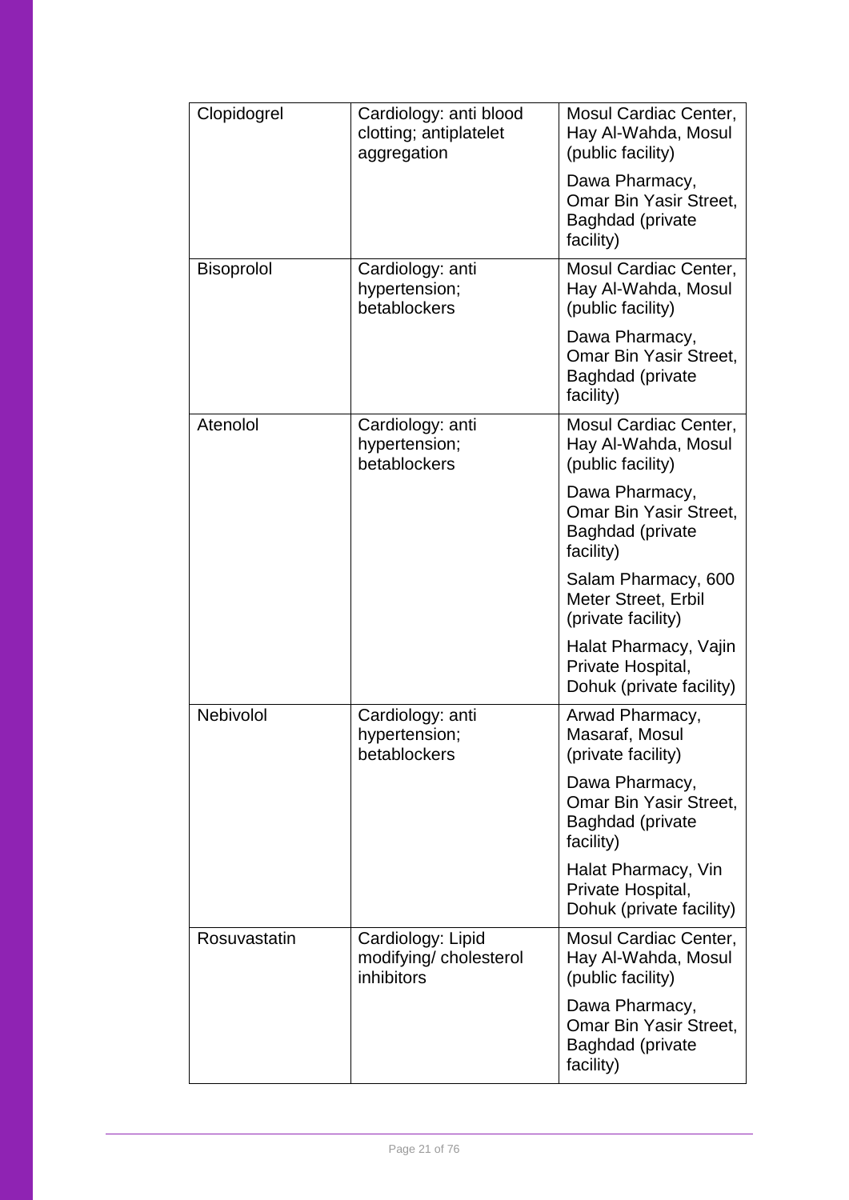| Clopidogrel | Cardiology: anti blood clotting; antiplatelet aggregation | Mosul Cardiac Center, Hay Al-Wahda, Mosul (public facility)<br><br>Dawa Pharmacy, Omar Bin Yasir Street, Baghdad (private facility) |
|---|---|---|
| Bisoprolol | Cardiology: anti hypertension; betablockers | Mosul Cardiac Center, Hay Al-Wahda, Mosul (public facility)<br><br>Dawa Pharmacy, Omar Bin Yasir Street, Baghdad (private facility) |
| Atenolol | Cardiology: anti hypertension; betablockers | Mosul Cardiac Center, Hay Al-Wahda, Mosul (public facility)<br><br>Dawa Pharmacy, Omar Bin Yasir Street, Baghdad (private facility)<br><br>Salam Pharmacy, 600 Meter Street, Erbil (private facility)<br><br>Halat Pharmacy, Vajin Private Hospital, Dohuk (private facility) |
| Nebivolol | Cardiology: anti hypertension; betablockers | Arwad Pharmacy, Masaraf, Mosul (private facility)<br><br>Dawa Pharmacy, Omar Bin Yasir Street, Baghdad (private facility)<br><br>Halat Pharmacy, Vin Private Hospital, Dohuk (private facility) |
| Rosuvastatin | Cardiology: Lipid modifying/ cholesterol inhibitors | Mosul Cardiac Center, Hay Al-Wahda, Mosul (public facility)<br><br>Dawa Pharmacy, Omar Bin Yasir Street, Baghdad (private facility) |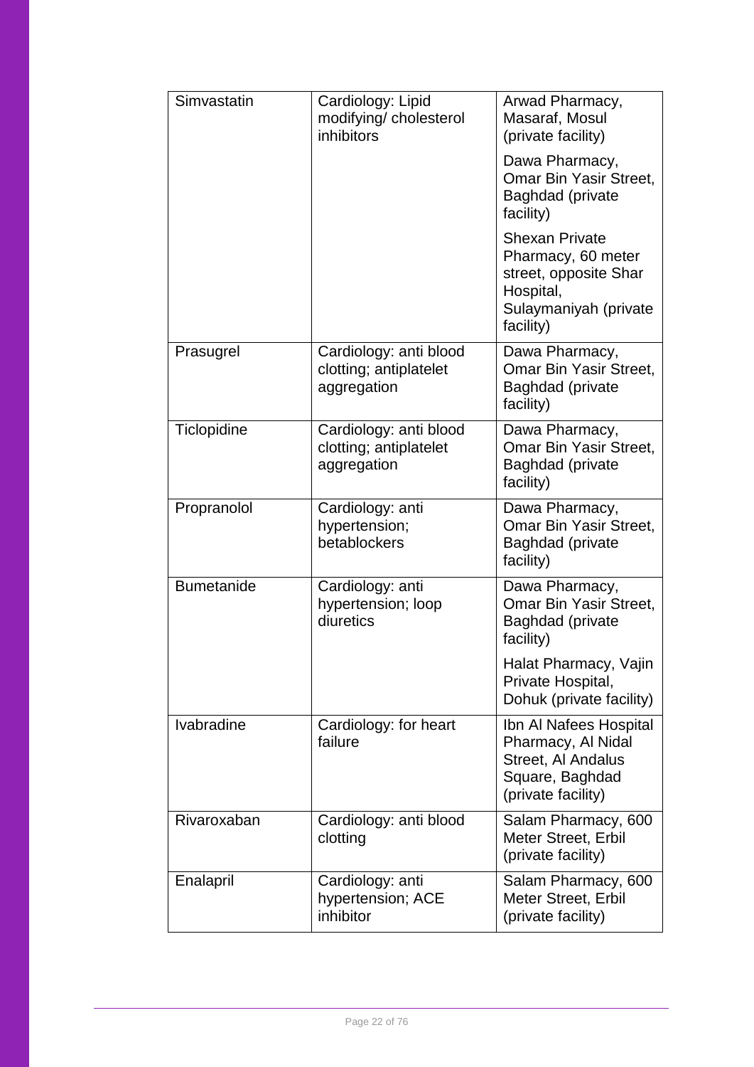| | | |
|---|---|---|
| Simvastatin | Cardiology: Lipid modifying/ cholesterol inhibitors | Arwad Pharmacy, Masaraf, Mosul (private facility) |
| | | Dawa Pharmacy, Omar Bin Yasir Street, Baghdad (private facility) |
| | | Shexan Private Pharmacy, 60 meter street, opposite Shar Hospital, Sulaymaniyah (private facility) |
| Prasugrel | Cardiology: anti blood clotting; antiplatelet aggregation | Dawa Pharmacy, Omar Bin Yasir Street, Baghdad (private facility) |
| Ticlopidine | Cardiology: anti blood clotting; antiplatelet aggregation | Dawa Pharmacy, Omar Bin Yasir Street, Baghdad (private facility) |
| Propranolol | Cardiology: anti hypertension; betablockers | Dawa Pharmacy, Omar Bin Yasir Street, Baghdad (private facility) |
| Bumetanide | Cardiology: anti hypertension; loop diuretics | Dawa Pharmacy, Omar Bin Yasir Street, Baghdad (private facility) |
| | | Halat Pharmacy, Vajin Private Hospital, Dohuk (private facility) |
| Ivabradine | Cardiology: for heart failure | Ibn Al Nafees Hospital Pharmacy, Al Nidal Street, Al Andalus Square, Baghdad (private facility) |
| Rivaroxaban | Cardiology: anti blood clotting | Salam Pharmacy, 600 Meter Street, Erbil (private facility) |
| Enalapril | Cardiology: anti hypertension; ACE inhibitor | Salam Pharmacy, 600 Meter Street, Erbil (private facility) |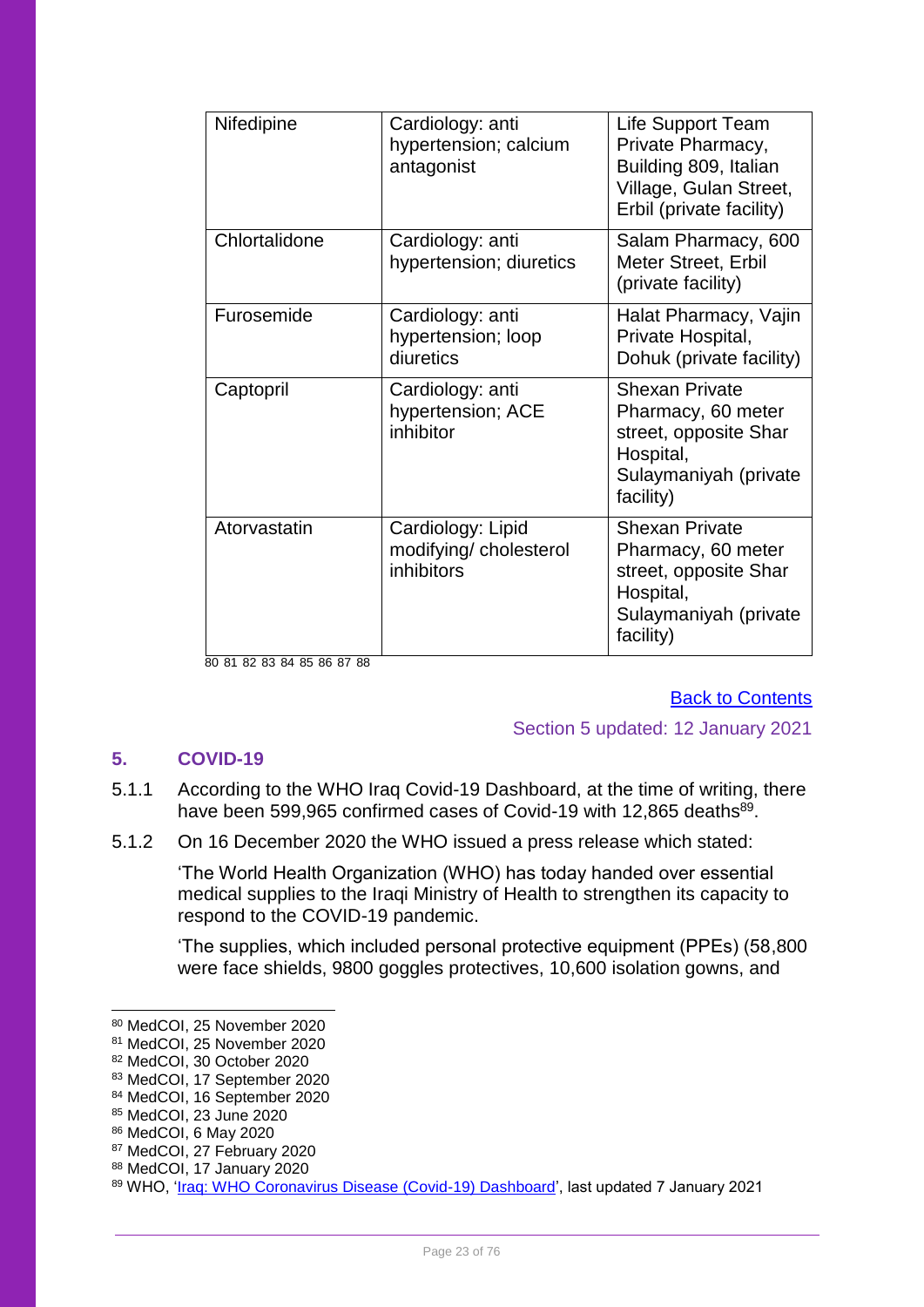| Nifedipine | Cardiology: anti hypertension; calcium antagonist | Life Support Team Private Pharmacy, Building 809, Italian Village, Gulan Street, Erbil (private facility) |
|---|---|---|
| Chlortalidone | Cardiology: anti hypertension; diuretics | Salam Pharmacy, 600 Meter Street, Erbil (private facility) |
| Furosemide | Cardiology: anti hypertension; loop diuretics | Halat Pharmacy, Vajin Private Hospital, Dohuk (private facility) |
| Captopril | Cardiology: anti hypertension; ACE inhibitor | Shexan Private Pharmacy, 60 meter street, opposite Shar Hospital, Sulaymaniyah (private facility) |
| Atorvastatin | Cardiology: Lipid modifying/ cholesterol inhibitors | Shexan Private Pharmacy, 60 meter street, opposite Shar Hospital, Sulaymaniyah (private facility) |

[80] [81] [82] [83] [84] [85] [86] [87] [88]

Back to Contents

Section 5 updated: 12 January 2021

## 5. COVID-19

5.1.1 According to the WHO Iraq Covid-19 Dashboard, at the time of writing, there have been 599,965 confirmed cases of Covid-19 with 12,865 deaths[89].

5.1.2 On 16 December 2020 the WHO issued a press release which stated:

'The World Health Organization (WHO) has today handed over essential medical supplies to the Iraqi Ministry of Health to strengthen its capacity to respond to the COVID-19 pandemic.

'The supplies, which included personal protective equipment (PPEs) (58,800 were face shields, 9800 goggles protectives, 10,600 isolation gowns, and

---

[80] MedCOI, 25 November 2020
[81] MedCOI, 25 November 2020
[82] MedCOI, 30 October 2020
[83] MedCOI, 17 September 2020
[84] MedCOI, 16 September 2020
[85] MedCOI, 23 June 2020
[86] MedCOI, 6 May 2020
[87] MedCOI, 27 February 2020
[88] MedCOI, 17 January 2020
[89] WHO, 'Iraq: WHO Coronavirus Disease (Covid-19) Dashboard', last updated 7 January 2021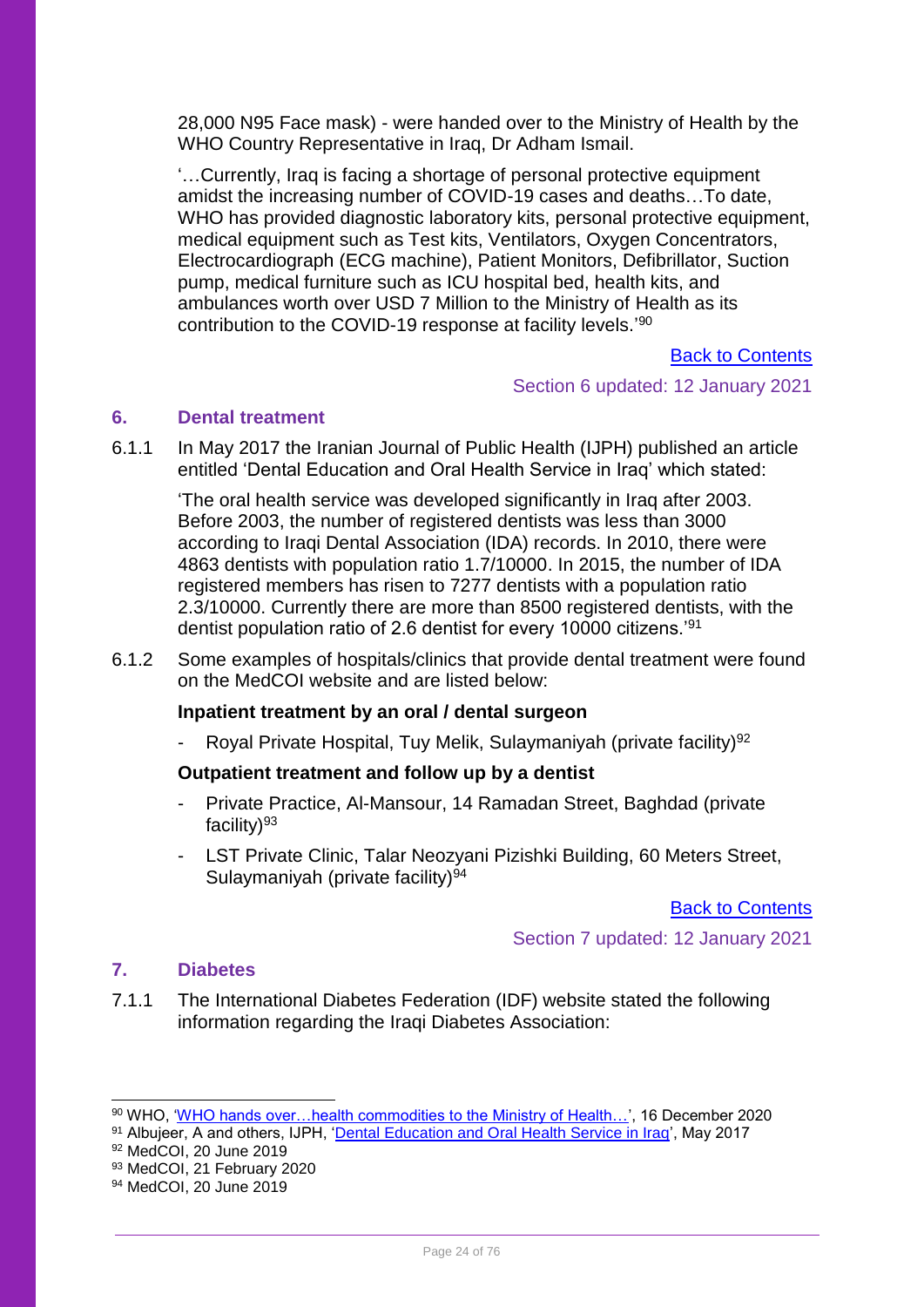28,000 N95 Face mask) - were handed over to the Ministry of Health by the WHO Country Representative in Iraq, Dr Adham Ismail.

'…Currently, Iraq is facing a shortage of personal protective equipment amidst the increasing number of COVID-19 cases and deaths…To date, WHO has provided diagnostic laboratory kits, personal protective equipment, medical equipment such as Test kits, Ventilators, Oxygen Concentrators, Electrocardiograph (ECG machine), Patient Monitors, Defibrillator, Suction pump, medical furniture such as ICU hospital bed, health kits, and ambulances worth over USD 7 Million to the Ministry of Health as its contribution to the COVID-19 response at facility levels.'[90]

Back to Contents

Section 6 updated: 12 January 2021

## 6. Dental treatment

6.1.1 In May 2017 the Iranian Journal of Public Health (IJPH) published an article entitled 'Dental Education and Oral Health Service in Iraq' which stated:

'The oral health service was developed significantly in Iraq after 2003. Before 2003, the number of registered dentists was less than 3000 according to Iraqi Dental Association (IDA) records. In 2010, there were 4863 dentists with population ratio 1.7/10000. In 2015, the number of IDA registered members has risen to 7277 dentists with a population ratio 2.3/10000. Currently there are more than 8500 registered dentists, with the dentist population ratio of 2.6 dentist for every 10000 citizens.'[91]

6.1.2 Some examples of hospitals/clinics that provide dental treatment were found on the MedCOI website and are listed below:

**Inpatient treatment by an oral / dental surgeon**

- Royal Private Hospital, Tuy Melik, Sulaymaniyah (private facility)[92]

**Outpatient treatment and follow up by a dentist**

- Private Practice, Al-Mansour, 14 Ramadan Street, Baghdad (private facility)[93]
- LST Private Clinic, Talar Neozyani Pizishki Building, 60 Meters Street, Sulaymaniyah (private facility)[94]

Back to Contents

Section 7 updated: 12 January 2021

## 7. Diabetes

7.1.1 The International Diabetes Federation (IDF) website stated the following information regarding the Iraqi Diabetes Association:

---

[90] WHO, 'WHO hands over…health commodities to the Ministry of Health…', 16 December 2020
[91] Albujeer, A and others, IJPH, 'Dental Education and Oral Health Service in Iraq', May 2017
[92] MedCOI, 20 June 2019
[93] MedCOI, 21 February 2020
[94] MedCOI, 20 June 2019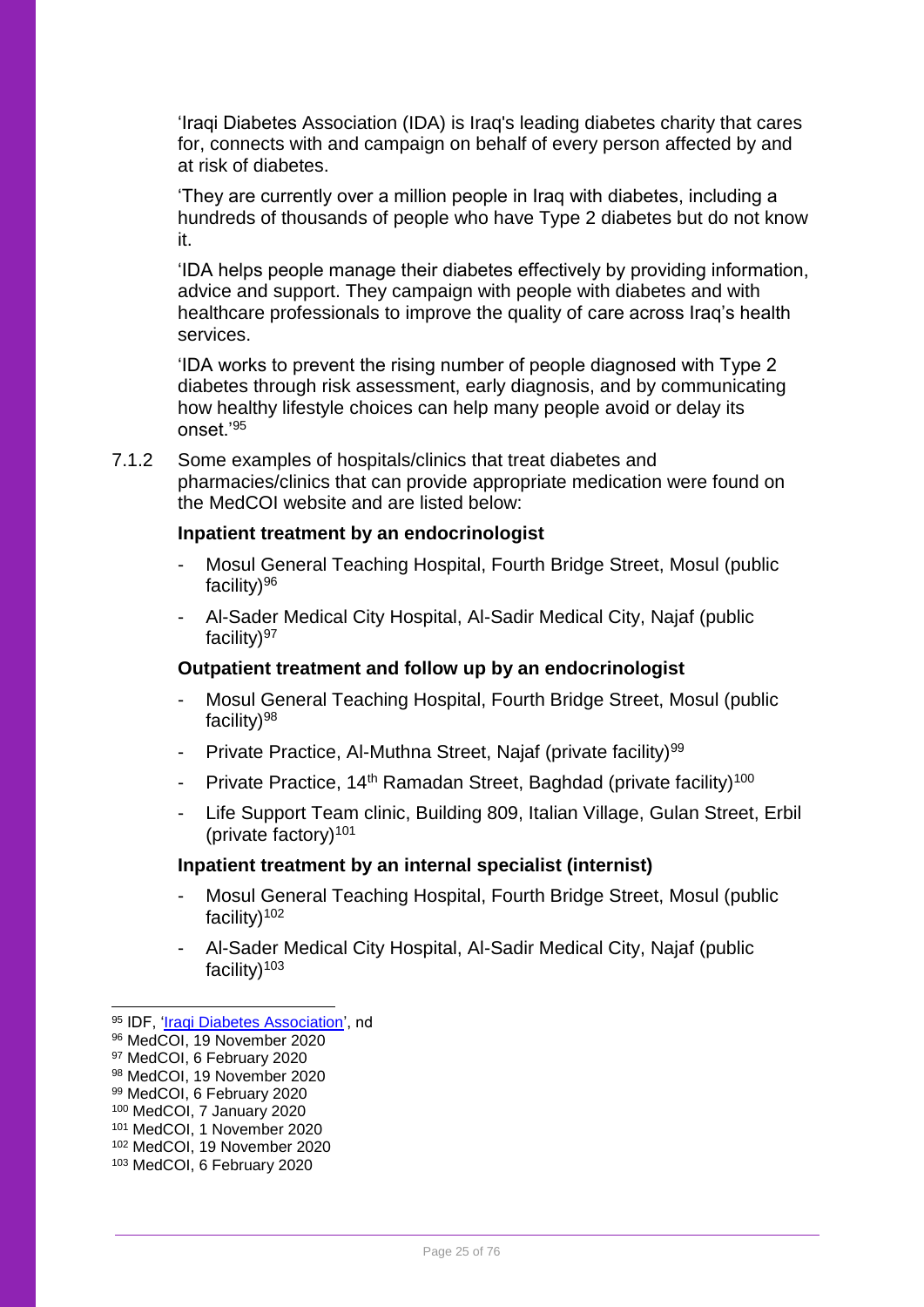'Iraqi Diabetes Association (IDA) is Iraq's leading diabetes charity that cares for, connects with and campaign on behalf of every person affected by and at risk of diabetes.

'They are currently over a million people in Iraq with diabetes, including a hundreds of thousands of people who have Type 2 diabetes but do not know it.

'IDA helps people manage their diabetes effectively by providing information, advice and support. They campaign with people with diabetes and with healthcare professionals to improve the quality of care across Iraq's health services.

'IDA works to prevent the rising number of people diagnosed with Type 2 diabetes through risk assessment, early diagnosis, and by communicating how healthy lifestyle choices can help many people avoid or delay its onset.'[95]

7.1.2 Some examples of hospitals/clinics that treat diabetes and pharmacies/clinics that can provide appropriate medication were found on the MedCOI website and are listed below:

**Inpatient treatment by an endocrinologist**

- Mosul General Teaching Hospital, Fourth Bridge Street, Mosul (public facility)[96]
- Al-Sader Medical City Hospital, Al-Sadir Medical City, Najaf (public facility)[97]

**Outpatient treatment and follow up by an endocrinologist**

- Mosul General Teaching Hospital, Fourth Bridge Street, Mosul (public facility)[98]
- Private Practice, Al-Muthna Street, Najaf (private facility)[99]
- Private Practice, 14th Ramadan Street, Baghdad (private facility)[100]
- Life Support Team clinic, Building 809, Italian Village, Gulan Street, Erbil (private factory)[101]

**Inpatient treatment by an internal specialist (internist)**

- Mosul General Teaching Hospital, Fourth Bridge Street, Mosul (public facility)[102]
- Al-Sader Medical City Hospital, Al-Sadir Medical City, Najaf (public facility)[103]

---

[95] IDF, 'Iraqi Diabetes Association', nd
[96] MedCOI, 19 November 2020
[97] MedCOI, 6 February 2020
[98] MedCOI, 19 November 2020
[99] MedCOI, 6 February 2020
[100] MedCOI, 7 January 2020
[101] MedCOI, 1 November 2020
[102] MedCOI, 19 November 2020
[103] MedCOI, 6 February 2020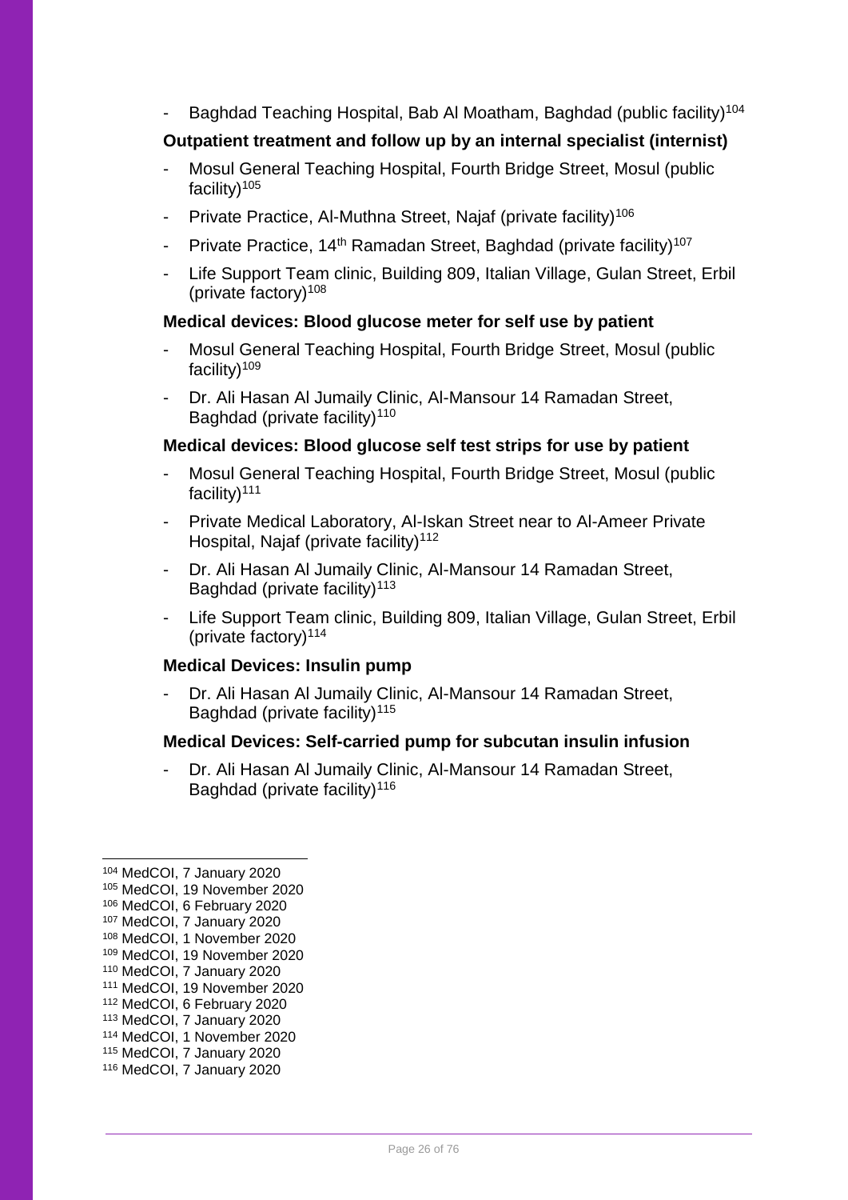- Baghdad Teaching Hospital, Bab Al Moatham, Baghdad (public facility)[104]

**Outpatient treatment and follow up by an internal specialist (internist)**

- Mosul General Teaching Hospital, Fourth Bridge Street, Mosul (public facility)[105]
- Private Practice, Al-Muthna Street, Najaf (private facility)[106]
- Private Practice, 14th Ramadan Street, Baghdad (private facility)[107]
- Life Support Team clinic, Building 809, Italian Village, Gulan Street, Erbil (private factory)[108]

**Medical devices: Blood glucose meter for self use by patient**

- Mosul General Teaching Hospital, Fourth Bridge Street, Mosul (public facility)[109]
- Dr. Ali Hasan Al Jumaily Clinic, Al-Mansour 14 Ramadan Street, Baghdad (private facility)[110]

**Medical devices: Blood glucose self test strips for use by patient**

- Mosul General Teaching Hospital, Fourth Bridge Street, Mosul (public facility)[111]
- Private Medical Laboratory, Al-Iskan Street near to Al-Ameer Private Hospital, Najaf (private facility)[112]
- Dr. Ali Hasan Al Jumaily Clinic, Al-Mansour 14 Ramadan Street, Baghdad (private facility)[113]
- Life Support Team clinic, Building 809, Italian Village, Gulan Street, Erbil (private factory)[114]

**Medical Devices: Insulin pump**

- Dr. Ali Hasan Al Jumaily Clinic, Al-Mansour 14 Ramadan Street, Baghdad (private facility)[115]

**Medical Devices: Self-carried pump for subcutan insulin infusion**

- Dr. Ali Hasan Al Jumaily Clinic, Al-Mansour 14 Ramadan Street, Baghdad (private facility)[116]

---

[104] MedCOI, 7 January 2020
[105] MedCOI, 19 November 2020
[106] MedCOI, 6 February 2020
[107] MedCOI, 7 January 2020
[108] MedCOI, 1 November 2020
[109] MedCOI, 19 November 2020
[110] MedCOI, 7 January 2020
[111] MedCOI, 19 November 2020
[112] MedCOI, 6 February 2020
[113] MedCOI, 7 January 2020
[114] MedCOI, 1 November 2020
[115] MedCOI, 7 January 2020
[116] MedCOI, 7 January 2020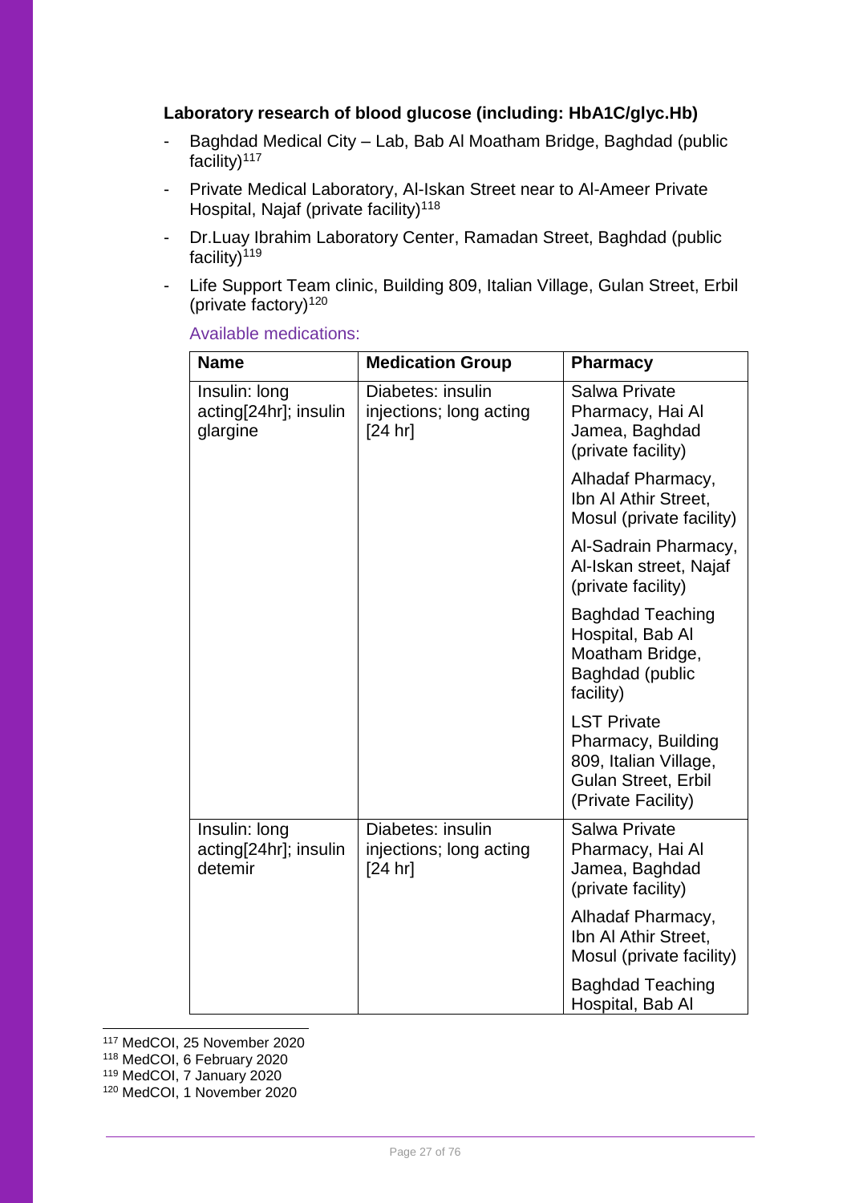**Laboratory research of blood glucose (including: HbA1C/glyc.Hb)**

- Baghdad Medical City – Lab, Bab Al Moatham Bridge, Baghdad (public facility)[117]
- Private Medical Laboratory, Al-Iskan Street near to Al-Ameer Private Hospital, Najaf (private facility)[118]
- Dr.Luay Ibrahim Laboratory Center, Ramadan Street, Baghdad (public facility)[119]
- Life Support Team clinic, Building 809, Italian Village, Gulan Street, Erbil (private factory)[120]

Available medications:

| Name | Medication Group | Pharmacy |
|---|---|---|
| Insulin: long acting[24hr]; insulin glargine | Diabetes: insulin injections; long acting [24 hr] | Salwa Private Pharmacy, Hai Al Jamea, Baghdad (private facility) |
| | | Alhadaf Pharmacy, Ibn Al Athir Street, Mosul (private facility) |
| | | Al-Sadrain Pharmacy, Al-Iskan street, Najaf (private facility) |
| | | Baghdad Teaching Hospital, Bab Al Moatham Bridge, Baghdad (public facility) |
| | | LST Private Pharmacy, Building 809, Italian Village, Gulan Street, Erbil (Private Facility) |
| Insulin: long acting[24hr]; insulin detemir | Diabetes: insulin injections; long acting [24 hr] | Salwa Private Pharmacy, Hai Al Jamea, Baghdad (private facility) |
| | | Alhadaf Pharmacy, Ibn Al Athir Street, Mosul (private facility) |
| | | Baghdad Teaching Hospital, Bab Al |

[117] MedCOI, 25 November 2020
[118] MedCOI, 6 February 2020
[119] MedCOI, 7 January 2020
[120] MedCOI, 1 November 2020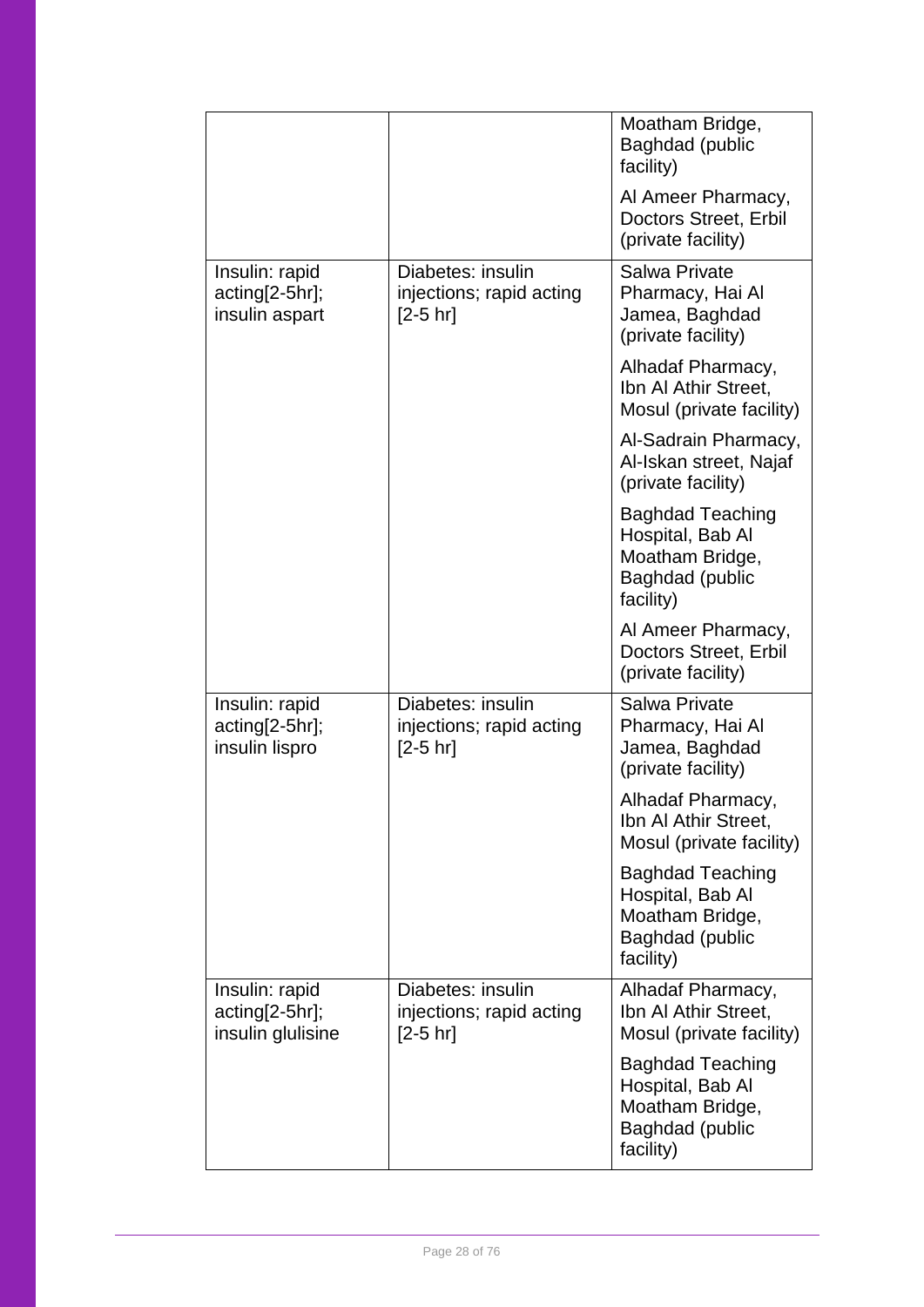| | | |
|---|---|---|
| | | Moatham Bridge, Baghdad (public facility) |
| | | Al Ameer Pharmacy, Doctors Street, Erbil (private facility) |
| Insulin: rapid acting[2-5hr]; insulin aspart | Diabetes: insulin injections; rapid acting [2-5 hr] | Salwa Private Pharmacy, Hai Al Jamea, Baghdad (private facility) |
| | | Alhadaf Pharmacy, Ibn Al Athir Street, Mosul (private facility) |
| | | Al-Sadrain Pharmacy, Al-Iskan street, Najaf (private facility) |
| | | Baghdad Teaching Hospital, Bab Al Moatham Bridge, Baghdad (public facility) |
| | | Al Ameer Pharmacy, Doctors Street, Erbil (private facility) |
| Insulin: rapid acting[2-5hr]; insulin lispro | Diabetes: insulin injections; rapid acting [2-5 hr] | Salwa Private Pharmacy, Hai Al Jamea, Baghdad (private facility) |
| | | Alhadaf Pharmacy, Ibn Al Athir Street, Mosul (private facility) |
| | | Baghdad Teaching Hospital, Bab Al Moatham Bridge, Baghdad (public facility) |
| Insulin: rapid acting[2-5hr]; insulin glulisine | Diabetes: insulin injections; rapid acting [2-5 hr] | Alhadaf Pharmacy, Ibn Al Athir Street, Mosul (private facility) |
| | | Baghdad Teaching Hospital, Bab Al Moatham Bridge, Baghdad (public facility) |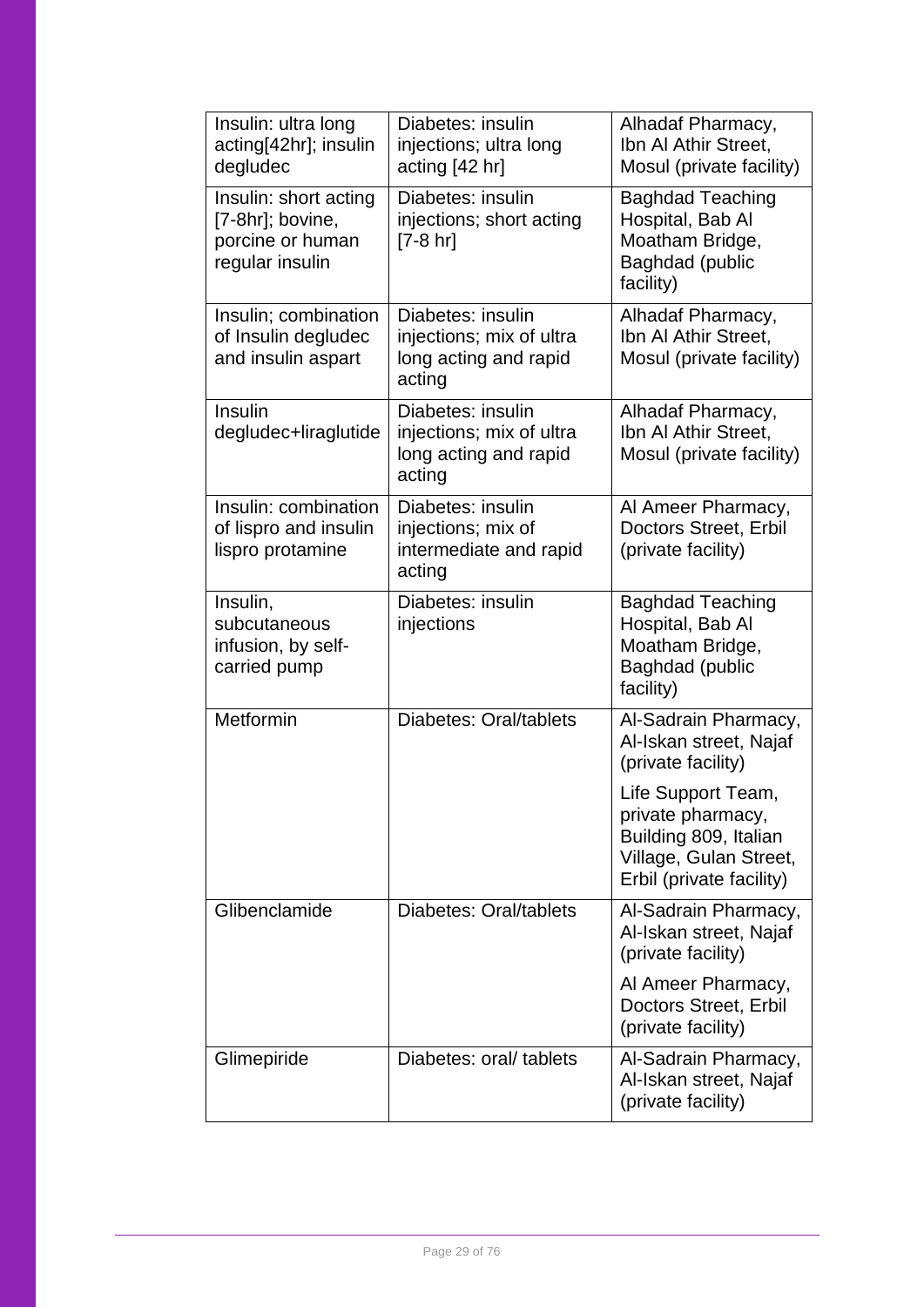| Insulin: ultra long acting[42hr]; insulin degludec | Diabetes: insulin injections; ultra long acting [42 hr] | Alhadaf Pharmacy, Ibn Al Athir Street, Mosul (private facility) |
|---|---|---|
| Insulin: short acting [7-8hr]; bovine, porcine or human regular insulin | Diabetes: insulin injections; short acting [7-8 hr] | Baghdad Teaching Hospital, Bab Al Moatham Bridge, Baghdad (public facility) |
| Insulin; combination of Insulin degludec and insulin aspart | Diabetes: insulin injections; mix of ultra long acting and rapid acting | Alhadaf Pharmacy, Ibn Al Athir Street, Mosul (private facility) |
| Insulin degludec+liraglutide | Diabetes: insulin injections; mix of ultra long acting and rapid acting | Alhadaf Pharmacy, Ibn Al Athir Street, Mosul (private facility) |
| Insulin: combination of lispro and insulin lispro protamine | Diabetes: insulin injections; mix of intermediate and rapid acting | Al Ameer Pharmacy, Doctors Street, Erbil (private facility) |
| Insulin, subcutaneous infusion, by self-carried pump | Diabetes: insulin injections | Baghdad Teaching Hospital, Bab Al Moatham Bridge, Baghdad (public facility) |
| Metformin | Diabetes: Oral/tablets | Al-Sadrain Pharmacy, Al-Iskan street, Najaf (private facility)<br><br>Life Support Team, private pharmacy, Building 809, Italian Village, Gulan Street, Erbil (private facility) |
| Glibenclamide | Diabetes: Oral/tablets | Al-Sadrain Pharmacy, Al-Iskan street, Najaf (private facility)<br><br>Al Ameer Pharmacy, Doctors Street, Erbil (private facility) |
| Glimepiride | Diabetes: oral/ tablets | Al-Sadrain Pharmacy, Al-Iskan street, Najaf (private facility) |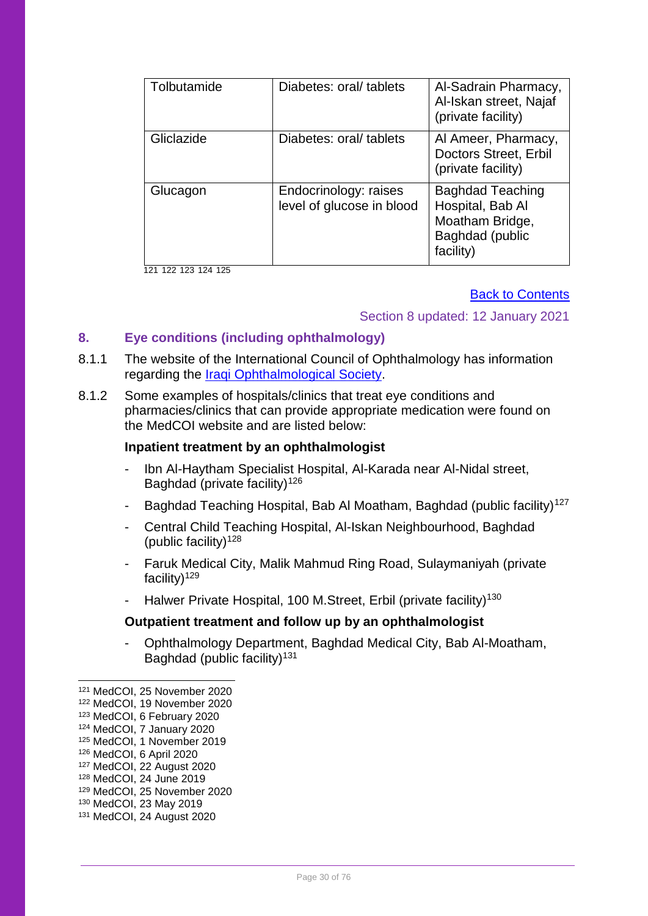| Tolbutamide | Diabetes: oral/ tablets | Al-Sadrain Pharmacy, Al-Iskan street, Najaf (private facility) |
|---|---|---|
| Gliclazide | Diabetes: oral/ tablets | Al Ameer, Pharmacy, Doctors Street, Erbil (private facility) |
| Glucagon | Endocrinology: raises level of glucose in blood | Baghdad Teaching Hospital, Bab Al Moatham Bridge, Baghdad (public facility) |

[121] [122] [123] [124] [125]

Back to Contents

Section 8 updated: 12 January 2021

## 8. Eye conditions (including ophthalmology)

8.1.1 The website of the International Council of Ophthalmology has information regarding the Iraqi Ophthalmological Society.

8.1.2 Some examples of hospitals/clinics that treat eye conditions and pharmacies/clinics that can provide appropriate medication were found on the MedCOI website and are listed below:

**Inpatient treatment by an ophthalmologist**

- Ibn Al-Haytham Specialist Hospital, Al-Karada near Al-Nidal street, Baghdad (private facility)[126]
- Baghdad Teaching Hospital, Bab Al Moatham, Baghdad (public facility)[127]
- Central Child Teaching Hospital, Al-Iskan Neighbourhood, Baghdad (public facility)[128]
- Faruk Medical City, Malik Mahmud Ring Road, Sulaymaniyah (private facility)[129]
- Halwer Private Hospital, 100 M.Street, Erbil (private facility)[130]

**Outpatient treatment and follow up by an ophthalmologist**

- Ophthalmology Department, Baghdad Medical City, Bab Al-Moatham, Baghdad (public facility)[131]

[121] MedCOI, 25 November 2020
[122] MedCOI, 19 November 2020
[123] MedCOI, 6 February 2020
[124] MedCOI, 7 January 2020
[125] MedCOI, 1 November 2019
[126] MedCOI, 6 April 2020
[127] MedCOI, 22 August 2020
[128] MedCOI, 24 June 2019
[129] MedCOI, 25 November 2020
[130] MedCOI, 23 May 2019
[131] MedCOI, 24 August 2020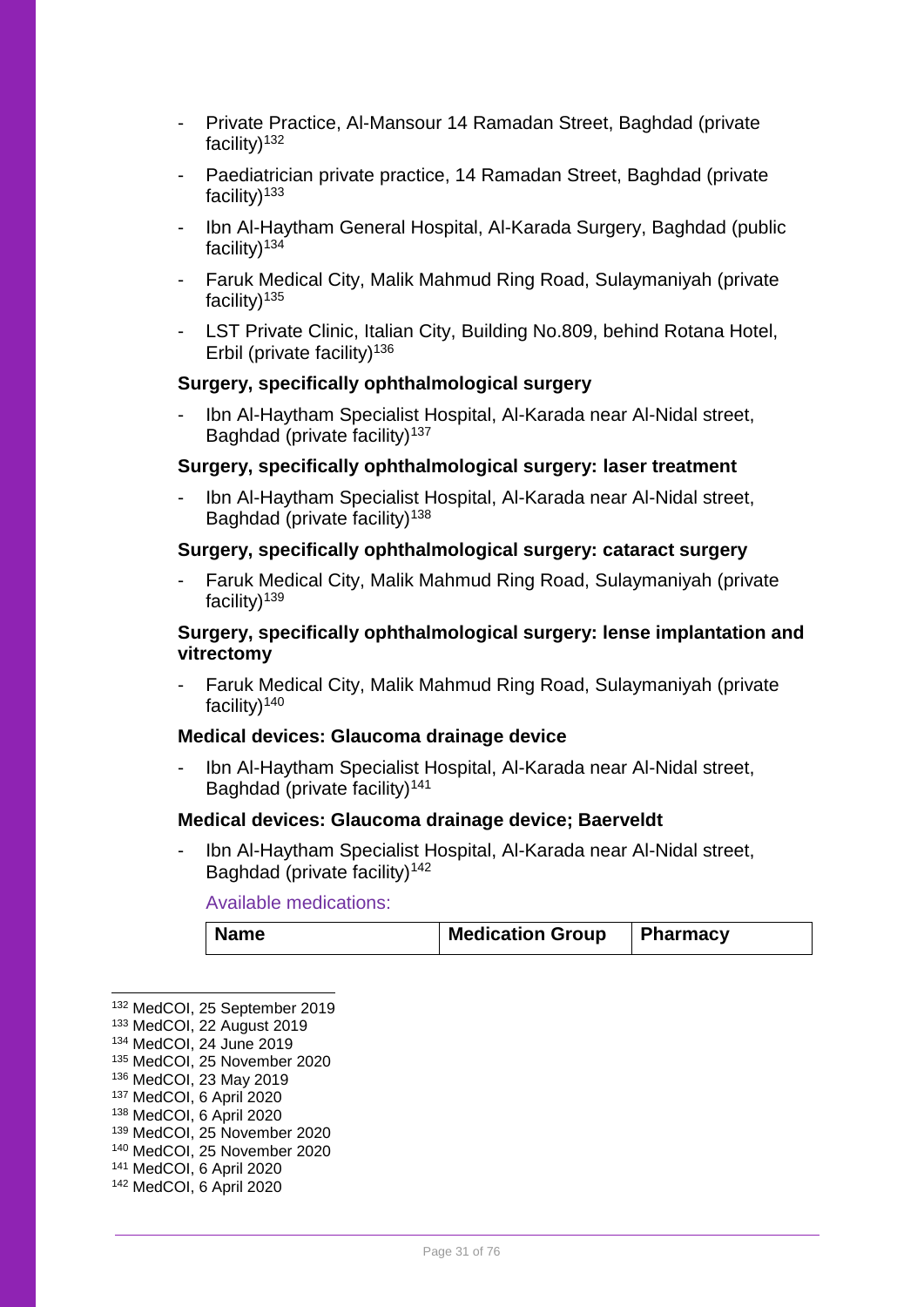- Private Practice, Al-Mansour 14 Ramadan Street, Baghdad (private facility)[132]
- Paediatrician private practice, 14 Ramadan Street, Baghdad (private facility)[133]
- Ibn Al-Haytham General Hospital, Al-Karada Surgery, Baghdad (public facility)[134]
- Faruk Medical City, Malik Mahmud Ring Road, Sulaymaniyah (private facility)[135]
- LST Private Clinic, Italian City, Building No.809, behind Rotana Hotel, Erbil (private facility)[136]

**Surgery, specifically ophthalmological surgery**

- Ibn Al-Haytham Specialist Hospital, Al-Karada near Al-Nidal street, Baghdad (private facility)[137]

**Surgery, specifically ophthalmological surgery: laser treatment**

- Ibn Al-Haytham Specialist Hospital, Al-Karada near Al-Nidal street, Baghdad (private facility)[138]

**Surgery, specifically ophthalmological surgery: cataract surgery**

- Faruk Medical City, Malik Mahmud Ring Road, Sulaymaniyah (private facility)[139]

**Surgery, specifically ophthalmological surgery: lense implantation and vitrectomy**

- Faruk Medical City, Malik Mahmud Ring Road, Sulaymaniyah (private facility)[140]

**Medical devices: Glaucoma drainage device**

- Ibn Al-Haytham Specialist Hospital, Al-Karada near Al-Nidal street, Baghdad (private facility)[141]

**Medical devices: Glaucoma drainage device; Baerveldt**

- Ibn Al-Haytham Specialist Hospital, Al-Karada near Al-Nidal street, Baghdad (private facility)[142]

Available medications:

| Name | Medication Group | Pharmacy |
| --- | --- | --- |

[132] MedCOI, 25 September 2019
[133] MedCOI, 22 August 2019
[134] MedCOI, 24 June 2019
[135] MedCOI, 25 November 2020
[136] MedCOI, 23 May 2019
[137] MedCOI, 6 April 2020
[138] MedCOI, 6 April 2020
[139] MedCOI, 25 November 2020
[140] MedCOI, 25 November 2020
[141] MedCOI, 6 April 2020
[142] MedCOI, 6 April 2020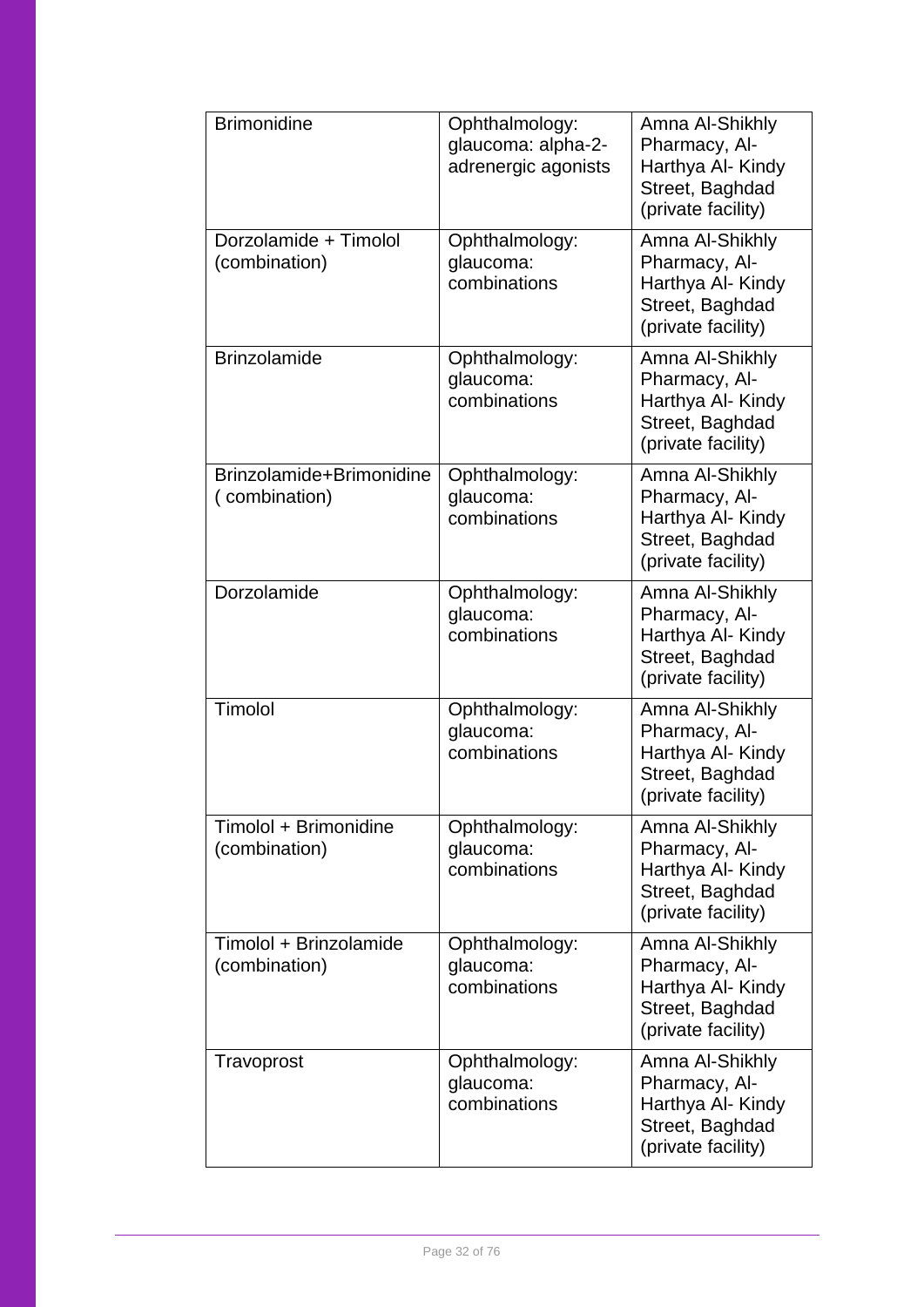| Brimonidine | Ophthalmology: glaucoma: alpha-2-adrenergic agonists | Amna Al-Shikhly Pharmacy, Al-Harthya Al- Kindy Street, Baghdad (private facility) |
|---|---|---|
| Dorzolamide + Timolol (combination) | Ophthalmology: glaucoma: combinations | Amna Al-Shikhly Pharmacy, Al-Harthya Al- Kindy Street, Baghdad (private facility) |
| Brinzolamide | Ophthalmology: glaucoma: combinations | Amna Al-Shikhly Pharmacy, Al-Harthya Al- Kindy Street, Baghdad (private facility) |
| Brinzolamide+Brimonidine ( combination) | Ophthalmology: glaucoma: combinations | Amna Al-Shikhly Pharmacy, Al-Harthya Al- Kindy Street, Baghdad (private facility) |
| Dorzolamide | Ophthalmology: glaucoma: combinations | Amna Al-Shikhly Pharmacy, Al-Harthya Al- Kindy Street, Baghdad (private facility) |
| Timolol | Ophthalmology: glaucoma: combinations | Amna Al-Shikhly Pharmacy, Al-Harthya Al- Kindy Street, Baghdad (private facility) |
| Timolol + Brimonidine (combination) | Ophthalmology: glaucoma: combinations | Amna Al-Shikhly Pharmacy, Al-Harthya Al- Kindy Street, Baghdad (private facility) |
| Timolol + Brinzolamide (combination) | Ophthalmology: glaucoma: combinations | Amna Al-Shikhly Pharmacy, Al-Harthya Al- Kindy Street, Baghdad (private facility) |
| Travoprost | Ophthalmology: glaucoma: combinations | Amna Al-Shikhly Pharmacy, Al-Harthya Al- Kindy Street, Baghdad (private facility) |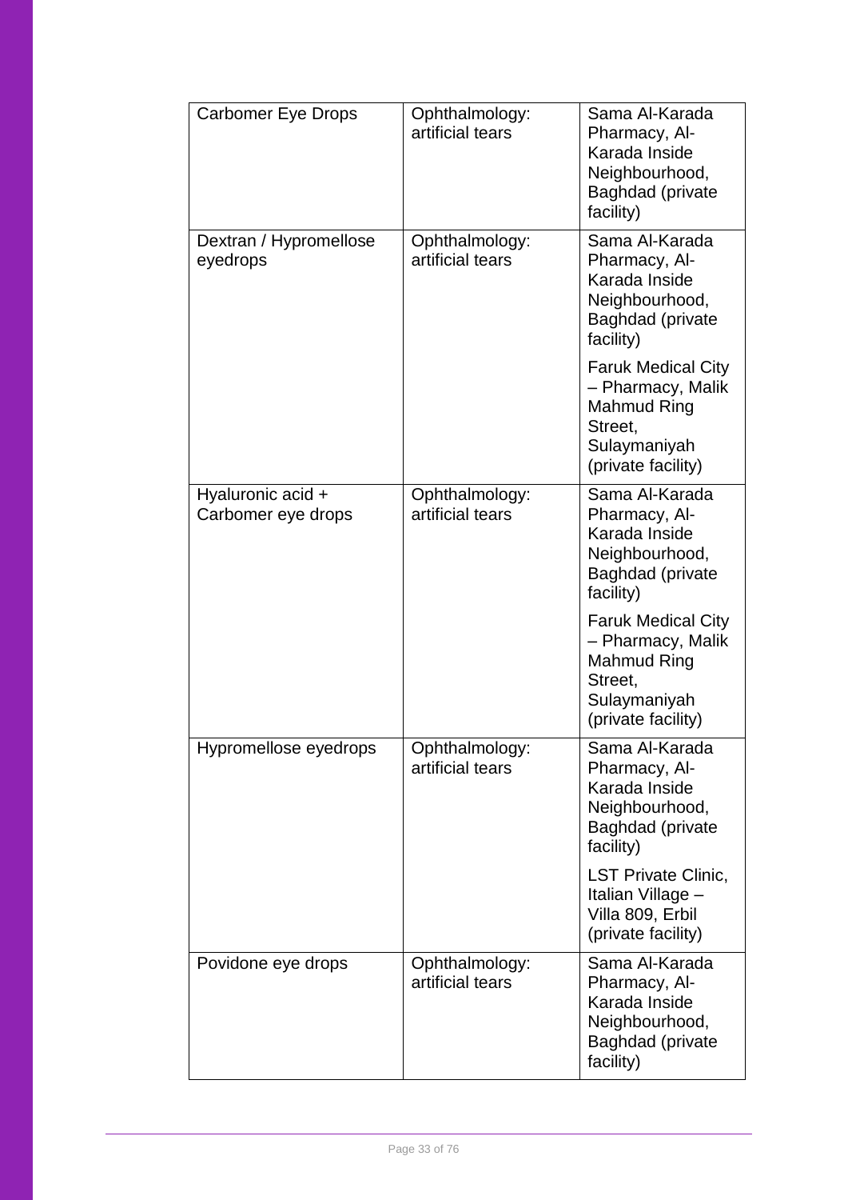| | | |
|---|---|---|
| Carbomer Eye Drops | Ophthalmology: artificial tears | Sama Al-Karada Pharmacy, Al-Karada Inside Neighbourhood, Baghdad (private facility) |
| Dextran / Hypromellose eyedrops | Ophthalmology: artificial tears | Sama Al-Karada Pharmacy, Al-Karada Inside Neighbourhood, Baghdad (private facility)<br><br>Faruk Medical City – Pharmacy, Malik Mahmud Ring Street, Sulaymaniyah (private facility) |
| Hyaluronic acid + Carbomer eye drops | Ophthalmology: artificial tears | Sama Al-Karada Pharmacy, Al-Karada Inside Neighbourhood, Baghdad (private facility)<br><br>Faruk Medical City – Pharmacy, Malik Mahmud Ring Street, Sulaymaniyah (private facility) |
| Hypromellose eyedrops | Ophthalmology: artificial tears | Sama Al-Karada Pharmacy, Al-Karada Inside Neighbourhood, Baghdad (private facility)<br><br>LST Private Clinic, Italian Village – Villa 809, Erbil (private facility) |
| Povidone eye drops | Ophthalmology: artificial tears | Sama Al-Karada Pharmacy, Al-Karada Inside Neighbourhood, Baghdad (private facility) |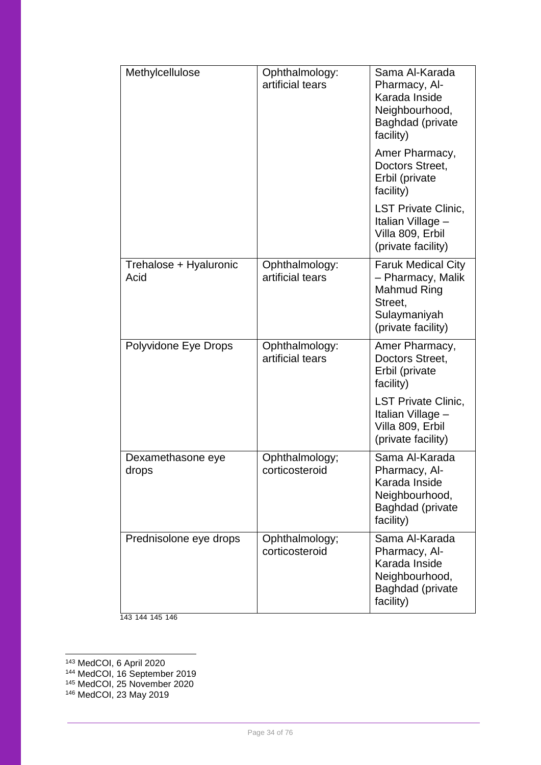| | | |
|---|---|---|
| Methylcellulose | Ophthalmology: artificial tears | Sama Al-Karada Pharmacy, Al-Karada Inside Neighbourhood, Baghdad (private facility)<br><br>Amer Pharmacy, Doctors Street, Erbil (private facility)<br><br>LST Private Clinic, Italian Village – Villa 809, Erbil (private facility) |
| Trehalose + Hyaluronic Acid | Ophthalmology: artificial tears | Faruk Medical City – Pharmacy, Malik Mahmud Ring Street, Sulaymaniyah (private facility) |
| Polyvidone Eye Drops | Ophthalmology: artificial tears | Amer Pharmacy, Doctors Street, Erbil (private facility)<br><br>LST Private Clinic, Italian Village – Villa 809, Erbil (private facility) |
| Dexamethasone eye drops | Ophthalmology; corticosteroid | Sama Al-Karada Pharmacy, Al-Karada Inside Neighbourhood, Baghdad (private facility) |
| Prednisolone eye drops | Ophthalmology; corticosteroid | Sama Al-Karada Pharmacy, Al-Karada Inside Neighbourhood, Baghdad (private facility) |

[143] [144] [145] [146]

[143] MedCOI, 6 April 2020
[144] MedCOI, 16 September 2019
[145] MedCOI, 25 November 2020
[146] MedCOI, 23 May 2019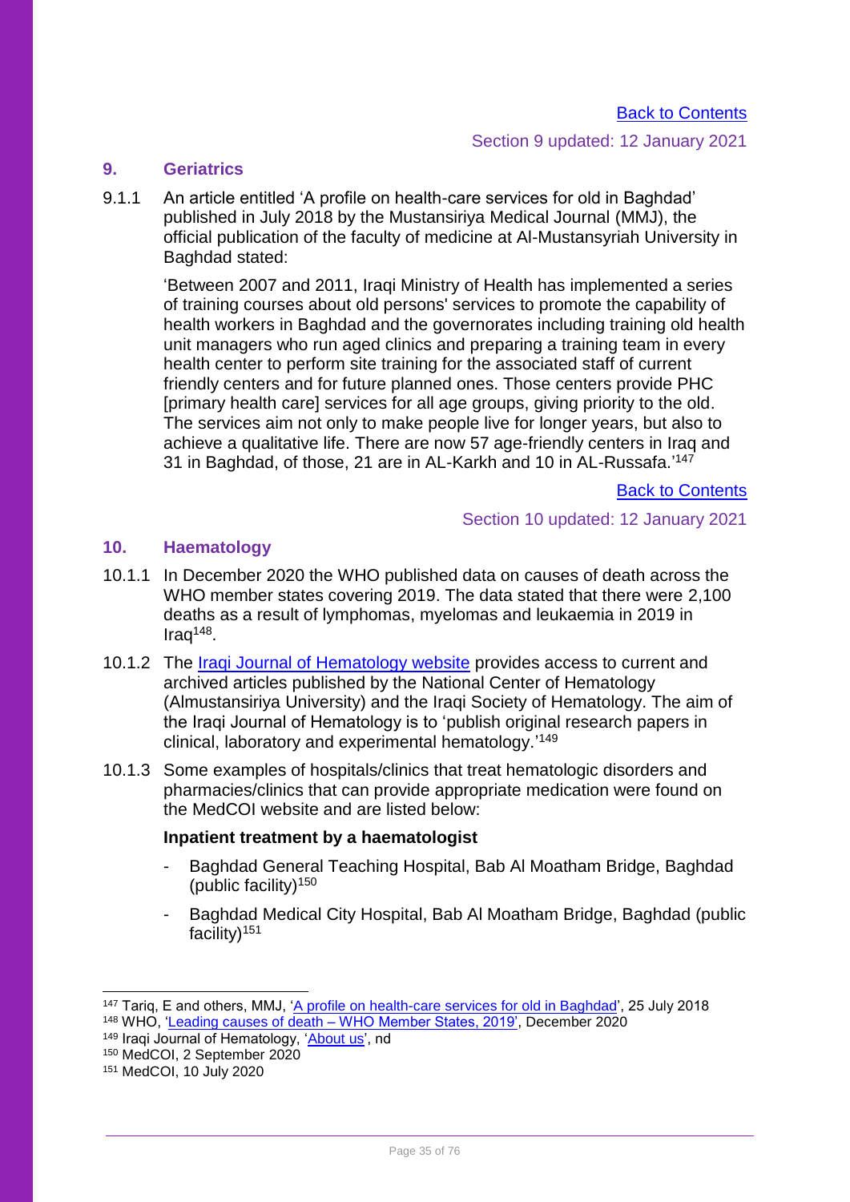Back to Contents

Section 9 updated: 12 January 2021

## 9. Geriatrics

9.1.1 An article entitled 'A profile on health-care services for old in Baghdad' published in July 2018 by the Mustansiriya Medical Journal (MMJ), the official publication of the faculty of medicine at Al-Mustansyriah University in Baghdad stated:

> 'Between 2007 and 2011, Iraqi Ministry of Health has implemented a series of training courses about old persons' services to promote the capability of health workers in Baghdad and the governorates including training old health unit managers who run aged clinics and preparing a training team in every health center to perform site training for the associated staff of current friendly centers and for future planned ones. Those centers provide PHC [primary health care] services for all age groups, giving priority to the old. The services aim not only to make people live for longer years, but also to achieve a qualitative life. There are now 57 age-friendly centers in Iraq and 31 in Baghdad, of those, 21 are in AL-Karkh and 10 in AL-Russafa.'[147]

Back to Contents

Section 10 updated: 12 January 2021

## 10. Haematology

10.1.1 In December 2020 the WHO published data on causes of death across the WHO member states covering 2019. The data stated that there were 2,100 deaths as a result of lymphomas, myelomas and leukaemia in 2019 in Iraq[148].

10.1.2 The Iraqi Journal of Hematology website provides access to current and archived articles published by the National Center of Hematology (Almustansiriya University) and the Iraqi Society of Hematology. The aim of the Iraqi Journal of Hematology is to 'publish original research papers in clinical, laboratory and experimental hematology.'[149]

10.1.3 Some examples of hospitals/clinics that treat hematologic disorders and pharmacies/clinics that can provide appropriate medication were found on the MedCOI website and are listed below:

**Inpatient treatment by a haematologist**

- Baghdad General Teaching Hospital, Bab Al Moatham Bridge, Baghdad (public facility)[150]
- Baghdad Medical City Hospital, Bab Al Moatham Bridge, Baghdad (public facility)[151]

---

[147] Tariq, E and others, MMJ, 'A profile on health-care services for old in Baghdad', 25 July 2018
[148] WHO, 'Leading causes of death – WHO Member States, 2019', December 2020
[149] Iraqi Journal of Hematology, 'About us', nd
[150] MedCOI, 2 September 2020
[151] MedCOI, 10 July 2020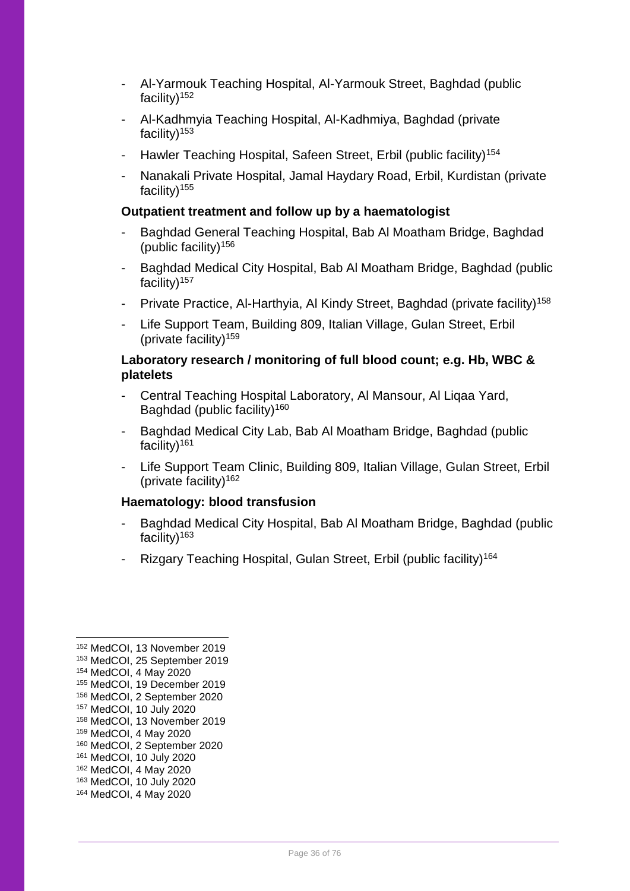- Al-Yarmouk Teaching Hospital, Al-Yarmouk Street, Baghdad (public facility)[152]
- Al-Kadhmyia Teaching Hospital, Al-Kadhmiya, Baghdad (private facility)[153]
- Hawler Teaching Hospital, Safeen Street, Erbil (public facility)[154]
- Nanakali Private Hospital, Jamal Haydary Road, Erbil, Kurdistan (private facility)[155]

**Outpatient treatment and follow up by a haematologist**

- Baghdad General Teaching Hospital, Bab Al Moatham Bridge, Baghdad (public facility)[156]
- Baghdad Medical City Hospital, Bab Al Moatham Bridge, Baghdad (public facility)[157]
- Private Practice, Al-Harthyia, Al Kindy Street, Baghdad (private facility)[158]
- Life Support Team, Building 809, Italian Village, Gulan Street, Erbil (private facility)[159]

**Laboratory research / monitoring of full blood count; e.g. Hb, WBC & platelets**

- Central Teaching Hospital Laboratory, Al Mansour, Al Liqaa Yard, Baghdad (public facility)[160]
- Baghdad Medical City Lab, Bab Al Moatham Bridge, Baghdad (public facility)[161]
- Life Support Team Clinic, Building 809, Italian Village, Gulan Street, Erbil (private facility)[162]

**Haematology: blood transfusion**

- Baghdad Medical City Hospital, Bab Al Moatham Bridge, Baghdad (public facility)[163]
- Rizgary Teaching Hospital, Gulan Street, Erbil (public facility)[164]

---

[152] MedCOI, 13 November 2019
[153] MedCOI, 25 September 2019
[154] MedCOI, 4 May 2020
[155] MedCOI, 19 December 2019
[156] MedCOI, 2 September 2020
[157] MedCOI, 10 July 2020
[158] MedCOI, 13 November 2019
[159] MedCOI, 4 May 2020
[160] MedCOI, 2 September 2020
[161] MedCOI, 10 July 2020
[162] MedCOI, 4 May 2020
[163] MedCOI, 10 July 2020
[164] MedCOI, 4 May 2020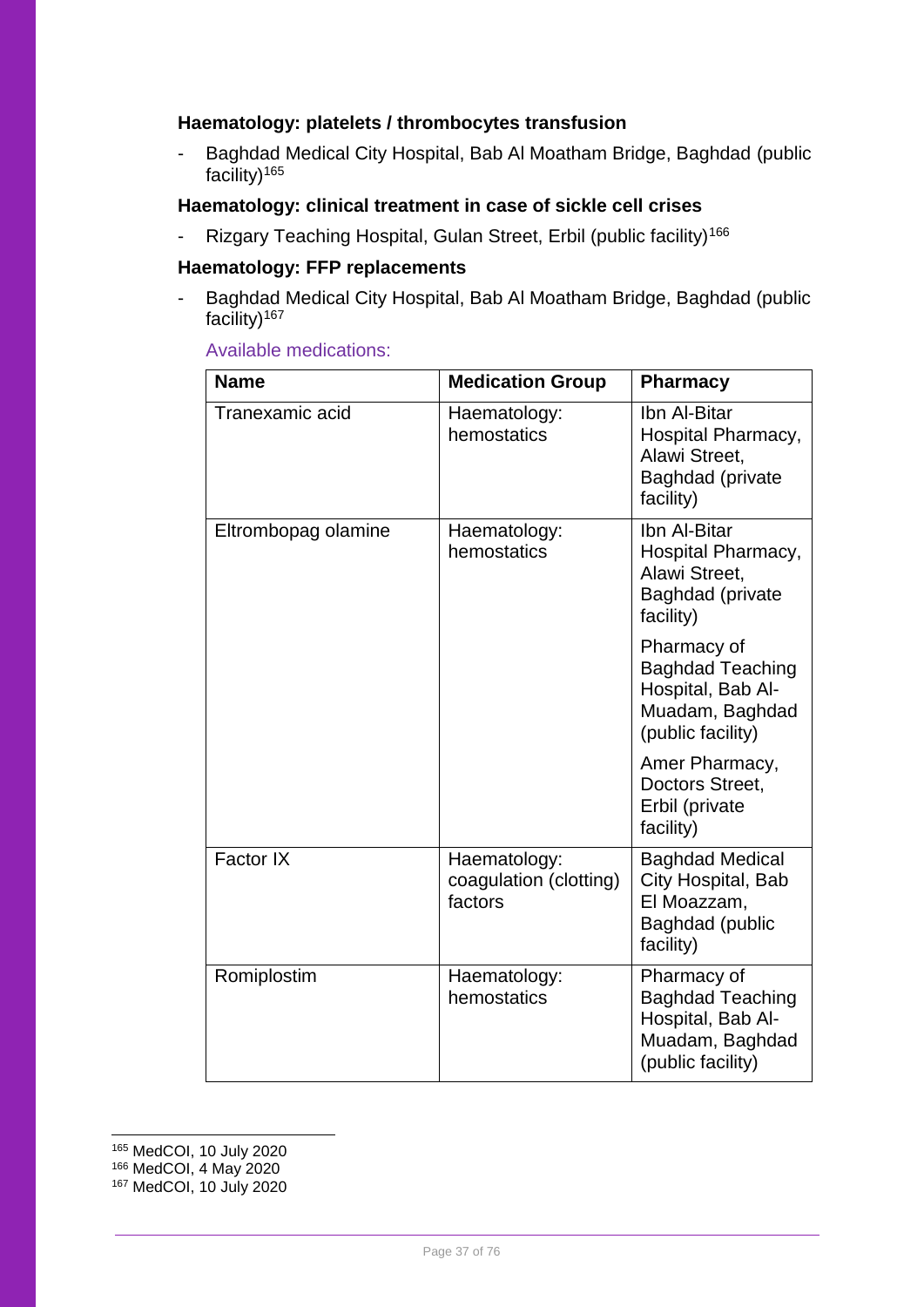**Haematology: platelets / thrombocytes transfusion**

- Baghdad Medical City Hospital, Bab Al Moatham Bridge, Baghdad (public facility)[165]

**Haematology: clinical treatment in case of sickle cell crises**

- Rizgary Teaching Hospital, Gulan Street, Erbil (public facility)[166]

**Haematology: FFP replacements**

- Baghdad Medical City Hospital, Bab Al Moatham Bridge, Baghdad (public facility)[167]

Available medications:

| Name | Medication Group | Pharmacy |
|---|---|---|
| Tranexamic acid | Haematology: hemostatics | Ibn Al-Bitar Hospital Pharmacy, Alawi Street, Baghdad (private facility) |
| Eltrombopag olamine | Haematology: hemostatics | Ibn Al-Bitar Hospital Pharmacy, Alawi Street, Baghdad (private facility)<br><br>Pharmacy of Baghdad Teaching Hospital, Bab Al-Muadam, Baghdad (public facility)<br><br>Amer Pharmacy, Doctors Street, Erbil (private facility) |
| Factor IX | Haematology: coagulation (clotting) factors | Baghdad Medical City Hospital, Bab El Moazzam, Baghdad (public facility) |
| Romiplostim | Haematology: hemostatics | Pharmacy of Baghdad Teaching Hospital, Bab Al-Muadam, Baghdad (public facility) |

[165] MedCOI, 10 July 2020
[166] MedCOI, 4 May 2020
[167] MedCOI, 10 July 2020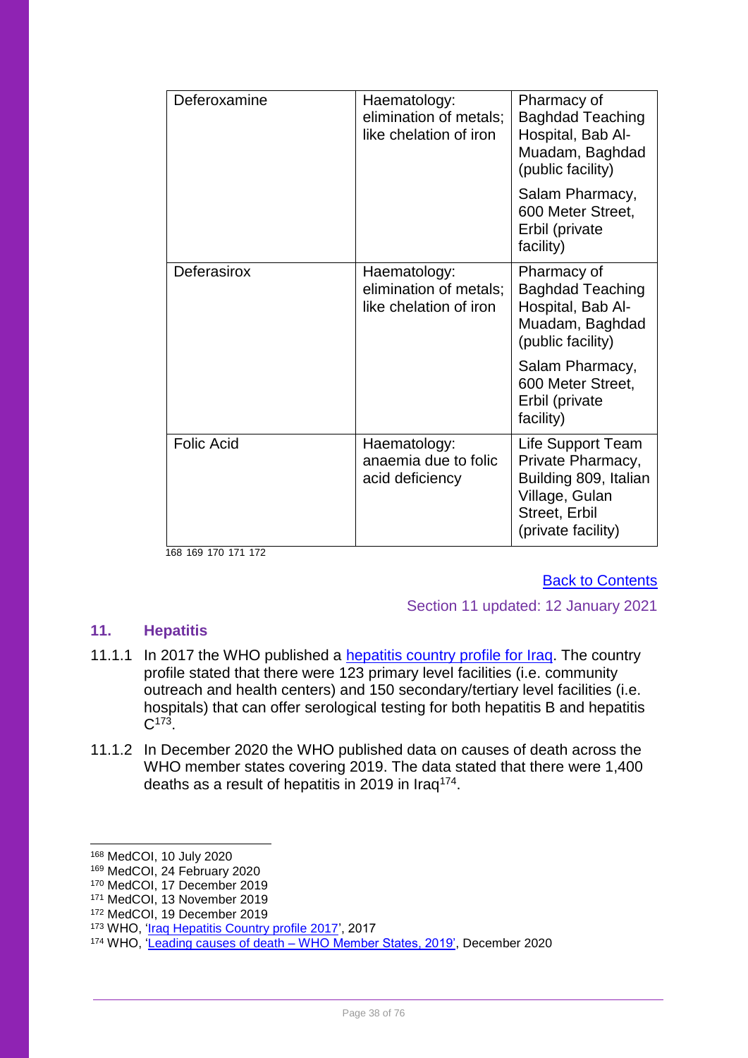| Deferoxamine | Haematology: elimination of metals; like chelation of iron | Pharmacy of Baghdad Teaching Hospital, Bab Al-Muadam, Baghdad (public facility)<br><br>Salam Pharmacy, 600 Meter Street, Erbil (private facility) |
|---|---|---|
| Deferasirox | Haematology: elimination of metals; like chelation of iron | Pharmacy of Baghdad Teaching Hospital, Bab Al-Muadam, Baghdad (public facility)<br><br>Salam Pharmacy, 600 Meter Street, Erbil (private facility) |
| Folic Acid | Haematology: anaemia due to folic acid deficiency | Life Support Team Private Pharmacy, Building 809, Italian Village, Gulan Street, Erbil (private facility) |

[168] [169] [170] [171] [172]

Back to Contents

Section 11 updated: 12 January 2021

## 11. Hepatitis

11.1.1 In 2017 the WHO published a hepatitis country profile for Iraq. The country profile stated that there were 123 primary level facilities (i.e. community outreach and health centers) and 150 secondary/tertiary level facilities (i.e. hospitals) that can offer serological testing for both hepatitis B and hepatitis C[173].

11.1.2 In December 2020 the WHO published data on causes of death across the WHO member states covering 2019. The data stated that there were 1,400 deaths as a result of hepatitis in 2019 in Iraq[174].

---

[168] MedCOI, 10 July 2020

[169] MedCOI, 24 February 2020

[170] MedCOI, 17 December 2019

[171] MedCOI, 13 November 2019

[172] MedCOI, 19 December 2019

[173] WHO, 'Iraq Hepatitis Country profile 2017', 2017

[174] WHO, 'Leading causes of death – WHO Member States, 2019', December 2020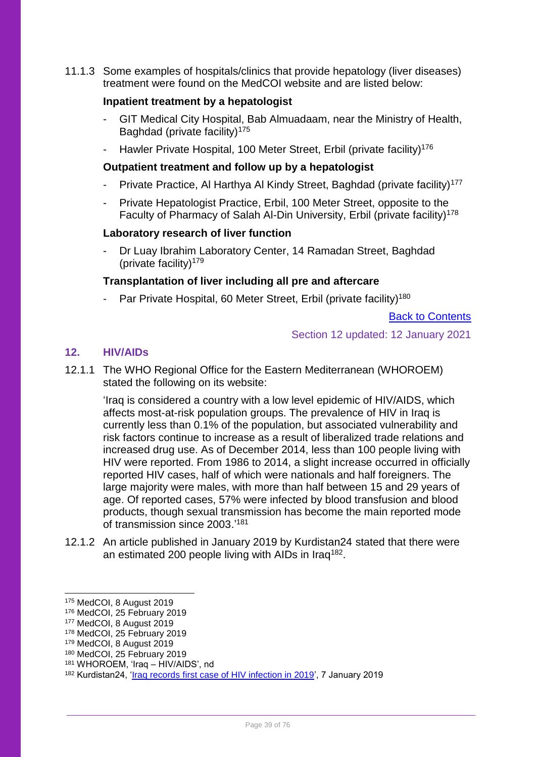11.1.3 Some examples of hospitals/clinics that provide hepatology (liver diseases) treatment were found on the MedCOI website and are listed below:

**Inpatient treatment by a hepatologist**

- GIT Medical City Hospital, Bab Almuadaam, near the Ministry of Health, Baghdad (private facility)[175]
- Hawler Private Hospital, 100 Meter Street, Erbil (private facility)[176]

**Outpatient treatment and follow up by a hepatologist**

- Private Practice, Al Harthya Al Kindy Street, Baghdad (private facility)[177]
- Private Hepatologist Practice, Erbil, 100 Meter Street, opposite to the Faculty of Pharmacy of Salah Al-Din University, Erbil (private facility)[178]

**Laboratory research of liver function**

- Dr Luay Ibrahim Laboratory Center, 14 Ramadan Street, Baghdad (private facility)[179]

**Transplantation of liver including all pre and aftercare**

- Par Private Hospital, 60 Meter Street, Erbil (private facility)[180]

Back to Contents

Section 12 updated: 12 January 2021

## 12. HIV/AIDs

12.1.1 The WHO Regional Office for the Eastern Mediterranean (WHOROEM) stated the following on its website:

> 'Iraq is considered a country with a low level epidemic of HIV/AIDS, which affects most-at-risk population groups. The prevalence of HIV in Iraq is currently less than 0.1% of the population, but associated vulnerability and risk factors continue to increase as a result of liberalized trade relations and increased drug use. As of December 2014, less than 100 people living with HIV were reported. From 1986 to 2014, a slight increase occurred in officially reported HIV cases, half of which were nationals and half foreigners. The large majority were males, with more than half between 15 and 29 years of age. Of reported cases, 57% were infected by blood transfusion and blood products, though sexual transmission has become the main reported mode of transmission since 2003.'[181]

12.1.2 An article published in January 2019 by Kurdistan24 stated that there were an estimated 200 people living with AIDs in Iraq[182].

---

[175] MedCOI, 8 August 2019
[176] MedCOI, 25 February 2019
[177] MedCOI, 8 August 2019
[178] MedCOI, 25 February 2019
[179] MedCOI, 8 August 2019
[180] MedCOI, 25 February 2019
[181] WHOROEM, 'Iraq – HIV/AIDS', nd
[182] Kurdistan24, 'Iraq records first case of HIV infection in 2019', 7 January 2019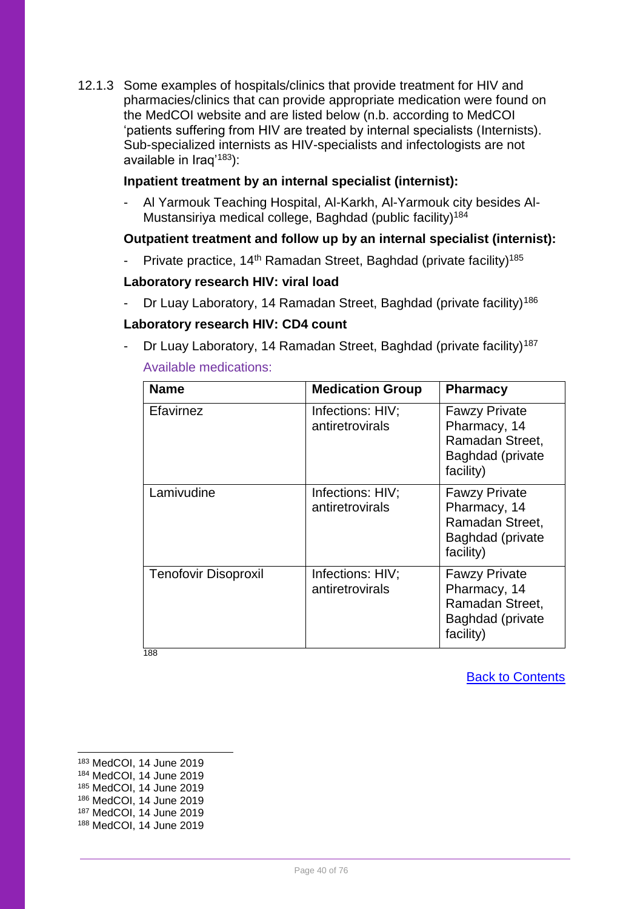12.1.3 Some examples of hospitals/clinics that provide treatment for HIV and pharmacies/clinics that can provide appropriate medication were found on the MedCOI website and are listed below (n.b. according to MedCOI 'patients suffering from HIV are treated by internal specialists (Internists). Sub-specialized internists as HIV-specialists and infectologists are not available in Iraq'[183]):

**Inpatient treatment by an internal specialist (internist):**

- Al Yarmouk Teaching Hospital, Al-Karkh, Al-Yarmouk city besides Al-Mustansiriya medical college, Baghdad (public facility)[184]

**Outpatient treatment and follow up by an internal specialist (internist):**

- Private practice, 14th Ramadan Street, Baghdad (private facility)[185]

**Laboratory research HIV: viral load**

- Dr Luay Laboratory, 14 Ramadan Street, Baghdad (private facility)[186]

**Laboratory research HIV: CD4 count**

- Dr Luay Laboratory, 14 Ramadan Street, Baghdad (private facility)[187]

Available medications:

| Name | Medication Group | Pharmacy |
|---|---|---|
| Efavirnez | Infections: HIV; antiretrovirals | Fawzy Private Pharmacy, 14 Ramadan Street, Baghdad (private facility) |
| Lamivudine | Infections: HIV; antiretrovirals | Fawzy Private Pharmacy, 14 Ramadan Street, Baghdad (private facility) |
| Tenofovir Disoproxil | Infections: HIV; antiretrovirals | Fawzy Private Pharmacy, 14 Ramadan Street, Baghdad (private facility) |

[188]

Back to Contents

[183] MedCOI, 14 June 2019
[184] MedCOI, 14 June 2019
[185] MedCOI, 14 June 2019
[186] MedCOI, 14 June 2019
[187] MedCOI, 14 June 2019
[188] MedCOI, 14 June 2019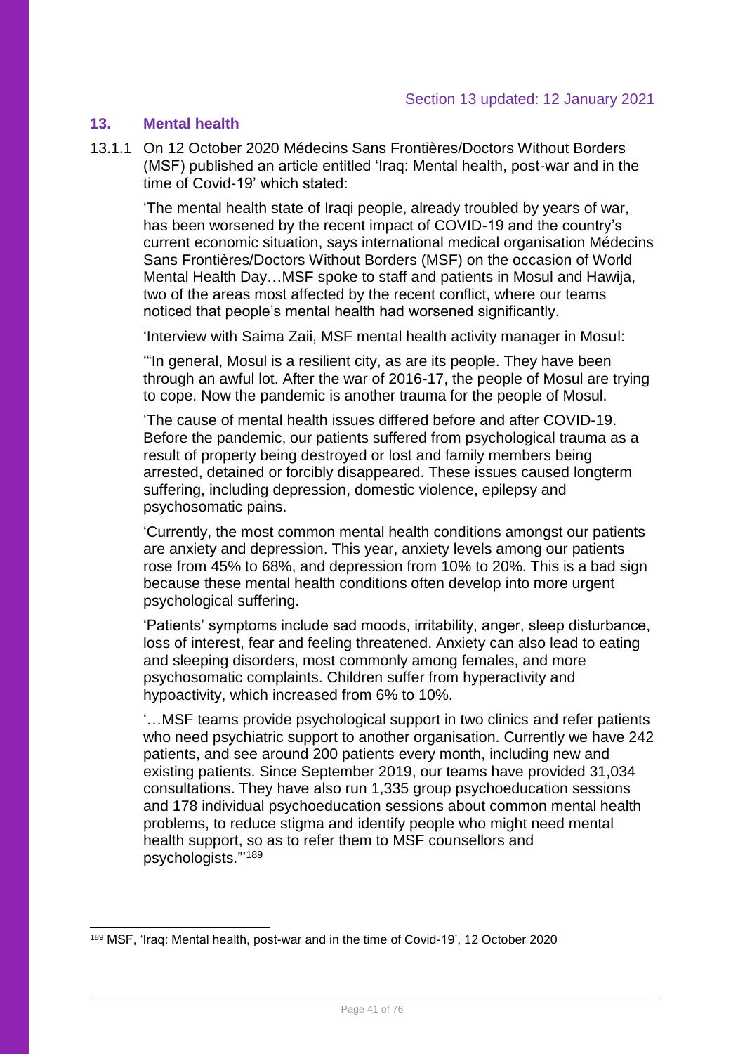Section 13 updated: 12 January 2021

## 13. Mental health

13.1.1 On 12 October 2020 Médecins Sans Frontières/Doctors Without Borders (MSF) published an article entitled 'Iraq: Mental health, post-war and in the time of Covid-19' which stated:

> 'The mental health state of Iraqi people, already troubled by years of war, has been worsened by the recent impact of COVID-19 and the country's current economic situation, says international medical organisation Médecins Sans Frontières/Doctors Without Borders (MSF) on the occasion of World Mental Health Day…MSF spoke to staff and patients in Mosul and Hawija, two of the areas most affected by the recent conflict, where our teams noticed that people's mental health had worsened significantly.
>
> 'Interview with Saima Zaii, MSF mental health activity manager in Mosul:
>
> '"In general, Mosul is a resilient city, as are its people. They have been through an awful lot. After the war of 2016-17, the people of Mosul are trying to cope. Now the pandemic is another trauma for the people of Mosul.
>
> 'The cause of mental health issues differed before and after COVID-19. Before the pandemic, our patients suffered from psychological trauma as a result of property being destroyed or lost and family members being arrested, detained or forcibly disappeared. These issues caused longterm suffering, including depression, domestic violence, epilepsy and psychosomatic pains.
>
> 'Currently, the most common mental health conditions amongst our patients are anxiety and depression. This year, anxiety levels among our patients rose from 45% to 68%, and depression from 10% to 20%. This is a bad sign because these mental health conditions often develop into more urgent psychological suffering.
>
> 'Patients' symptoms include sad moods, irritability, anger, sleep disturbance, loss of interest, fear and feeling threatened. Anxiety can also lead to eating and sleeping disorders, most commonly among females, and more psychosomatic complaints. Children suffer from hyperactivity and hypoactivity, which increased from 6% to 10%.
>
> '…MSF teams provide psychological support in two clinics and refer patients who need psychiatric support to another organisation. Currently we have 242 patients, and see around 200 patients every month, including new and existing patients. Since September 2019, our teams have provided 31,034 consultations. They have also run 1,335 group psychoeducation sessions and 178 individual psychoeducation sessions about common mental health problems, to reduce stigma and identify people who might need mental health support, so as to refer them to MSF counsellors and psychologists."'[189]

[189] MSF, 'Iraq: Mental health, post-war and in the time of Covid-19', 12 October 2020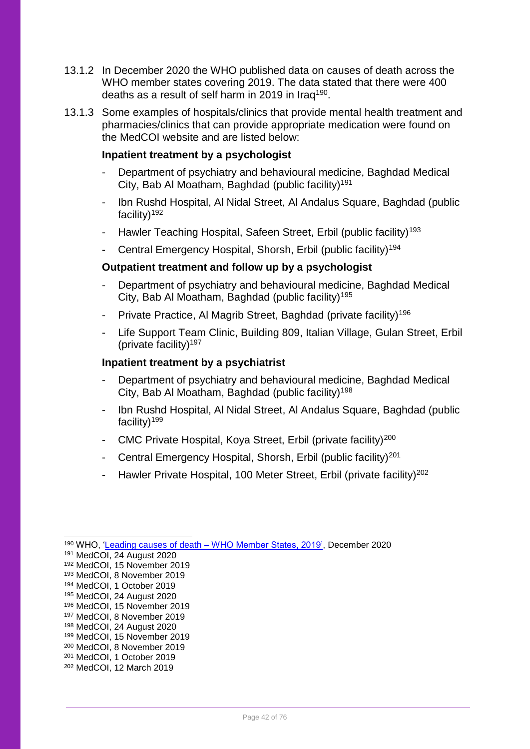13.1.2 In December 2020 the WHO published data on causes of death across the WHO member states covering 2019. The data stated that there were 400 deaths as a result of self harm in 2019 in Iraq[190].

13.1.3 Some examples of hospitals/clinics that provide mental health treatment and pharmacies/clinics that can provide appropriate medication were found on the MedCOI website and are listed below:

**Inpatient treatment by a psychologist**

- Department of psychiatry and behavioural medicine, Baghdad Medical City, Bab Al Moatham, Baghdad (public facility)[191]
- Ibn Rushd Hospital, Al Nidal Street, Al Andalus Square, Baghdad (public facility)[192]
- Hawler Teaching Hospital, Safeen Street, Erbil (public facility)[193]
- Central Emergency Hospital, Shorsh, Erbil (public facility)[194]

**Outpatient treatment and follow up by a psychologist**

- Department of psychiatry and behavioural medicine, Baghdad Medical City, Bab Al Moatham, Baghdad (public facility)[195]
- Private Practice, Al Magrib Street, Baghdad (private facility)[196]
- Life Support Team Clinic, Building 809, Italian Village, Gulan Street, Erbil (private facility)[197]

**Inpatient treatment by a psychiatrist**

- Department of psychiatry and behavioural medicine, Baghdad Medical City, Bab Al Moatham, Baghdad (public facility)[198]
- Ibn Rushd Hospital, Al Nidal Street, Al Andalus Square, Baghdad (public facility)[199]
- CMC Private Hospital, Koya Street, Erbil (private facility)[200]
- Central Emergency Hospital, Shorsh, Erbil (public facility)[201]
- Hawler Private Hospital, 100 Meter Street, Erbil (private facility)[202]

---

[190] WHO, 'Leading causes of death – WHO Member States, 2019', December 2020
[191] MedCOI, 24 August 2020
[192] MedCOI, 15 November 2019
[193] MedCOI, 8 November 2019
[194] MedCOI, 1 October 2019
[195] MedCOI, 24 August 2020
[196] MedCOI, 15 November 2019
[197] MedCOI, 8 November 2019
[198] MedCOI, 24 August 2020
[199] MedCOI, 15 November 2019
[200] MedCOI, 8 November 2019
[201] MedCOI, 1 October 2019
[202] MedCOI, 12 March 2019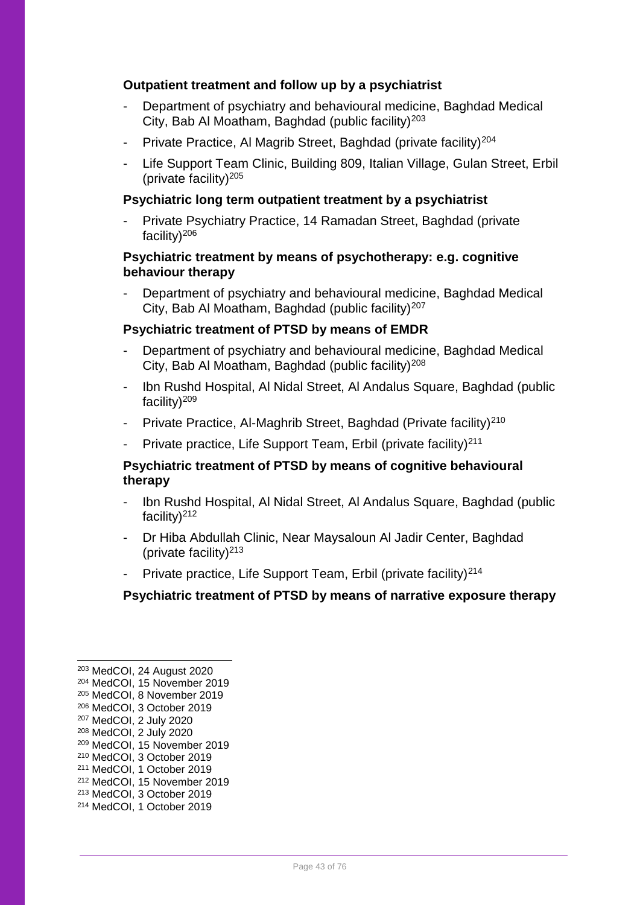**Outpatient treatment and follow up by a psychiatrist**

- Department of psychiatry and behavioural medicine, Baghdad Medical City, Bab Al Moatham, Baghdad (public facility)[203]
- Private Practice, Al Magrib Street, Baghdad (private facility)[204]
- Life Support Team Clinic, Building 809, Italian Village, Gulan Street, Erbil (private facility)[205]

**Psychiatric long term outpatient treatment by a psychiatrist**

- Private Psychiatry Practice, 14 Ramadan Street, Baghdad (private facility)[206]

**Psychiatric treatment by means of psychotherapy: e.g. cognitive behaviour therapy**

- Department of psychiatry and behavioural medicine, Baghdad Medical City, Bab Al Moatham, Baghdad (public facility)[207]

**Psychiatric treatment of PTSD by means of EMDR**

- Department of psychiatry and behavioural medicine, Baghdad Medical City, Bab Al Moatham, Baghdad (public facility)[208]
- Ibn Rushd Hospital, Al Nidal Street, Al Andalus Square, Baghdad (public facility)[209]
- Private Practice, Al-Maghrib Street, Baghdad (Private facility)[210]
- Private practice, Life Support Team, Erbil (private facility)[211]

**Psychiatric treatment of PTSD by means of cognitive behavioural therapy**

- Ibn Rushd Hospital, Al Nidal Street, Al Andalus Square, Baghdad (public facility)[212]
- Dr Hiba Abdullah Clinic, Near Maysaloun Al Jadir Center, Baghdad (private facility)[213]
- Private practice, Life Support Team, Erbil (private facility)[214]

**Psychiatric treatment of PTSD by means of narrative exposure therapy**

---

[203] MedCOI, 24 August 2020
[204] MedCOI, 15 November 2019
[205] MedCOI, 8 November 2019
[206] MedCOI, 3 October 2019
[207] MedCOI, 2 July 2020
[208] MedCOI, 2 July 2020
[209] MedCOI, 15 November 2019
[210] MedCOI, 3 October 2019
[211] MedCOI, 1 October 2019
[212] MedCOI, 15 November 2019
[213] MedCOI, 3 October 2019
[214] MedCOI, 1 October 2019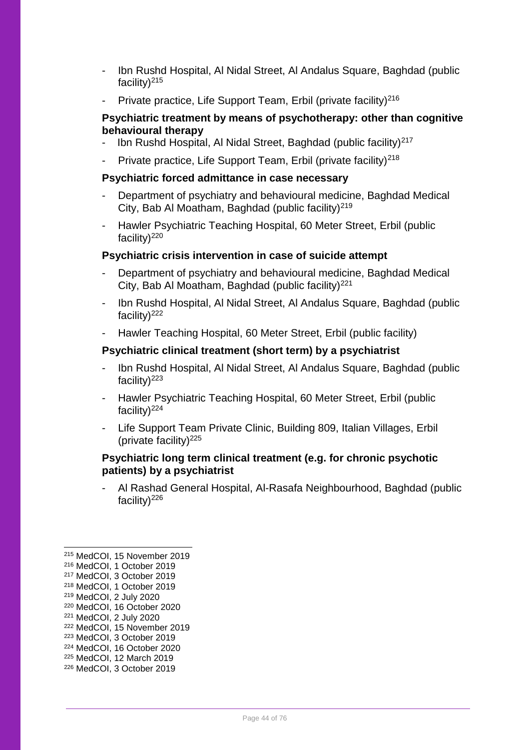- Ibn Rushd Hospital, Al Nidal Street, Al Andalus Square, Baghdad (public facility)[215]
- Private practice, Life Support Team, Erbil (private facility)[216]

**Psychiatric treatment by means of psychotherapy: other than cognitive behavioural therapy**

- Ibn Rushd Hospital, Al Nidal Street, Baghdad (public facility)[217]
- Private practice, Life Support Team, Erbil (private facility)[218]

**Psychiatric forced admittance in case necessary**

- Department of psychiatry and behavioural medicine, Baghdad Medical City, Bab Al Moatham, Baghdad (public facility)[219]
- Hawler Psychiatric Teaching Hospital, 60 Meter Street, Erbil (public facility)[220]

**Psychiatric crisis intervention in case of suicide attempt**

- Department of psychiatry and behavioural medicine, Baghdad Medical City, Bab Al Moatham, Baghdad (public facility)[221]
- Ibn Rushd Hospital, Al Nidal Street, Al Andalus Square, Baghdad (public facility)[222]
- Hawler Teaching Hospital, 60 Meter Street, Erbil (public facility)

**Psychiatric clinical treatment (short term) by a psychiatrist**

- Ibn Rushd Hospital, Al Nidal Street, Al Andalus Square, Baghdad (public facility)[223]
- Hawler Psychiatric Teaching Hospital, 60 Meter Street, Erbil (public facility)[224]
- Life Support Team Private Clinic, Building 809, Italian Villages, Erbil (private facility)[225]

**Psychiatric long term clinical treatment (e.g. for chronic psychotic patients) by a psychiatrist**

- Al Rashad General Hospital, Al-Rasafa Neighbourhood, Baghdad (public facility)[226]

---

[215] MedCOI, 15 November 2019
[216] MedCOI, 1 October 2019
[217] MedCOI, 3 October 2019
[218] MedCOI, 1 October 2019
[219] MedCOI, 2 July 2020
[220] MedCOI, 16 October 2020
[221] MedCOI, 2 July 2020
[222] MedCOI, 15 November 2019
[223] MedCOI, 3 October 2019
[224] MedCOI, 16 October 2020
[225] MedCOI, 12 March 2019
[226] MedCOI, 3 October 2019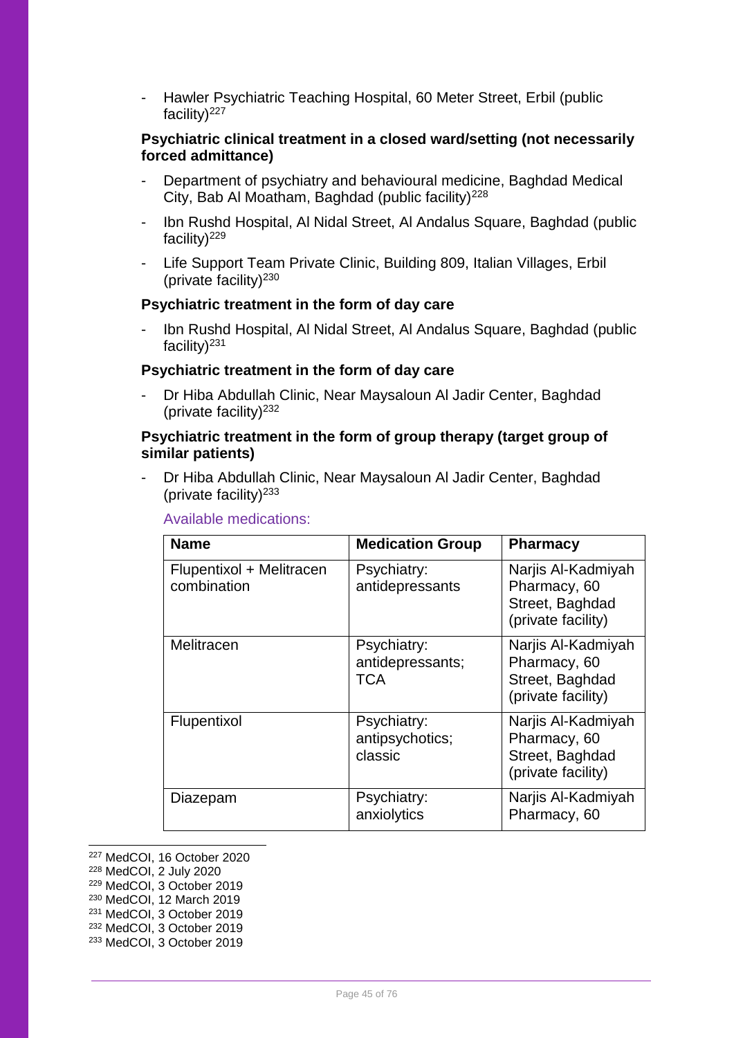- Hawler Psychiatric Teaching Hospital, 60 Meter Street, Erbil (public facility)[227]

**Psychiatric clinical treatment in a closed ward/setting (not necessarily forced admittance)**

- Department of psychiatry and behavioural medicine, Baghdad Medical City, Bab Al Moatham, Baghdad (public facility)[228]
- Ibn Rushd Hospital, Al Nidal Street, Al Andalus Square, Baghdad (public facility)[229]
- Life Support Team Private Clinic, Building 809, Italian Villages, Erbil (private facility)[230]

**Psychiatric treatment in the form of day care**

- Ibn Rushd Hospital, Al Nidal Street, Al Andalus Square, Baghdad (public facility)[231]

**Psychiatric treatment in the form of day care**

- Dr Hiba Abdullah Clinic, Near Maysaloun Al Jadir Center, Baghdad (private facility)[232]

**Psychiatric treatment in the form of group therapy (target group of similar patients)**

- Dr Hiba Abdullah Clinic, Near Maysaloun Al Jadir Center, Baghdad (private facility)[233]

Available medications:

| Name | Medication Group | Pharmacy |
|---|---|---|
| Flupentixol + Melitracen combination | Psychiatry: antidepressants | Narjis Al-Kadmiyah Pharmacy, 60 Street, Baghdad (private facility) |
| Melitracen | Psychiatry: antidepressants; TCA | Narjis Al-Kadmiyah Pharmacy, 60 Street, Baghdad (private facility) |
| Flupentixol | Psychiatry: antipsychotics; classic | Narjis Al-Kadmiyah Pharmacy, 60 Street, Baghdad (private facility) |
| Diazepam | Psychiatry: anxiolytics | Narjis Al-Kadmiyah Pharmacy, 60 |

[227] MedCOI, 16 October 2020
[228] MedCOI, 2 July 2020
[229] MedCOI, 3 October 2019
[230] MedCOI, 12 March 2019
[231] MedCOI, 3 October 2019
[232] MedCOI, 3 October 2019
[233] MedCOI, 3 October 2019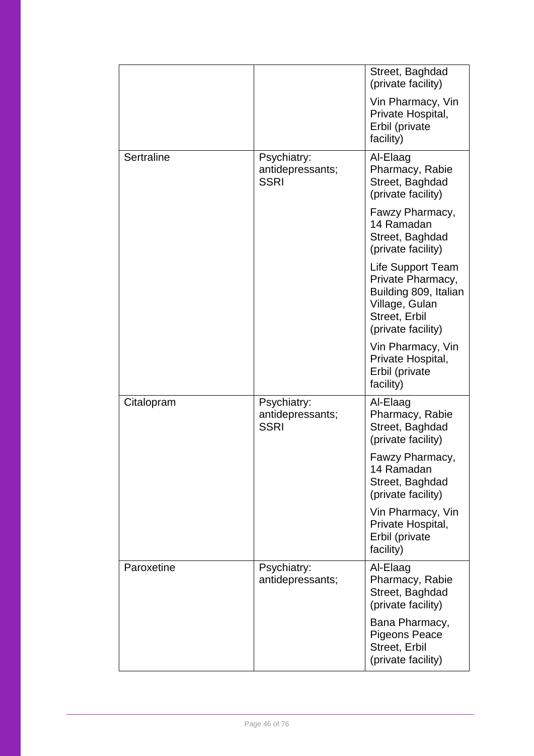| | | |
|---|---|---|
| | | Street, Baghdad (private facility)<br><br>Vin Pharmacy, Vin Private Hospital, Erbil (private facility) |
| Sertraline | Psychiatry: antidepressants; SSRI | Al-Elaag Pharmacy, Rabie Street, Baghdad (private facility)<br><br>Fawzy Pharmacy, 14 Ramadan Street, Baghdad (private facility)<br><br>Life Support Team Private Pharmacy, Building 809, Italian Village, Gulan Street, Erbil (private facility)<br><br>Vin Pharmacy, Vin Private Hospital, Erbil (private facility) |
| Citalopram | Psychiatry: antidepressants; SSRI | Al-Elaag Pharmacy, Rabie Street, Baghdad (private facility)<br><br>Fawzy Pharmacy, 14 Ramadan Street, Baghdad (private facility)<br><br>Vin Pharmacy, Vin Private Hospital, Erbil (private facility) |
| Paroxetine | Psychiatry: antidepressants; | Al-Elaag Pharmacy, Rabie Street, Baghdad (private facility)<br><br>Bana Pharmacy, Pigeons Peace Street, Erbil (private facility) |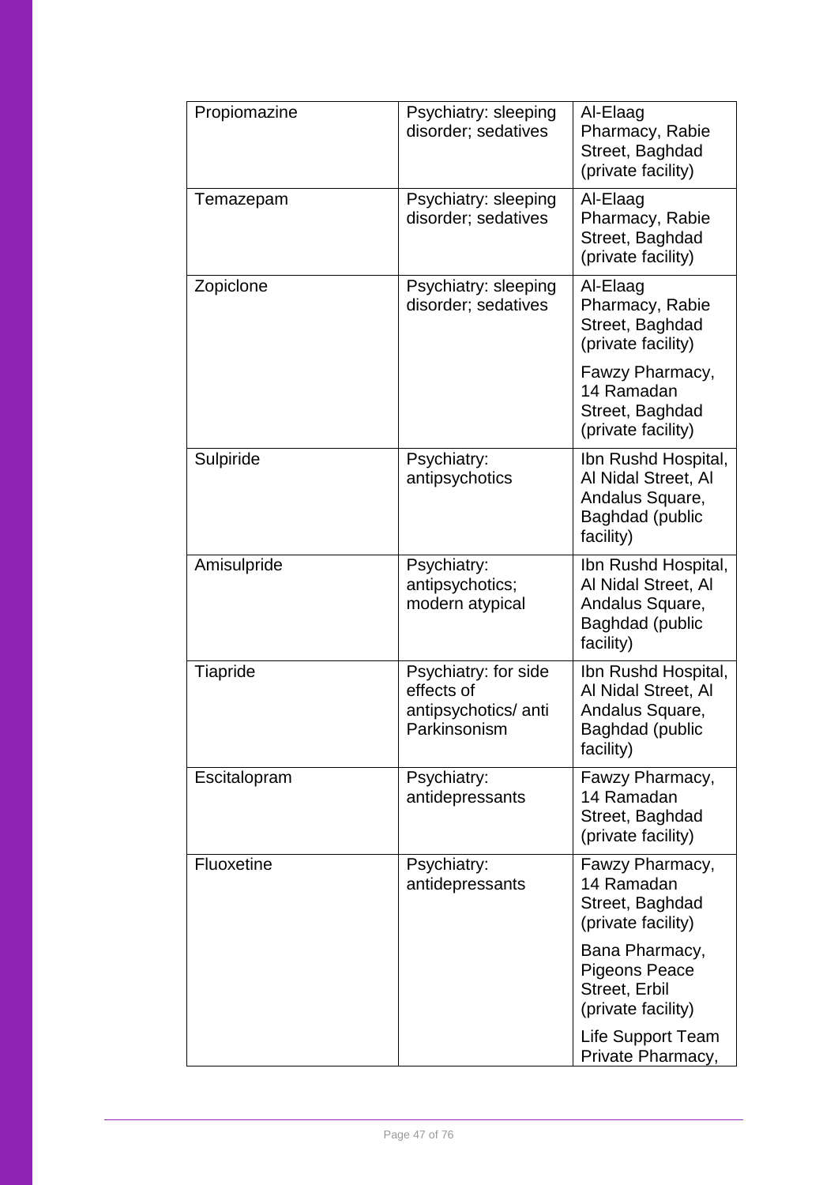| | | |
|---|---|---|
| Propiomazine | Psychiatry: sleeping disorder; sedatives | Al-Elaag Pharmacy, Rabie Street, Baghdad (private facility) |
| Temazepam | Psychiatry: sleeping disorder; sedatives | Al-Elaag Pharmacy, Rabie Street, Baghdad (private facility) |
| Zopiclone | Psychiatry: sleeping disorder; sedatives | Al-Elaag Pharmacy, Rabie Street, Baghdad (private facility)<br><br>Fawzy Pharmacy, 14 Ramadan Street, Baghdad (private facility) |
| Sulpiride | Psychiatry: antipsychotics | Ibn Rushd Hospital, Al Nidal Street, Al Andalus Square, Baghdad (public facility) |
| Amisulpride | Psychiatry: antipsychotics; modern atypical | Ibn Rushd Hospital, Al Nidal Street, Al Andalus Square, Baghdad (public facility) |
| Tiapride | Psychiatry: for side effects of antipsychotics/ anti Parkinsonism | Ibn Rushd Hospital, Al Nidal Street, Al Andalus Square, Baghdad (public facility) |
| Escitalopram | Psychiatry: antidepressants | Fawzy Pharmacy, 14 Ramadan Street, Baghdad (private facility) |
| Fluoxetine | Psychiatry: antidepressants | Fawzy Pharmacy, 14 Ramadan Street, Baghdad (private facility)<br><br>Bana Pharmacy, Pigeons Peace Street, Erbil (private facility)<br><br>Life Support Team Private Pharmacy, |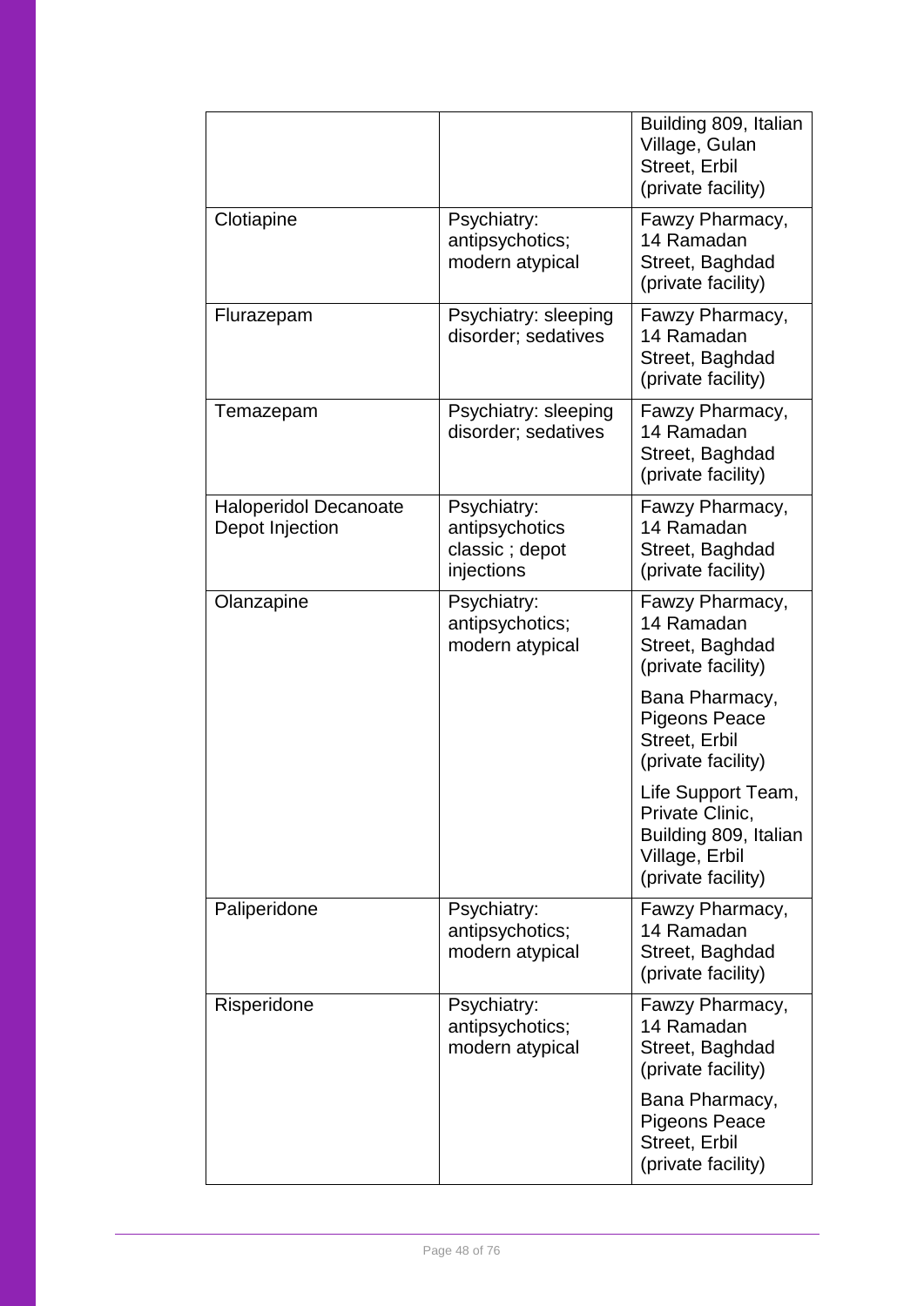| | | |
|---|---|---|
| | | Building 809, Italian Village, Gulan Street, Erbil (private facility) |
| Clotiapine | Psychiatry: antipsychotics; modern atypical | Fawzy Pharmacy, 14 Ramadan Street, Baghdad (private facility) |
| Flurazepam | Psychiatry: sleeping disorder; sedatives | Fawzy Pharmacy, 14 Ramadan Street, Baghdad (private facility) |
| Temazepam | Psychiatry: sleeping disorder; sedatives | Fawzy Pharmacy, 14 Ramadan Street, Baghdad (private facility) |
| Haloperidol Decanoate Depot Injection | Psychiatry: antipsychotics classic ; depot injections | Fawzy Pharmacy, 14 Ramadan Street, Baghdad (private facility) |
| Olanzapine | Psychiatry: antipsychotics; modern atypical | Fawzy Pharmacy, 14 Ramadan Street, Baghdad (private facility) |
| | | Bana Pharmacy, Pigeons Peace Street, Erbil (private facility) |
| | | Life Support Team, Private Clinic, Building 809, Italian Village, Erbil (private facility) |
| Paliperidone | Psychiatry: antipsychotics; modern atypical | Fawzy Pharmacy, 14 Ramadan Street, Baghdad (private facility) |
| Risperidone | Psychiatry: antipsychotics; modern atypical | Fawzy Pharmacy, 14 Ramadan Street, Baghdad (private facility) |
| | | Bana Pharmacy, Pigeons Peace Street, Erbil (private facility) |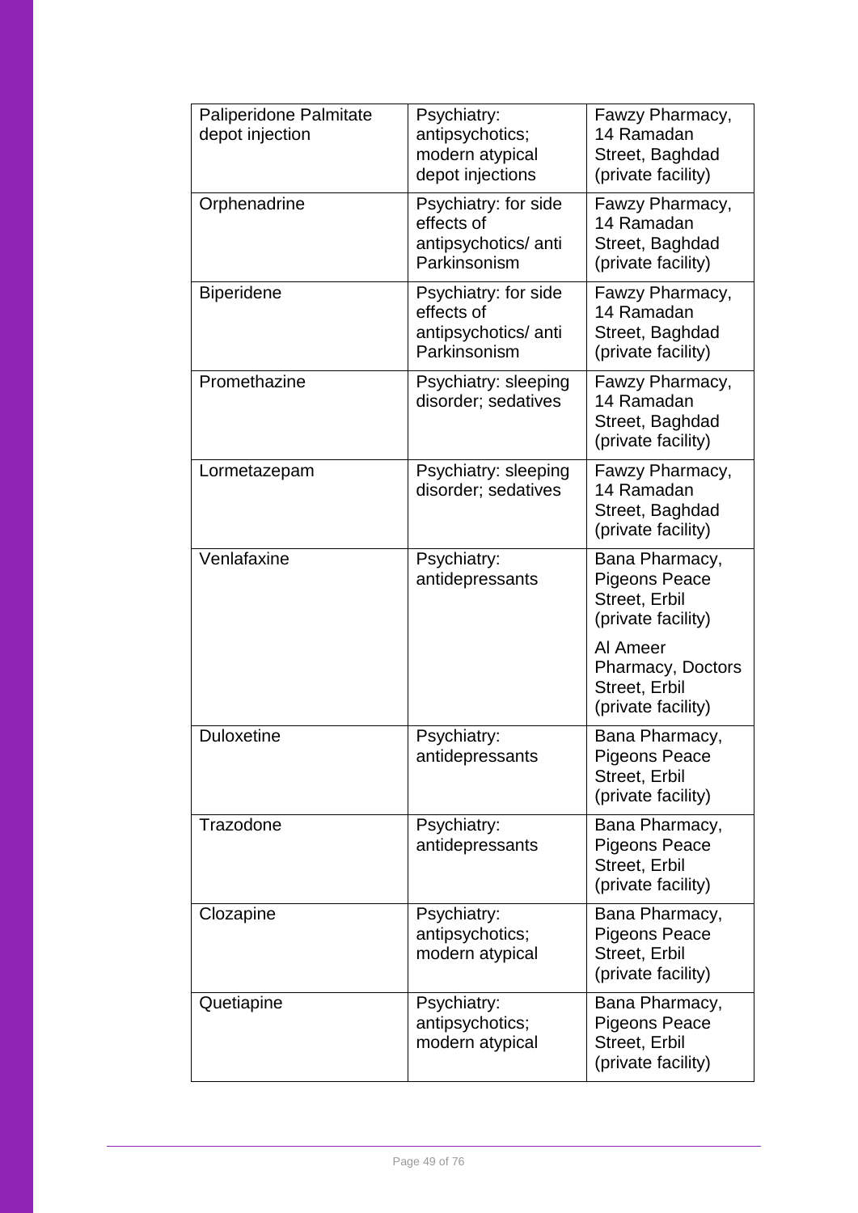| | | |
|---|---|---|
| Paliperidone Palmitate depot injection | Psychiatry: antipsychotics; modern atypical depot injections | Fawzy Pharmacy, 14 Ramadan Street, Baghdad (private facility) |
| Orphenadrine | Psychiatry: for side effects of antipsychotics/ anti Parkinsonism | Fawzy Pharmacy, 14 Ramadan Street, Baghdad (private facility) |
| Biperidene | Psychiatry: for side effects of antipsychotics/ anti Parkinsonism | Fawzy Pharmacy, 14 Ramadan Street, Baghdad (private facility) |
| Promethazine | Psychiatry: sleeping disorder; sedatives | Fawzy Pharmacy, 14 Ramadan Street, Baghdad (private facility) |
| Lormetazepam | Psychiatry: sleeping disorder; sedatives | Fawzy Pharmacy, 14 Ramadan Street, Baghdad (private facility) |
| Venlafaxine | Psychiatry: antidepressants | Bana Pharmacy, Pigeons Peace Street, Erbil (private facility)<br><br>Al Ameer Pharmacy, Doctors Street, Erbil (private facility) |
| Duloxetine | Psychiatry: antidepressants | Bana Pharmacy, Pigeons Peace Street, Erbil (private facility) |
| Trazodone | Psychiatry: antidepressants | Bana Pharmacy, Pigeons Peace Street, Erbil (private facility) |
| Clozapine | Psychiatry: antipsychotics; modern atypical | Bana Pharmacy, Pigeons Peace Street, Erbil (private facility) |
| Quetiapine | Psychiatry: antipsychotics; modern atypical | Bana Pharmacy, Pigeons Peace Street, Erbil (private facility) |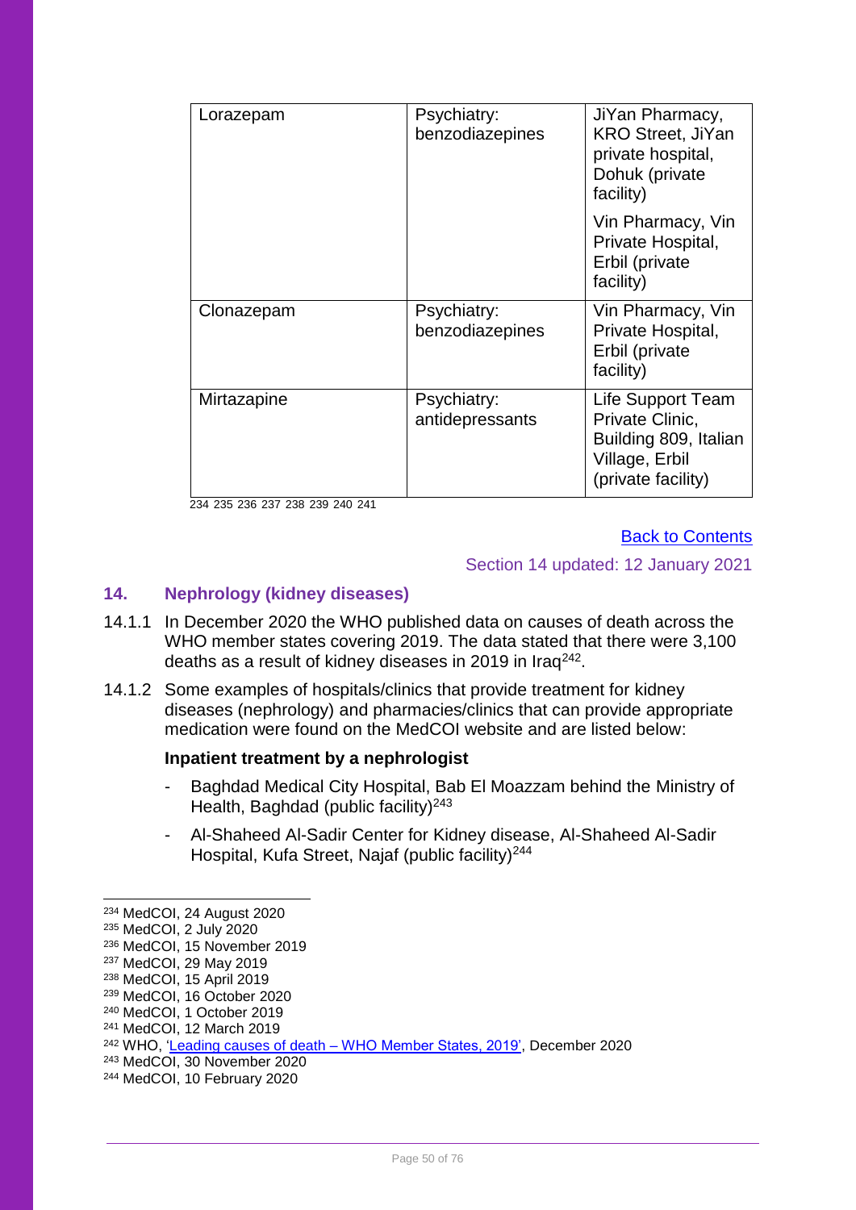| Lorazepam | Psychiatry: benzodiazepines | JiYan Pharmacy, KRO Street, JiYan private hospital, Dohuk (private facility)<br><br>Vin Pharmacy, Vin Private Hospital, Erbil (private facility) |
|---|---|---|
| Clonazepam | Psychiatry: benzodiazepines | Vin Pharmacy, Vin Private Hospital, Erbil (private facility) |
| Mirtazapine | Psychiatry: antidepressants | Life Support Team Private Clinic, Building 809, Italian Village, Erbil (private facility) |

[234] [235] [236] [237] [238] [239] [240] [241]

Back to Contents

Section 14 updated: 12 January 2021

## 14. Nephrology (kidney diseases)

14.1.1 In December 2020 the WHO published data on causes of death across the WHO member states covering 2019. The data stated that there were 3,100 deaths as a result of kidney diseases in 2019 in Iraq[242].

14.1.2 Some examples of hospitals/clinics that provide treatment for kidney diseases (nephrology) and pharmacies/clinics that can provide appropriate medication were found on the MedCOI website and are listed below:

**Inpatient treatment by a nephrologist**

- Baghdad Medical City Hospital, Bab El Moazzam behind the Ministry of Health, Baghdad (public facility)[243]
- Al-Shaheed Al-Sadir Center for Kidney disease, Al-Shaheed Al-Sadir Hospital, Kufa Street, Najaf (public facility)[244]

---

[234] MedCOI, 24 August 2020
[235] MedCOI, 2 July 2020
[236] MedCOI, 15 November 2019
[237] MedCOI, 29 May 2019
[238] MedCOI, 15 April 2019
[239] MedCOI, 16 October 2020
[240] MedCOI, 1 October 2019
[241] MedCOI, 12 March 2019
[242] WHO, 'Leading causes of death – WHO Member States, 2019', December 2020
[243] MedCOI, 30 November 2020
[244] MedCOI, 10 February 2020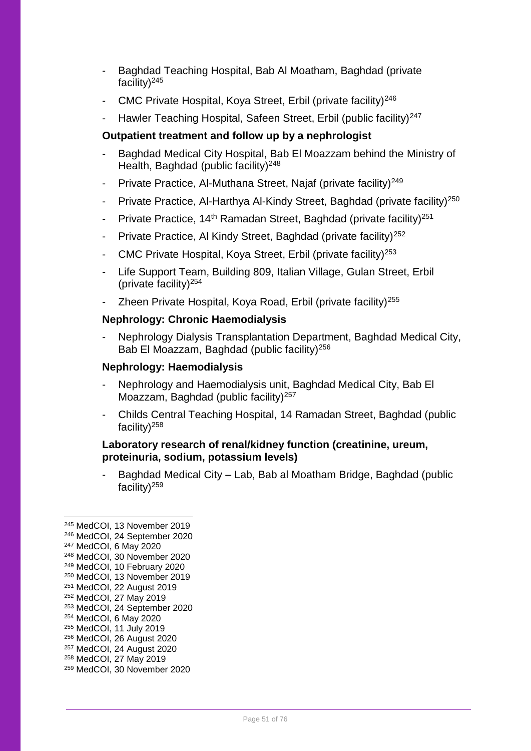- Baghdad Teaching Hospital, Bab Al Moatham, Baghdad (private facility)[245]
- CMC Private Hospital, Koya Street, Erbil (private facility)[246]
- Hawler Teaching Hospital, Safeen Street, Erbil (public facility)[247]

**Outpatient treatment and follow up by a nephrologist**

- Baghdad Medical City Hospital, Bab El Moazzam behind the Ministry of Health, Baghdad (public facility)[248]
- Private Practice, Al-Muthana Street, Najaf (private facility)[249]
- Private Practice, Al-Harthya Al-Kindy Street, Baghdad (private facility)[250]
- Private Practice, 14th Ramadan Street, Baghdad (private facility)[251]
- Private Practice, Al Kindy Street, Baghdad (private facility)[252]
- CMC Private Hospital, Koya Street, Erbil (private facility)[253]
- Life Support Team, Building 809, Italian Village, Gulan Street, Erbil (private facility)[254]
- Zheen Private Hospital, Koya Road, Erbil (private facility)[255]

**Nephrology: Chronic Haemodialysis**

- Nephrology Dialysis Transplantation Department, Baghdad Medical City, Bab El Moazzam, Baghdad (public facility)[256]

**Nephrology: Haemodialysis**

- Nephrology and Haemodialysis unit, Baghdad Medical City, Bab El Moazzam, Baghdad (public facility)[257]
- Childs Central Teaching Hospital, 14 Ramadan Street, Baghdad (public facility)[258]

**Laboratory research of renal/kidney function (creatinine, ureum, proteinuria, sodium, potassium levels)**

- Baghdad Medical City – Lab, Bab al Moatham Bridge, Baghdad (public facility)[259]

---

[245] MedCOI, 13 November 2019
[246] MedCOI, 24 September 2020
[247] MedCOI, 6 May 2020
[248] MedCOI, 30 November 2020
[249] MedCOI, 10 February 2020
[250] MedCOI, 13 November 2019
[251] MedCOI, 22 August 2019
[252] MedCOI, 27 May 2019
[253] MedCOI, 24 September 2020
[254] MedCOI, 6 May 2020
[255] MedCOI, 11 July 2019
[256] MedCOI, 26 August 2020
[257] MedCOI, 24 August 2020
[258] MedCOI, 27 May 2019
[259] MedCOI, 30 November 2020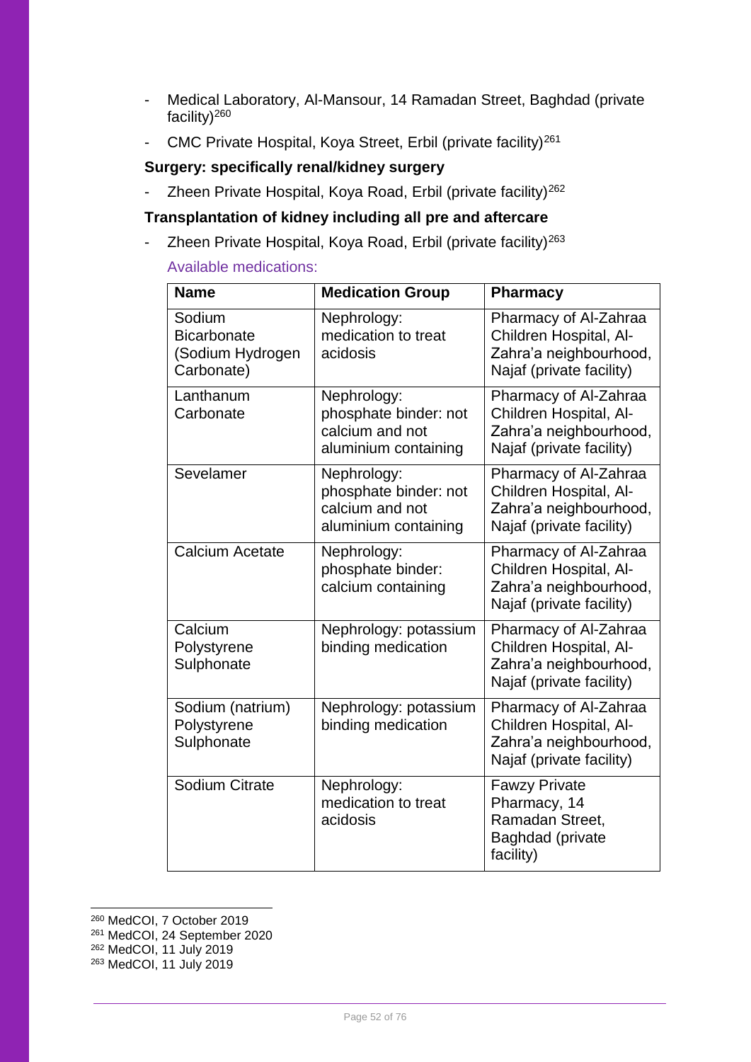- Medical Laboratory, Al-Mansour, 14 Ramadan Street, Baghdad (private facility)[260]
- CMC Private Hospital, Koya Street, Erbil (private facility)[261]

**Surgery: specifically renal/kidney surgery**

- Zheen Private Hospital, Koya Road, Erbil (private facility)[262]

**Transplantation of kidney including all pre and aftercare**

- Zheen Private Hospital, Koya Road, Erbil (private facility)[263]

Available medications:

| Name | Medication Group | Pharmacy |
|---|---|---|
| Sodium Bicarbonate (Sodium Hydrogen Carbonate) | Nephrology: medication to treat acidosis | Pharmacy of Al-Zahraa Children Hospital, Al-Zahra'a neighbourhood, Najaf (private facility) |
| Lanthanum Carbonate | Nephrology: phosphate binder: not calcium and not aluminium containing | Pharmacy of Al-Zahraa Children Hospital, Al-Zahra'a neighbourhood, Najaf (private facility) |
| Sevelamer | Nephrology: phosphate binder: not calcium and not aluminium containing | Pharmacy of Al-Zahraa Children Hospital, Al-Zahra'a neighbourhood, Najaf (private facility) |
| Calcium Acetate | Nephrology: phosphate binder: calcium containing | Pharmacy of Al-Zahraa Children Hospital, Al-Zahra'a neighbourhood, Najaf (private facility) |
| Calcium Polystyrene Sulphonate | Nephrology: potassium binding medication | Pharmacy of Al-Zahraa Children Hospital, Al-Zahra'a neighbourhood, Najaf (private facility) |
| Sodium (natrium) Polystyrene Sulphonate | Nephrology: potassium binding medication | Pharmacy of Al-Zahraa Children Hospital, Al-Zahra'a neighbourhood, Najaf (private facility) |
| Sodium Citrate | Nephrology: medication to treat acidosis | Fawzy Private Pharmacy, 14 Ramadan Street, Baghdad (private facility) |

[260] MedCOI, 7 October 2019
[261] MedCOI, 24 September 2020
[262] MedCOI, 11 July 2019
[263] MedCOI, 11 July 2019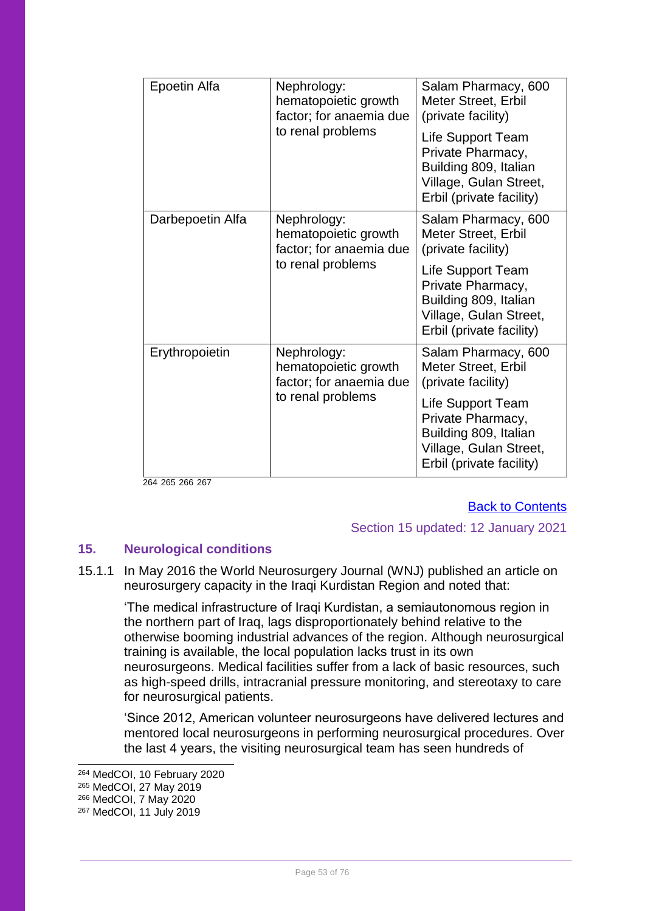| Epoetin Alfa | Nephrology: hematopoietic growth factor; for anaemia due to renal problems | Salam Pharmacy, 600 Meter Street, Erbil (private facility)<br><br>Life Support Team Private Pharmacy, Building 809, Italian Village, Gulan Street, Erbil (private facility) |
|---|---|---|
| Darbepoetin Alfa | Nephrology: hematopoietic growth factor; for anaemia due to renal problems | Salam Pharmacy, 600 Meter Street, Erbil (private facility)<br><br>Life Support Team Private Pharmacy, Building 809, Italian Village, Gulan Street, Erbil (private facility) |
| Erythropoietin | Nephrology: hematopoietic growth factor; for anaemia due to renal problems | Salam Pharmacy, 600 Meter Street, Erbil (private facility)<br><br>Life Support Team Private Pharmacy, Building 809, Italian Village, Gulan Street, Erbil (private facility) |

[264] [265] [266] [267]

[Back to Contents]

Section 15 updated: 12 January 2021

## 15. Neurological conditions

15.1.1 In May 2016 the World Neurosurgery Journal (WNJ) published an article on neurosurgery capacity in the Iraqi Kurdistan Region and noted that:

> 'The medical infrastructure of Iraqi Kurdistan, a semiautonomous region in the northern part of Iraq, lags disproportionately behind relative to the otherwise booming industrial advances of the region. Although neurosurgical training is available, the local population lacks trust in its own neurosurgeons. Medical facilities suffer from a lack of basic resources, such as high-speed drills, intracranial pressure monitoring, and stereotaxy to care for neurosurgical patients.
>
> 'Since 2012, American volunteer neurosurgeons have delivered lectures and mentored local neurosurgeons in performing neurosurgical procedures. Over the last 4 years, the visiting neurosurgical team has seen hundreds of

[264] MedCOI, 10 February 2020
[265] MedCOI, 27 May 2019
[266] MedCOI, 7 May 2020
[267] MedCOI, 11 July 2019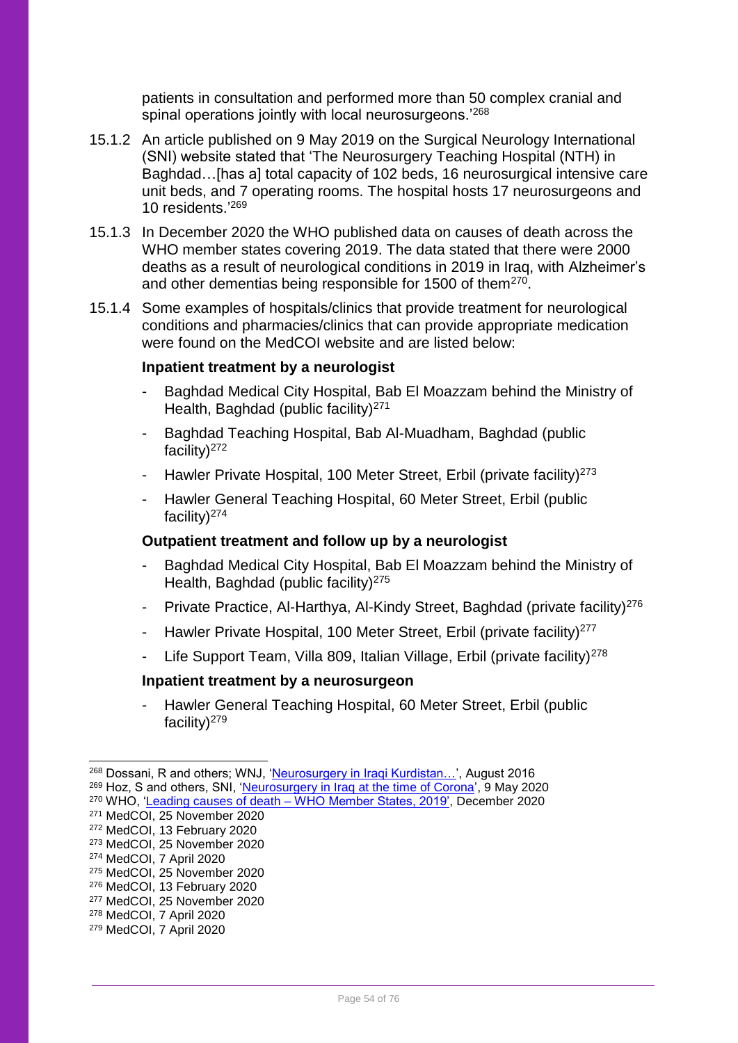patients in consultation and performed more than 50 complex cranial and spinal operations jointly with local neurosurgeons.'[268]

15.1.2 An article published on 9 May 2019 on the Surgical Neurology International (SNI) website stated that 'The Neurosurgery Teaching Hospital (NTH) in Baghdad…[has a] total capacity of 102 beds, 16 neurosurgical intensive care unit beds, and 7 operating rooms. The hospital hosts 17 neurosurgeons and 10 residents.'[269]

15.1.3 In December 2020 the WHO published data on causes of death across the WHO member states covering 2019. The data stated that there were 2000 deaths as a result of neurological conditions in 2019 in Iraq, with Alzheimer's and other dementias being responsible for 1500 of them[270].

15.1.4 Some examples of hospitals/clinics that provide treatment for neurological conditions and pharmacies/clinics that can provide appropriate medication were found on the MedCOI website and are listed below:

**Inpatient treatment by a neurologist**

- Baghdad Medical City Hospital, Bab El Moazzam behind the Ministry of Health, Baghdad (public facility)[271]
- Baghdad Teaching Hospital, Bab Al-Muadham, Baghdad (public facility)[272]
- Hawler Private Hospital, 100 Meter Street, Erbil (private facility)[273]
- Hawler General Teaching Hospital, 60 Meter Street, Erbil (public facility)[274]

**Outpatient treatment and follow up by a neurologist**

- Baghdad Medical City Hospital, Bab El Moazzam behind the Ministry of Health, Baghdad (public facility)[275]
- Private Practice, Al-Harthya, Al-Kindy Street, Baghdad (private facility)[276]
- Hawler Private Hospital, 100 Meter Street, Erbil (private facility)[277]
- Life Support Team, Villa 809, Italian Village, Erbil (private facility)[278]

**Inpatient treatment by a neurosurgeon**

- Hawler General Teaching Hospital, 60 Meter Street, Erbil (public facility)[279]

---

[268] Dossani, R and others; WNJ, 'Neurosurgery in Iraqi Kurdistan…', August 2016
[269] Hoz, S and others, SNI, 'Neurosurgery in Iraq at the time of Corona', 9 May 2020
[270] WHO, 'Leading causes of death – WHO Member States, 2019', December 2020
[271] MedCOI, 25 November 2020
[272] MedCOI, 13 February 2020
[273] MedCOI, 25 November 2020
[274] MedCOI, 7 April 2020
[275] MedCOI, 25 November 2020
[276] MedCOI, 13 February 2020
[277] MedCOI, 25 November 2020
[278] MedCOI, 7 April 2020
[279] MedCOI, 7 April 2020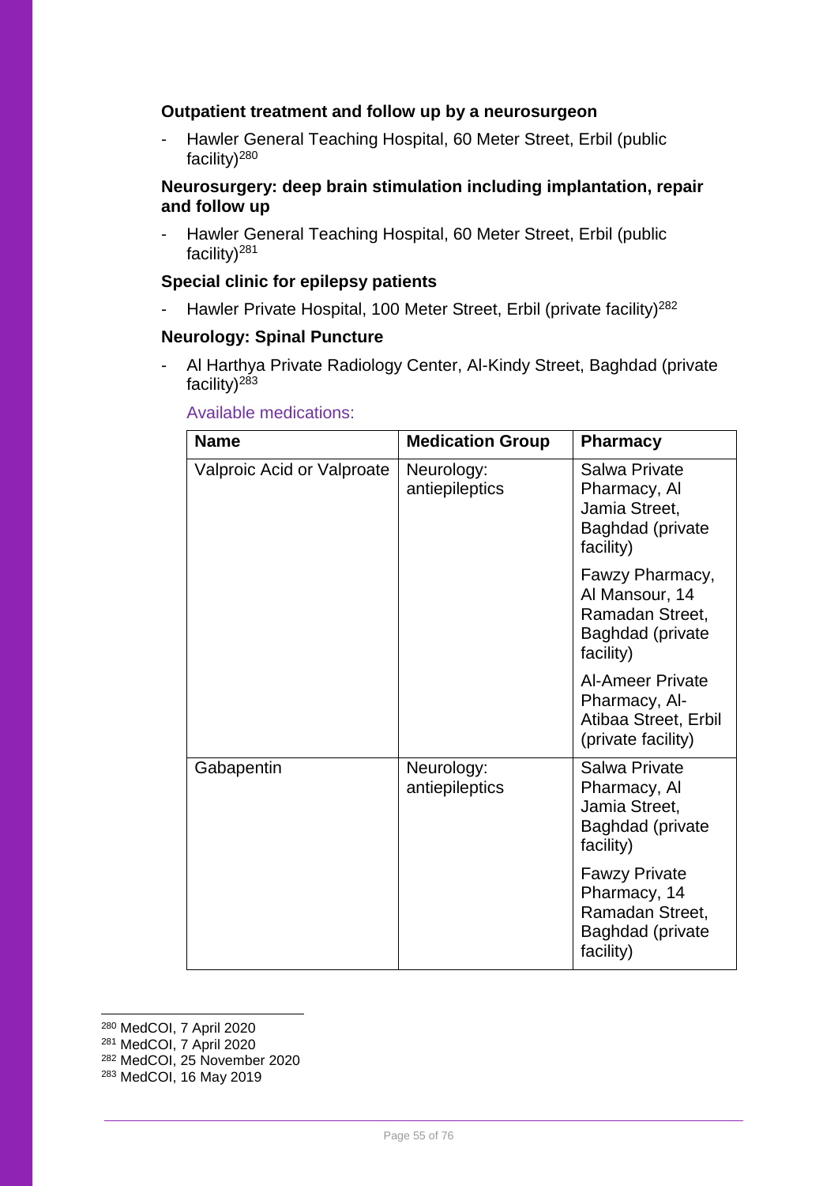**Outpatient treatment and follow up by a neurosurgeon**

- Hawler General Teaching Hospital, 60 Meter Street, Erbil (public facility)[280]

**Neurosurgery: deep brain stimulation including implantation, repair and follow up**

- Hawler General Teaching Hospital, 60 Meter Street, Erbil (public facility)[281]

**Special clinic for epilepsy patients**

- Hawler Private Hospital, 100 Meter Street, Erbil (private facility)[282]

**Neurology: Spinal Puncture**

- Al Harthya Private Radiology Center, Al-Kindy Street, Baghdad (private facility)[283]

Available medications:

| Name | Medication Group | Pharmacy |
|---|---|---|
| Valproic Acid or Valproate | Neurology: antiepileptics | Salwa Private Pharmacy, Al Jamia Street, Baghdad (private facility) |
| | | Fawzy Pharmacy, Al Mansour, 14 Ramadan Street, Baghdad (private facility) |
| | | Al-Ameer Private Pharmacy, Al-Atibaa Street, Erbil (private facility) |
| Gabapentin | Neurology: antiepileptics | Salwa Private Pharmacy, Al Jamia Street, Baghdad (private facility) |
| | | Fawzy Private Pharmacy, 14 Ramadan Street, Baghdad (private facility) |

[280] MedCOI, 7 April 2020
[281] MedCOI, 7 April 2020
[282] MedCOI, 25 November 2020
[283] MedCOI, 16 May 2019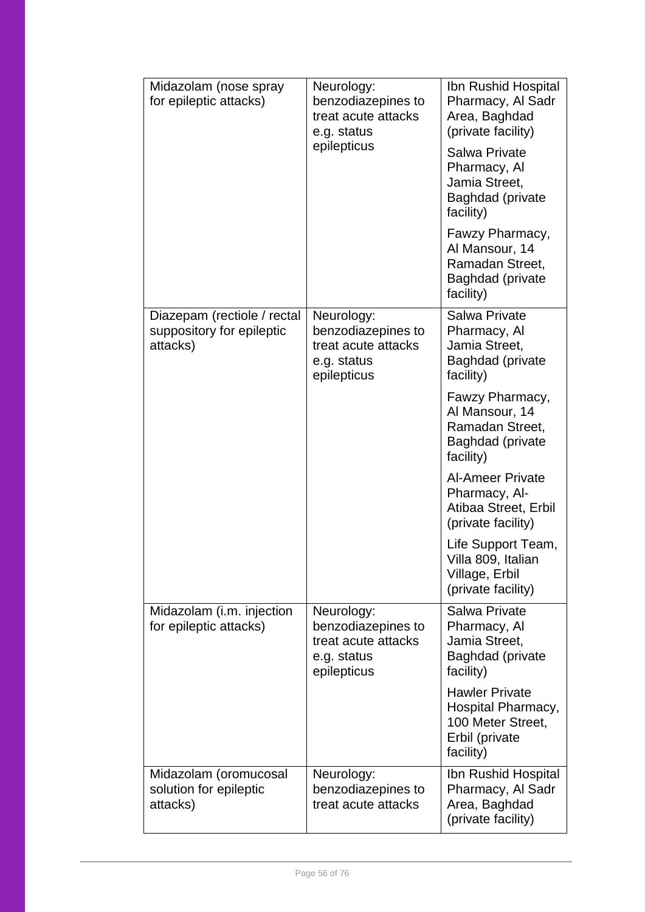| | | |
|---|---|---|
| Midazolam (nose spray for epileptic attacks) | Neurology: benzodiazepines to treat acute attacks e.g. status epilepticus | Ibn Rushid Hospital Pharmacy, Al Sadr Area, Baghdad (private facility) |
| | | Salwa Private Pharmacy, Al Jamia Street, Baghdad (private facility) |
| | | Fawzy Pharmacy, Al Mansour, 14 Ramadan Street, Baghdad (private facility) |
| Diazepam (rectiole / rectal suppository for epileptic attacks) | Neurology: benzodiazepines to treat acute attacks e.g. status epilepticus | Salwa Private Pharmacy, Al Jamia Street, Baghdad (private facility) |
| | | Fawzy Pharmacy, Al Mansour, 14 Ramadan Street, Baghdad (private facility) |
| | | Al-Ameer Private Pharmacy, Al-Atibaa Street, Erbil (private facility) |
| | | Life Support Team, Villa 809, Italian Village, Erbil (private facility) |
| Midazolam (i.m. injection for epileptic attacks) | Neurology: benzodiazepines to treat acute attacks e.g. status epilepticus | Salwa Private Pharmacy, Al Jamia Street, Baghdad (private facility) |
| | | Hawler Private Hospital Pharmacy, 100 Meter Street, Erbil (private facility) |
| Midazolam (oromucosal solution for epileptic attacks) | Neurology: benzodiazepines to treat acute attacks | Ibn Rushid Hospital Pharmacy, Al Sadr Area, Baghdad (private facility) |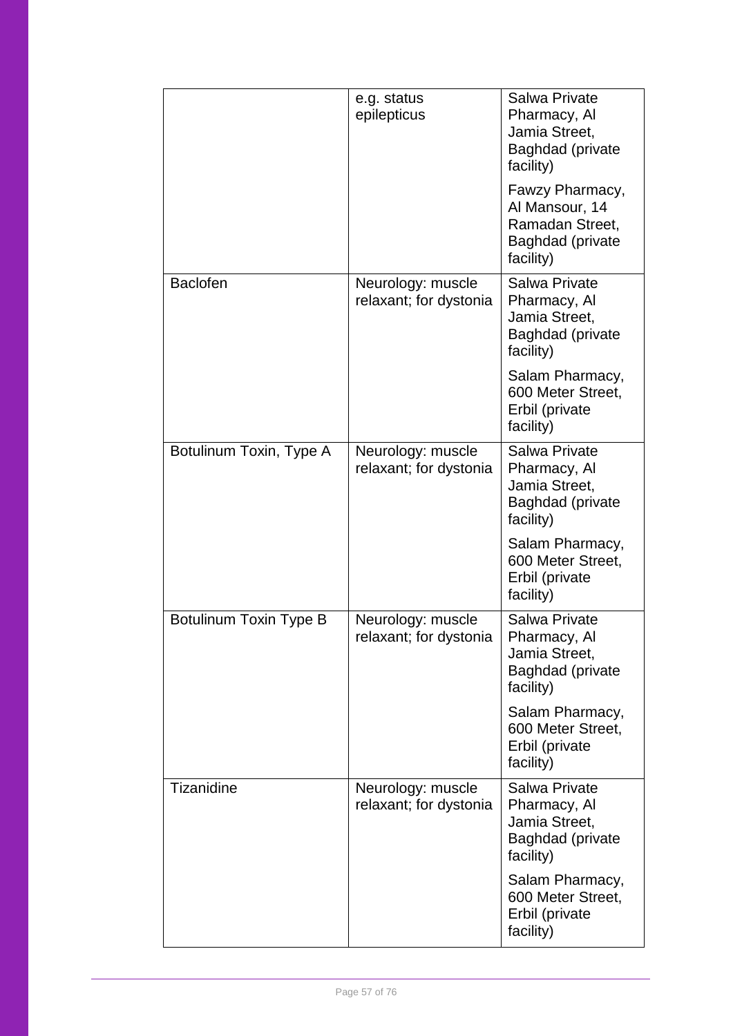| | | |
|---|---|---|
| | e.g. status epilepticus | Salwa Private Pharmacy, Al Jamia Street, Baghdad (private facility)<br><br>Fawzy Pharmacy, Al Mansour, 14 Ramadan Street, Baghdad (private facility) |
| Baclofen | Neurology: muscle relaxant; for dystonia | Salwa Private Pharmacy, Al Jamia Street, Baghdad (private facility)<br><br>Salam Pharmacy, 600 Meter Street, Erbil (private facility) |
| Botulinum Toxin, Type A | Neurology: muscle relaxant; for dystonia | Salwa Private Pharmacy, Al Jamia Street, Baghdad (private facility)<br><br>Salam Pharmacy, 600 Meter Street, Erbil (private facility) |
| Botulinum Toxin Type B | Neurology: muscle relaxant; for dystonia | Salwa Private Pharmacy, Al Jamia Street, Baghdad (private facility)<br><br>Salam Pharmacy, 600 Meter Street, Erbil (private facility) |
| Tizanidine | Neurology: muscle relaxant; for dystonia | Salwa Private Pharmacy, Al Jamia Street, Baghdad (private facility)<br><br>Salam Pharmacy, 600 Meter Street, Erbil (private facility) |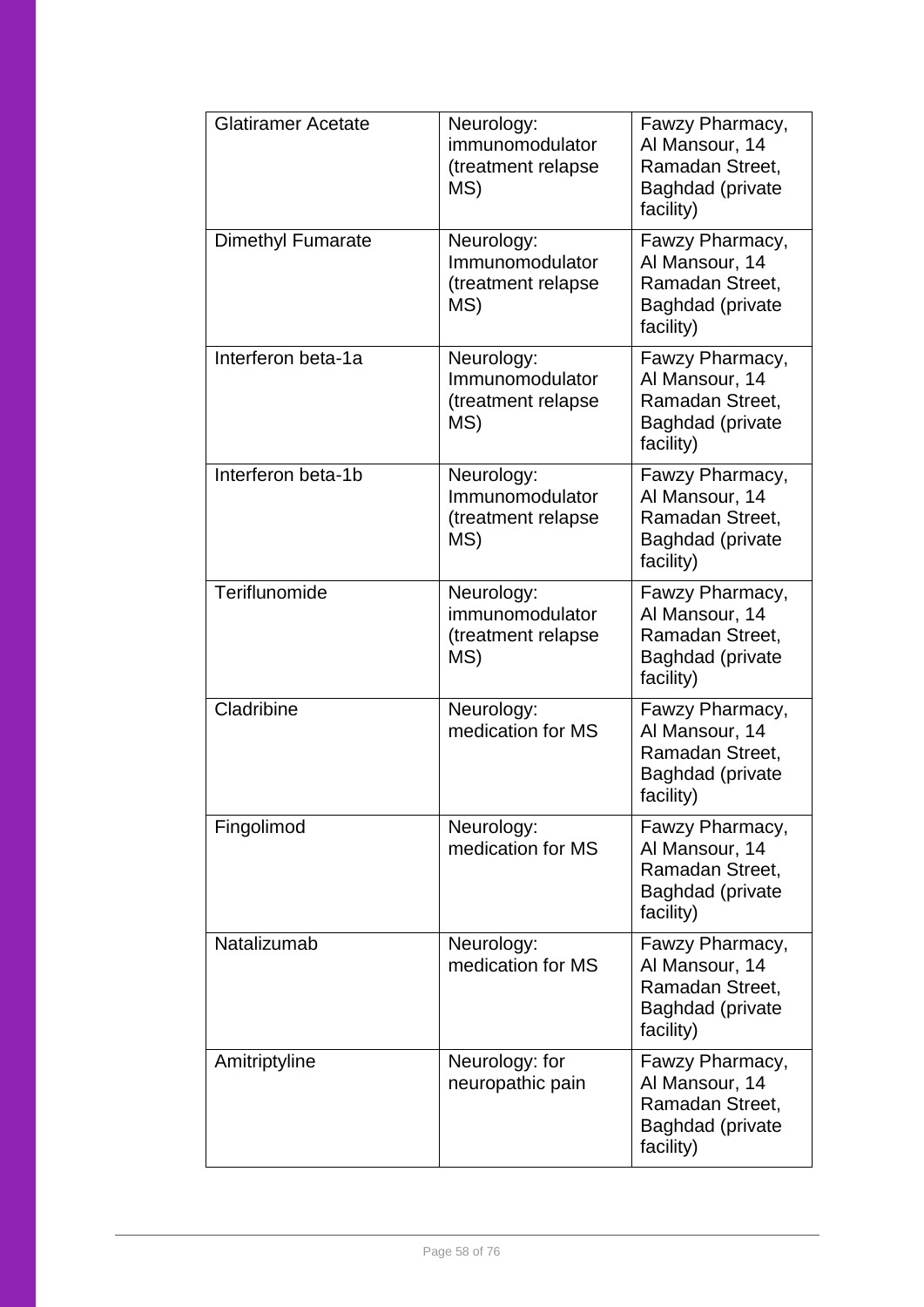| | | |
|---|---|---|
| Glatiramer Acetate | Neurology: immunomodulator (treatment relapse MS) | Fawzy Pharmacy, Al Mansour, 14 Ramadan Street, Baghdad (private facility) |
| Dimethyl Fumarate | Neurology: Immunomodulator (treatment relapse MS) | Fawzy Pharmacy, Al Mansour, 14 Ramadan Street, Baghdad (private facility) |
| Interferon beta-1a | Neurology: Immunomodulator (treatment relapse MS) | Fawzy Pharmacy, Al Mansour, 14 Ramadan Street, Baghdad (private facility) |
| Interferon beta-1b | Neurology: Immunomodulator (treatment relapse MS) | Fawzy Pharmacy, Al Mansour, 14 Ramadan Street, Baghdad (private facility) |
| Teriflunomide | Neurology: immunomodulator (treatment relapse MS) | Fawzy Pharmacy, Al Mansour, 14 Ramadan Street, Baghdad (private facility) |
| Cladribine | Neurology: medication for MS | Fawzy Pharmacy, Al Mansour, 14 Ramadan Street, Baghdad (private facility) |
| Fingolimod | Neurology: medication for MS | Fawzy Pharmacy, Al Mansour, 14 Ramadan Street, Baghdad (private facility) |
| Natalizumab | Neurology: medication for MS | Fawzy Pharmacy, Al Mansour, 14 Ramadan Street, Baghdad (private facility) |
| Amitriptyline | Neurology: for neuropathic pain | Fawzy Pharmacy, Al Mansour, 14 Ramadan Street, Baghdad (private facility) |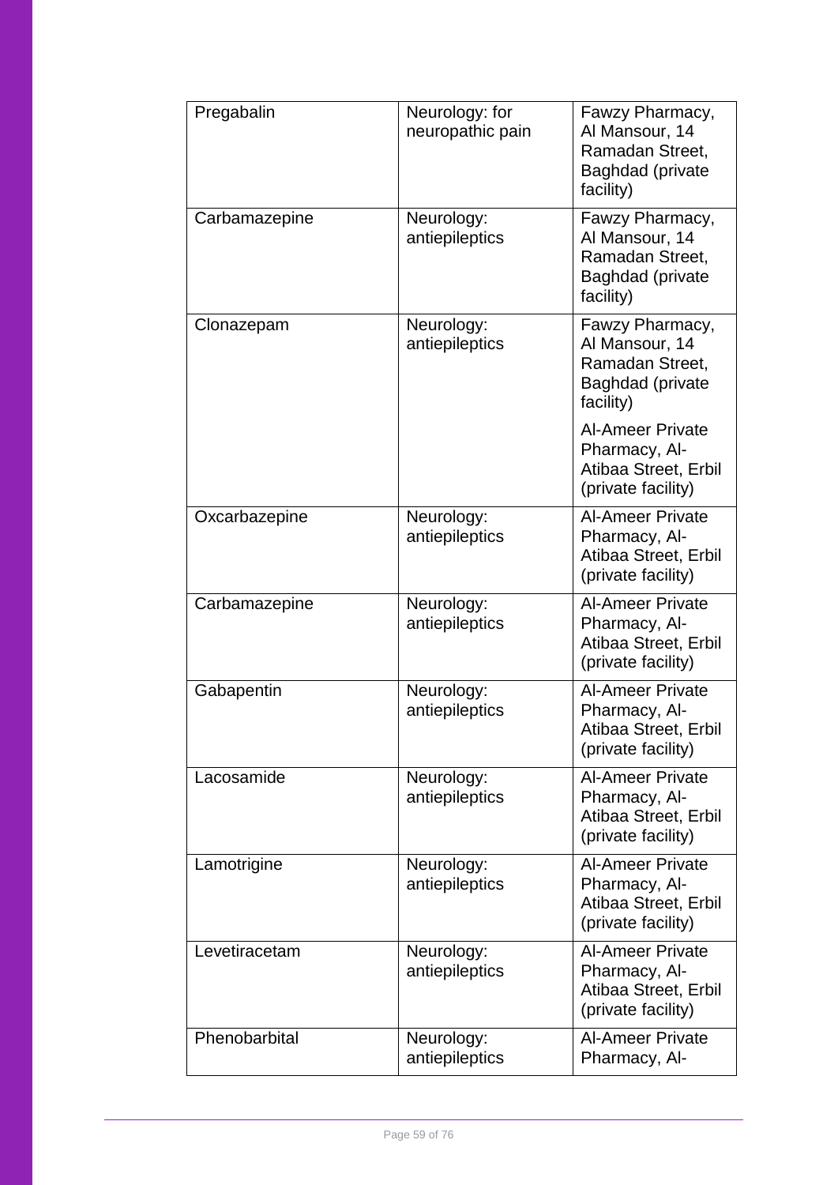| | | |
|---|---|---|
| Pregabalin | Neurology: for neuropathic pain | Fawzy Pharmacy, Al Mansour, 14 Ramadan Street, Baghdad (private facility) |
| Carbamazepine | Neurology: antiepileptics | Fawzy Pharmacy, Al Mansour, 14 Ramadan Street, Baghdad (private facility) |
| Clonazepam | Neurology: antiepileptics | Fawzy Pharmacy, Al Mansour, 14 Ramadan Street, Baghdad (private facility)<br><br>Al-Ameer Private Pharmacy, Al-Atibaa Street, Erbil (private facility) |
| Oxcarbazepine | Neurology: antiepileptics | Al-Ameer Private Pharmacy, Al-Atibaa Street, Erbil (private facility) |
| Carbamazepine | Neurology: antiepileptics | Al-Ameer Private Pharmacy, Al-Atibaa Street, Erbil (private facility) |
| Gabapentin | Neurology: antiepileptics | Al-Ameer Private Pharmacy, Al-Atibaa Street, Erbil (private facility) |
| Lacosamide | Neurology: antiepileptics | Al-Ameer Private Pharmacy, Al-Atibaa Street, Erbil (private facility) |
| Lamotrigine | Neurology: antiepileptics | Al-Ameer Private Pharmacy, Al-Atibaa Street, Erbil (private facility) |
| Levetiracetam | Neurology: antiepileptics | Al-Ameer Private Pharmacy, Al-Atibaa Street, Erbil (private facility) |
| Phenobarbital | Neurology: antiepileptics | Al-Ameer Private Pharmacy, Al- |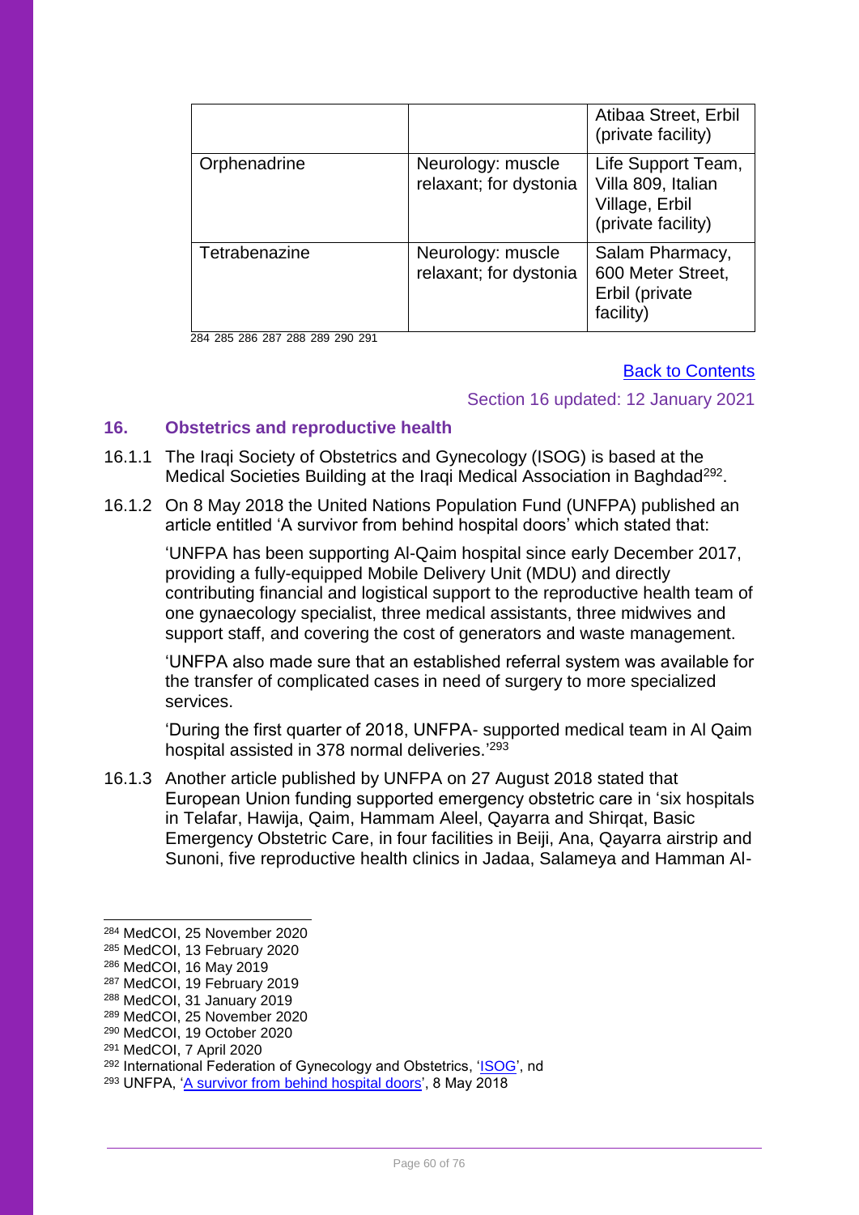| | | Atibaa Street, Erbil (private facility) |
|---|---|---|
| Orphenadrine | Neurology: muscle relaxant; for dystonia | Life Support Team, Villa 809, Italian Village, Erbil (private facility) |
| Tetrabenazine | Neurology: muscle relaxant; for dystonia | Salam Pharmacy, 600 Meter Street, Erbil (private facility) |

[284] [285] [286] [287] [288] [289] [290] [291]

Back to Contents

Section 16 updated: 12 January 2021

## 16. Obstetrics and reproductive health

16.1.1 The Iraqi Society of Obstetrics and Gynecology (ISOG) is based at the Medical Societies Building at the Iraqi Medical Association in Baghdad[292].

16.1.2 On 8 May 2018 the United Nations Population Fund (UNFPA) published an article entitled 'A survivor from behind hospital doors' which stated that:

> 'UNFPA has been supporting Al-Qaim hospital since early December 2017, providing a fully-equipped Mobile Delivery Unit (MDU) and directly contributing financial and logistical support to the reproductive health team of one gynaecology specialist, three medical assistants, three midwives and support staff, and covering the cost of generators and waste management.
>
> 'UNFPA also made sure that an established referral system was available for the transfer of complicated cases in need of surgery to more specialized services.
>
> 'During the first quarter of 2018, UNFPA- supported medical team in Al Qaim hospital assisted in 378 normal deliveries.'[293]

16.1.3 Another article published by UNFPA on 27 August 2018 stated that European Union funding supported emergency obstetric care in 'six hospitals in Telafar, Hawija, Qaim, Hammam Aleel, Qayarra and Shirqat, Basic Emergency Obstetric Care, in four facilities in Beiji, Ana, Qayarra airstrip and Sunoni, five reproductive health clinics in Jadaa, Salameya and Hamman Al-

---

[284] MedCOI, 25 November 2020
[285] MedCOI, 13 February 2020
[286] MedCOI, 16 May 2019
[287] MedCOI, 19 February 2019
[288] MedCOI, 31 January 2019
[289] MedCOI, 25 November 2020
[290] MedCOI, 19 October 2020
[291] MedCOI, 7 April 2020
[292] International Federation of Gynecology and Obstetrics, 'ISOG', nd
[293] UNFPA, 'A survivor from behind hospital doors', 8 May 2018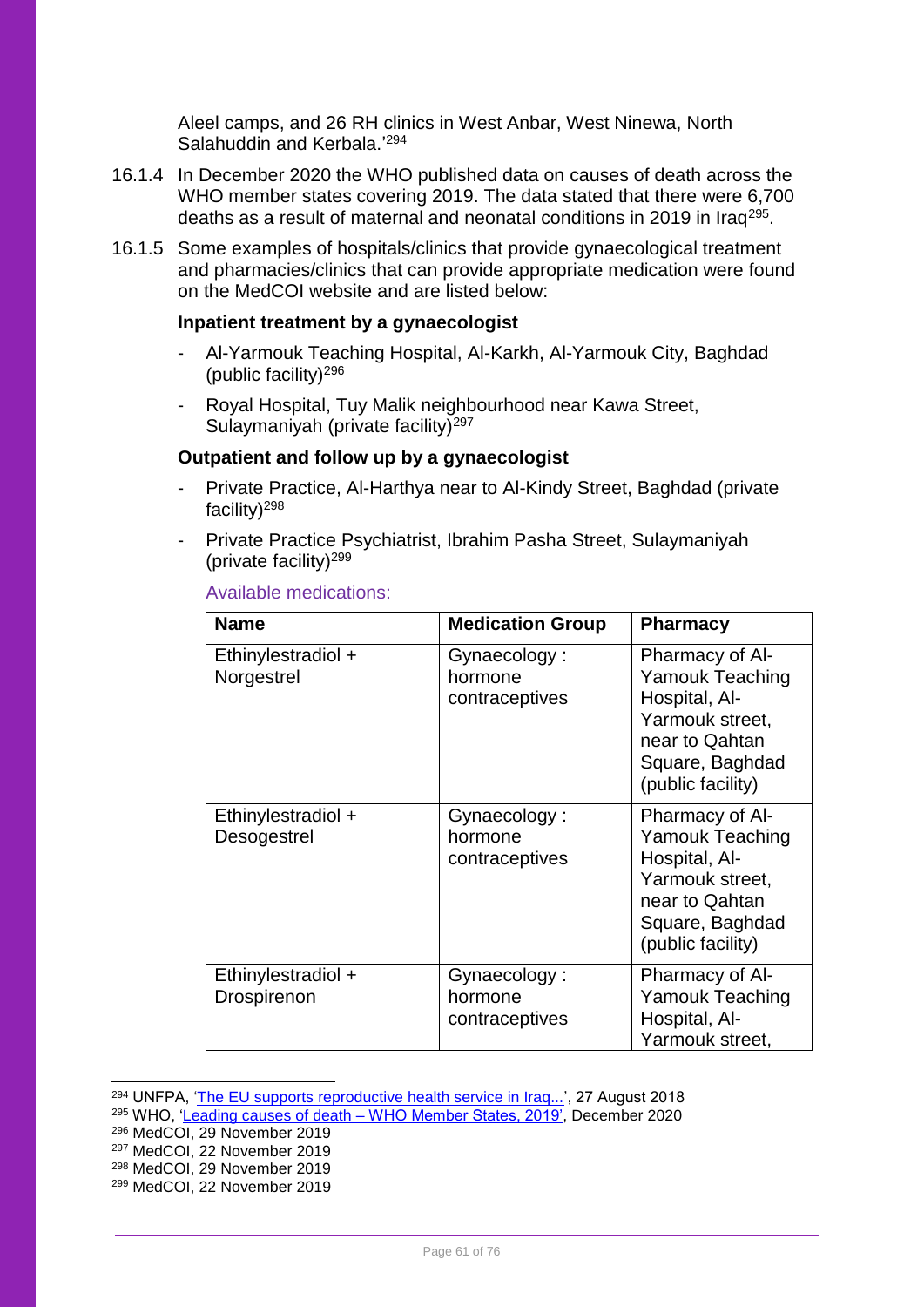Aleel camps, and 26 RH clinics in West Anbar, West Ninewa, North Salahuddin and Kerbala.'[294]

16.1.4 In December 2020 the WHO published data on causes of death across the WHO member states covering 2019. The data stated that there were 6,700 deaths as a result of maternal and neonatal conditions in 2019 in Iraq[295].

16.1.5 Some examples of hospitals/clinics that provide gynaecological treatment and pharmacies/clinics that can provide appropriate medication were found on the MedCOI website and are listed below:

**Inpatient treatment by a gynaecologist**

- Al-Yarmouk Teaching Hospital, Al-Karkh, Al-Yarmouk City, Baghdad (public facility)[296]
- Royal Hospital, Tuy Malik neighbourhood near Kawa Street, Sulaymaniyah (private facility)[297]

**Outpatient and follow up by a gynaecologist**

- Private Practice, Al-Harthya near to Al-Kindy Street, Baghdad (private facility)[298]
- Private Practice Psychiatrist, Ibrahim Pasha Street, Sulaymaniyah (private facility)[299]

Available medications:

| Name | Medication Group | Pharmacy |
|---|---|---|
| Ethinylestradiol + Norgestrel | Gynaecology : hormone contraceptives | Pharmacy of Al-Yamouk Teaching Hospital, Al-Yarmouk street, near to Qahtan Square, Baghdad (public facility) |
| Ethinylestradiol + Desogestrel | Gynaecology : hormone contraceptives | Pharmacy of Al-Yamouk Teaching Hospital, Al-Yarmouk street, near to Qahtan Square, Baghdad (public facility) |
| Ethinylestradiol + Drospirenon | Gynaecology : hormone contraceptives | Pharmacy of Al-Yamouk Teaching Hospital, Al-Yarmouk street, |

[294] UNFPA, 'The EU supports reproductive health service in Iraq...', 27 August 2018
[295] WHO, 'Leading causes of death – WHO Member States, 2019', December 2020
[296] MedCOI, 29 November 2019
[297] MedCOI, 22 November 2019
[298] MedCOI, 29 November 2019
[299] MedCOI, 22 November 2019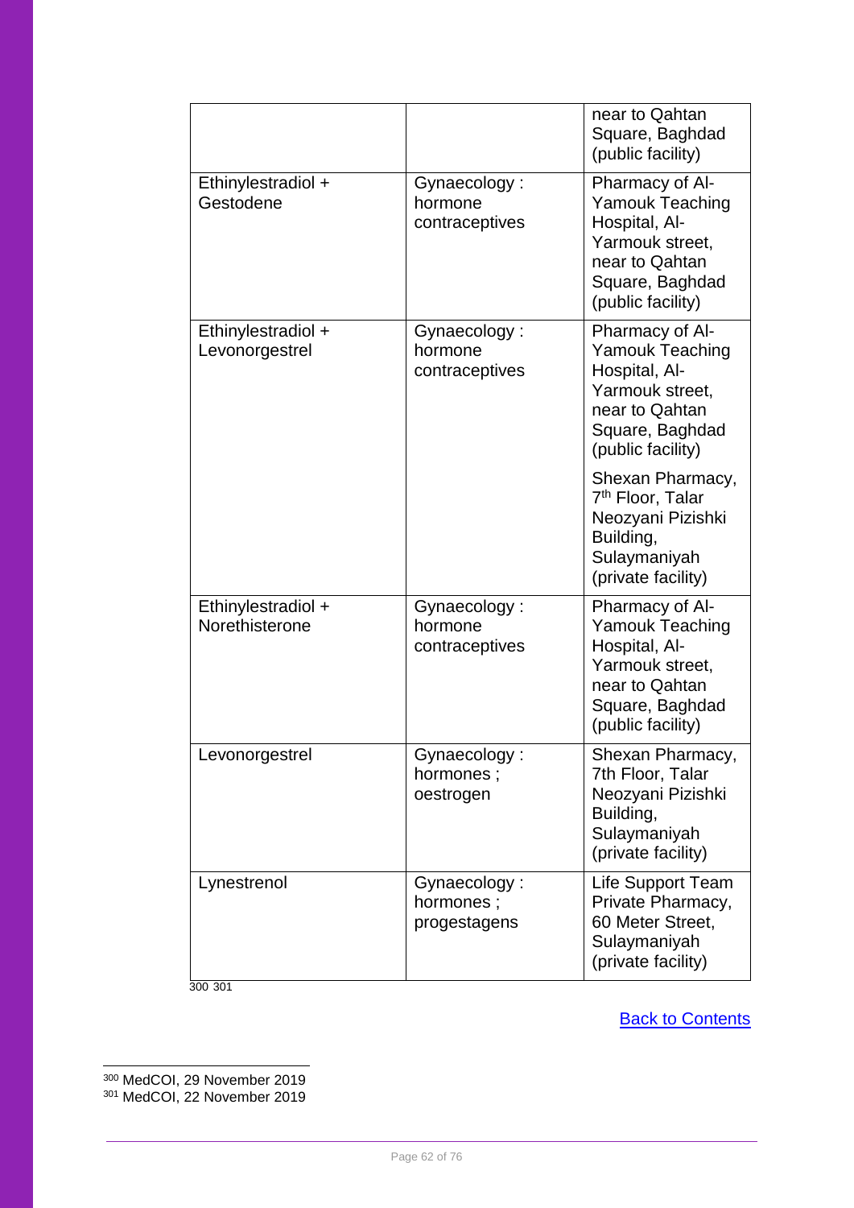| | | |
|---|---|---|
| | | near to Qahtan Square, Baghdad (public facility) |
| Ethinylestradiol + Gestodene | Gynaecology : hormone contraceptives | Pharmacy of Al-Yamouk Teaching Hospital, Al-Yarmouk street, near to Qahtan Square, Baghdad (public facility) |
| Ethinylestradiol + Levonorgestrel | Gynaecology : hormone contraceptives | Pharmacy of Al-Yamouk Teaching Hospital, Al-Yarmouk street, near to Qahtan Square, Baghdad (public facility)<br><br>Shexan Pharmacy, 7th Floor, Talar Neozyani Pizishki Building, Sulaymaniyah (private facility) |
| Ethinylestradiol + Norethisterone | Gynaecology : hormone contraceptives | Pharmacy of Al-Yamouk Teaching Hospital, Al-Yarmouk street, near to Qahtan Square, Baghdad (public facility) |
| Levonorgestrel | Gynaecology : hormones ; oestrogen | Shexan Pharmacy, 7th Floor, Talar Neozyani Pizishki Building, Sulaymaniyah (private facility) |
| Lynestrenol | Gynaecology : hormones ; progestagens | Life Support Team Private Pharmacy, 60 Meter Street, Sulaymaniyah (private facility) |

[300] [301]

Back to Contents

[300] MedCOI, 29 November 2019

[301] MedCOI, 22 November 2019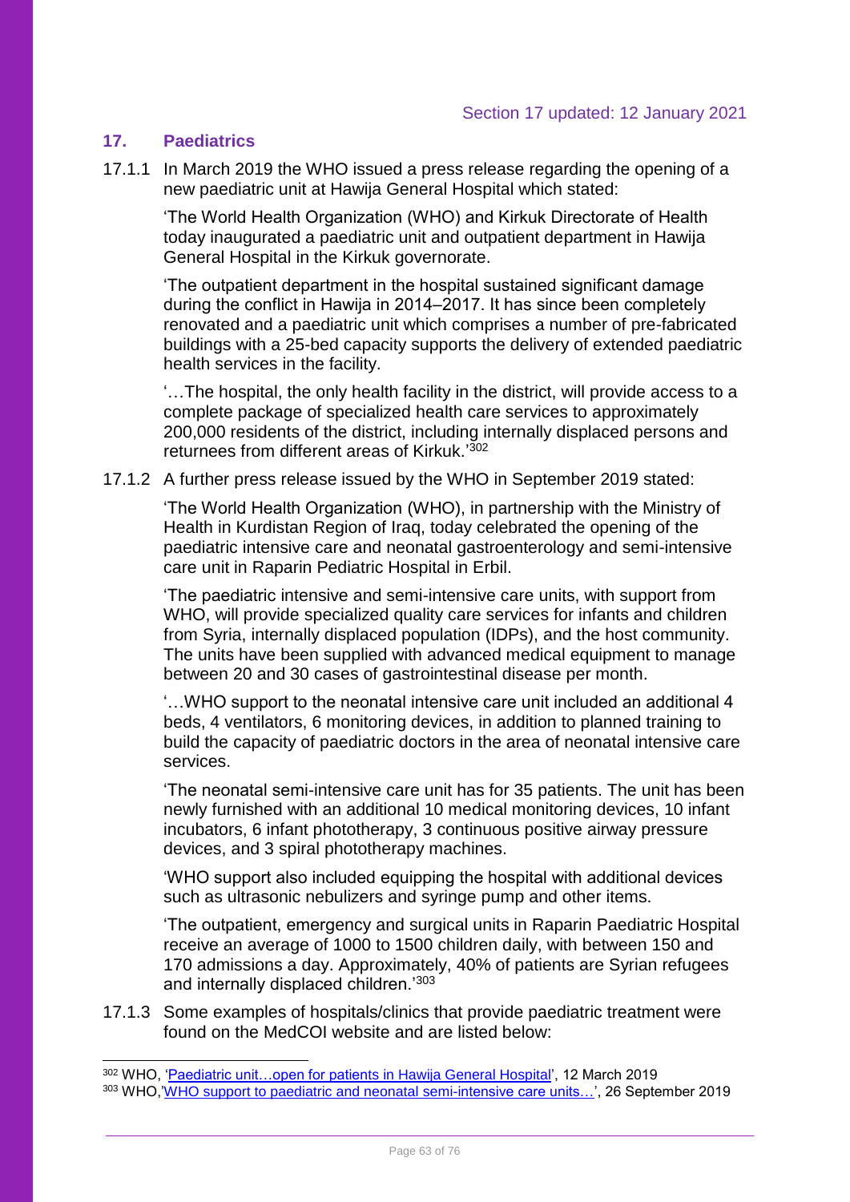Section 17 updated: 12 January 2021

## 17. Paediatrics

17.1.1 In March 2019 the WHO issued a press release regarding the opening of a new paediatric unit at Hawija General Hospital which stated:

> 'The World Health Organization (WHO) and Kirkuk Directorate of Health today inaugurated a paediatric unit and outpatient department in Hawija General Hospital in the Kirkuk governorate.
>
> 'The outpatient department in the hospital sustained significant damage during the conflict in Hawija in 2014–2017. It has since been completely renovated and a paediatric unit which comprises a number of pre-fabricated buildings with a 25-bed capacity supports the delivery of extended paediatric health services in the facility.
>
> '…The hospital, the only health facility in the district, will provide access to a complete package of specialized health care services to approximately 200,000 residents of the district, including internally displaced persons and returnees from different areas of Kirkuk.'[302]

17.1.2 A further press release issued by the WHO in September 2019 stated:

> 'The World Health Organization (WHO), in partnership with the Ministry of Health in Kurdistan Region of Iraq, today celebrated the opening of the paediatric intensive care and neonatal gastroenterology and semi-intensive care unit in Raparin Pediatric Hospital in Erbil.
>
> 'The paediatric intensive and semi-intensive care units, with support from WHO, will provide specialized quality care services for infants and children from Syria, internally displaced population (IDPs), and the host community. The units have been supplied with advanced medical equipment to manage between 20 and 30 cases of gastrointestinal disease per month.
>
> '…WHO support to the neonatal intensive care unit included an additional 4 beds, 4 ventilators, 6 monitoring devices, in addition to planned training to build the capacity of paediatric doctors in the area of neonatal intensive care services.
>
> 'The neonatal semi-intensive care unit has for 35 patients. The unit has been newly furnished with an additional 10 medical monitoring devices, 10 infant incubators, 6 infant phototherapy, 3 continuous positive airway pressure devices, and 3 spiral phototherapy machines.
>
> 'WHO support also included equipping the hospital with additional devices such as ultrasonic nebulizers and syringe pump and other items.
>
> 'The outpatient, emergency and surgical units in Raparin Paediatric Hospital receive an average of 1000 to 1500 children daily, with between 150 and 170 admissions a day. Approximately, 40% of patients are Syrian refugees and internally displaced children.'[303]

17.1.3 Some examples of hospitals/clinics that provide paediatric treatment were found on the MedCOI website and are listed below:

---

[302] WHO, 'Paediatric unit…open for patients in Hawija General Hospital', 12 March 2019

[303] WHO,'WHO support to paediatric and neonatal semi-intensive care units…', 26 September 2019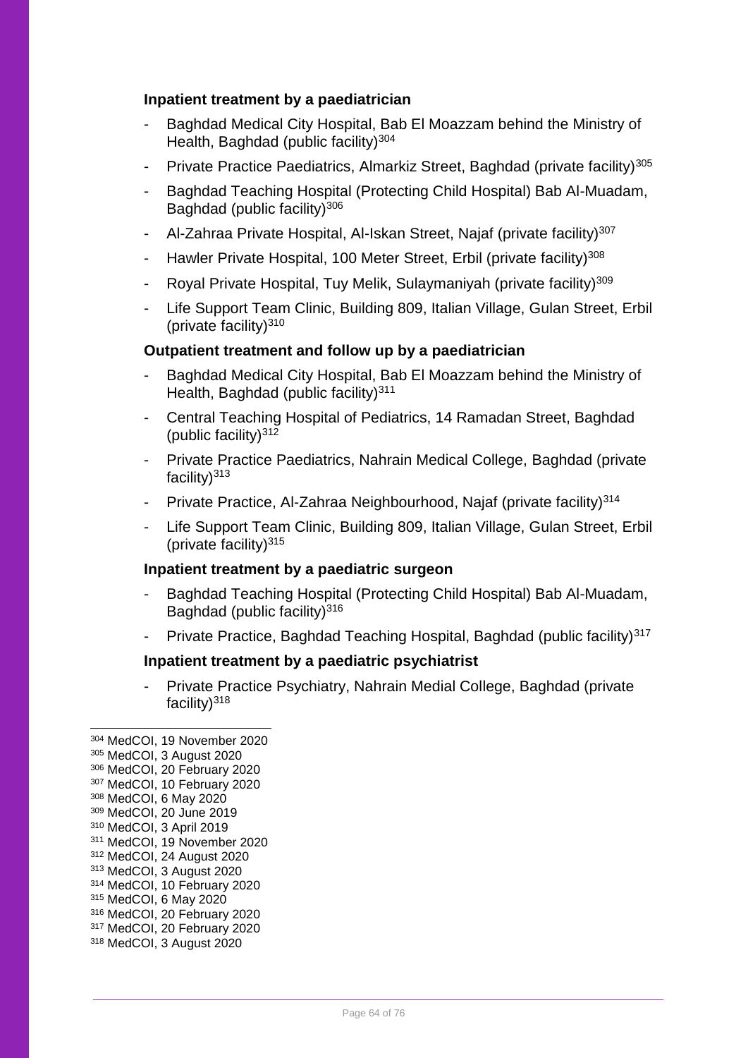**Inpatient treatment by a paediatrician**

- Baghdad Medical City Hospital, Bab El Moazzam behind the Ministry of Health, Baghdad (public facility)[304]
- Private Practice Paediatrics, Almarkiz Street, Baghdad (private facility)[305]
- Baghdad Teaching Hospital (Protecting Child Hospital) Bab Al-Muadam, Baghdad (public facility)[306]
- Al-Zahraa Private Hospital, Al-Iskan Street, Najaf (private facility)[307]
- Hawler Private Hospital, 100 Meter Street, Erbil (private facility)[308]
- Royal Private Hospital, Tuy Melik, Sulaymaniyah (private facility)[309]
- Life Support Team Clinic, Building 809, Italian Village, Gulan Street, Erbil (private facility)[310]

**Outpatient treatment and follow up by a paediatrician**

- Baghdad Medical City Hospital, Bab El Moazzam behind the Ministry of Health, Baghdad (public facility)[311]
- Central Teaching Hospital of Pediatrics, 14 Ramadan Street, Baghdad (public facility)[312]
- Private Practice Paediatrics, Nahrain Medical College, Baghdad (private facility)[313]
- Private Practice, Al-Zahraa Neighbourhood, Najaf (private facility)[314]
- Life Support Team Clinic, Building 809, Italian Village, Gulan Street, Erbil (private facility)[315]

**Inpatient treatment by a paediatric surgeon**

- Baghdad Teaching Hospital (Protecting Child Hospital) Bab Al-Muadam, Baghdad (public facility)[316]
- Private Practice, Baghdad Teaching Hospital, Baghdad (public facility)[317]

**Inpatient treatment by a paediatric psychiatrist**

- Private Practice Psychiatry, Nahrain Medial College, Baghdad (private facility)[318]

---

[304] MedCOI, 19 November 2020
[305] MedCOI, 3 August 2020
[306] MedCOI, 20 February 2020
[307] MedCOI, 10 February 2020
[308] MedCOI, 6 May 2020
[309] MedCOI, 20 June 2019
[310] MedCOI, 3 April 2019
[311] MedCOI, 19 November 2020
[312] MedCOI, 24 August 2020
[313] MedCOI, 3 August 2020
[314] MedCOI, 10 February 2020
[315] MedCOI, 6 May 2020
[316] MedCOI, 20 February 2020
[317] MedCOI, 20 February 2020
[318] MedCOI, 3 August 2020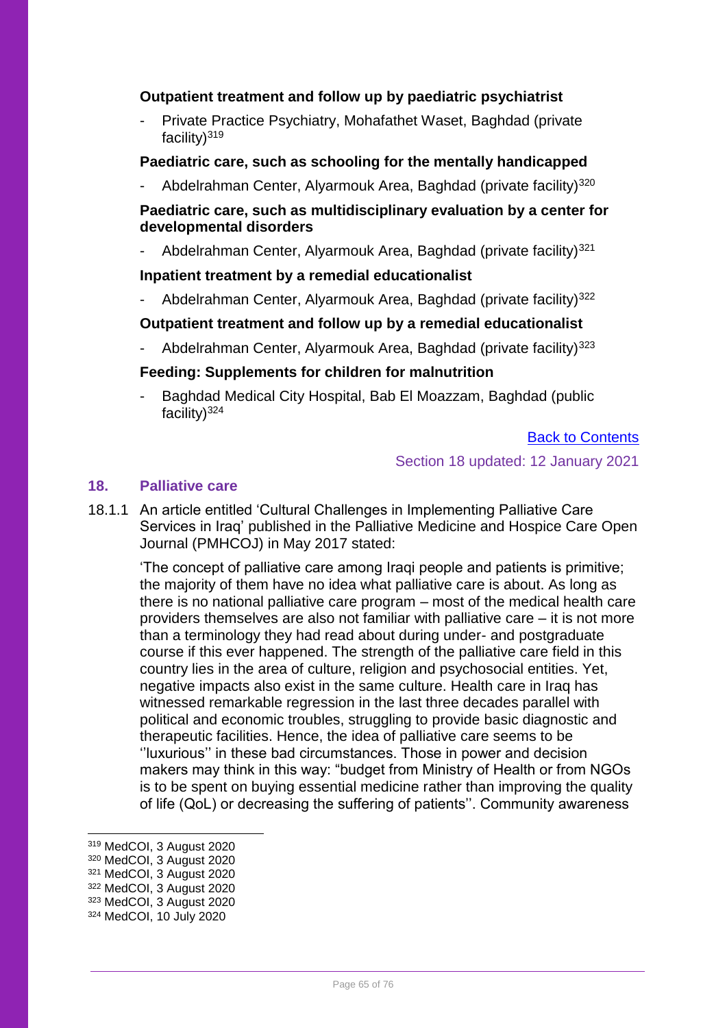**Outpatient treatment and follow up by paediatric psychiatrist**

- Private Practice Psychiatry, Mohafathet Waset, Baghdad (private facility)[319]

**Paediatric care, such as schooling for the mentally handicapped**

- Abdelrahman Center, Alyarmouk Area, Baghdad (private facility)[320]

**Paediatric care, such as multidisciplinary evaluation by a center for developmental disorders**

- Abdelrahman Center, Alyarmouk Area, Baghdad (private facility)[321]

**Inpatient treatment by a remedial educationalist**

- Abdelrahman Center, Alyarmouk Area, Baghdad (private facility)[322]

**Outpatient treatment and follow up by a remedial educationalist**

- Abdelrahman Center, Alyarmouk Area, Baghdad (private facility)[323]

**Feeding: Supplements for children for malnutrition**

- Baghdad Medical City Hospital, Bab El Moazzam, Baghdad (public facility)[324]

Back to Contents

Section 18 updated: 12 January 2021

## 18. Palliative care

18.1.1 An article entitled 'Cultural Challenges in Implementing Palliative Care Services in Iraq' published in the Palliative Medicine and Hospice Care Open Journal (PMHCOJ) in May 2017 stated:

> 'The concept of palliative care among Iraqi people and patients is primitive; the majority of them have no idea what palliative care is about. As long as there is no national palliative care program – most of the medical health care providers themselves are also not familiar with palliative care – it is not more than a terminology they had read about during under- and postgraduate course if this ever happened. The strength of the palliative care field in this country lies in the area of culture, religion and psychosocial entities. Yet, negative impacts also exist in the same culture. Health care in Iraq has witnessed remarkable regression in the last three decades parallel with political and economic troubles, struggling to provide basic diagnostic and therapeutic facilities. Hence, the idea of palliative care seems to be ''luxurious'' in these bad circumstances. Those in power and decision makers may think in this way: "budget from Ministry of Health or from NGOs is to be spent on buying essential medicine rather than improving the quality of life (QoL) or decreasing the suffering of patients''. Community awareness

---

[319] MedCOI, 3 August 2020
[320] MedCOI, 3 August 2020
[321] MedCOI, 3 August 2020
[322] MedCOI, 3 August 2020
[323] MedCOI, 3 August 2020
[324] MedCOI, 10 July 2020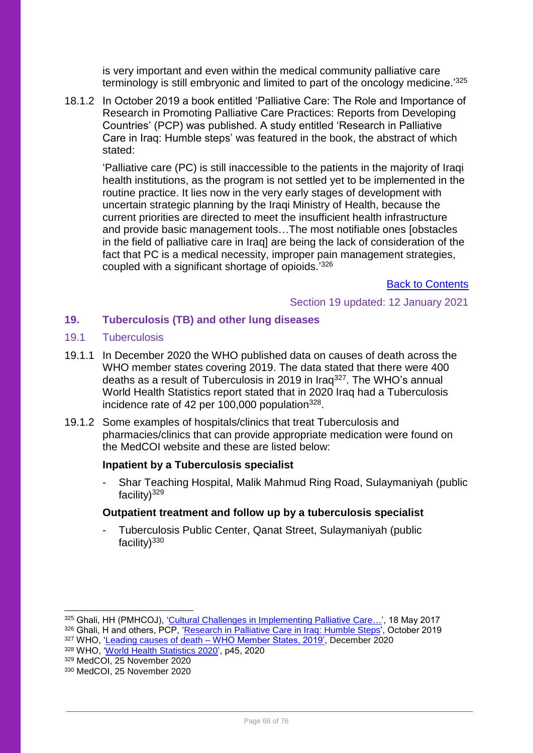is very important and even within the medical community palliative care terminology is still embryonic and limited to part of the oncology medicine.'[325]

18.1.2 In October 2019 a book entitled 'Palliative Care: The Role and Importance of Research in Promoting Palliative Care Practices: Reports from Developing Countries' (PCP) was published. A study entitled 'Research in Palliative Care in Iraq: Humble steps' was featured in the book, the abstract of which stated:

> 'Palliative care (PC) is still inaccessible to the patients in the majority of Iraqi health institutions, as the program is not settled yet to be implemented in the routine practice. It lies now in the very early stages of development with uncertain strategic planning by the Iraqi Ministry of Health, because the current priorities are directed to meet the insufficient health infrastructure and provide basic management tools…The most notifiable ones [obstacles in the field of palliative care in Iraq] are being the lack of consideration of the fact that PC is a medical necessity, improper pain management strategies, coupled with a significant shortage of opioids.'[326]

Back to Contents

Section 19 updated: 12 January 2021

## 19. Tuberculosis (TB) and other lung diseases

### 19.1 Tuberculosis

19.1.1 In December 2020 the WHO published data on causes of death across the WHO member states covering 2019. The data stated that there were 400 deaths as a result of Tuberculosis in 2019 in Iraq[327]. The WHO's annual World Health Statistics report stated that in 2020 Iraq had a Tuberculosis incidence rate of 42 per 100,000 population[328].

19.1.2 Some examples of hospitals/clinics that treat Tuberculosis and pharmacies/clinics that can provide appropriate medication were found on the MedCOI website and these are listed below:

**Inpatient by a Tuberculosis specialist**

- Shar Teaching Hospital, Malik Mahmud Ring Road, Sulaymaniyah (public facility)[329]

**Outpatient treatment and follow up by a tuberculosis specialist**

- Tuberculosis Public Center, Qanat Street, Sulaymaniyah (public facility)[330]

---

[325] Ghali, HH (PMHCOJ), 'Cultural Challenges in Implementing Palliative Care…', 18 May 2017
[326] Ghali, H and others, PCP, 'Research in Palliative Care in Iraq: Humble Steps', October 2019
[327] WHO, 'Leading causes of death – WHO Member States, 2019', December 2020
[328] WHO, 'World Health Statistics 2020', p45, 2020
[329] MedCOI, 25 November 2020
[330] MedCOI, 25 November 2020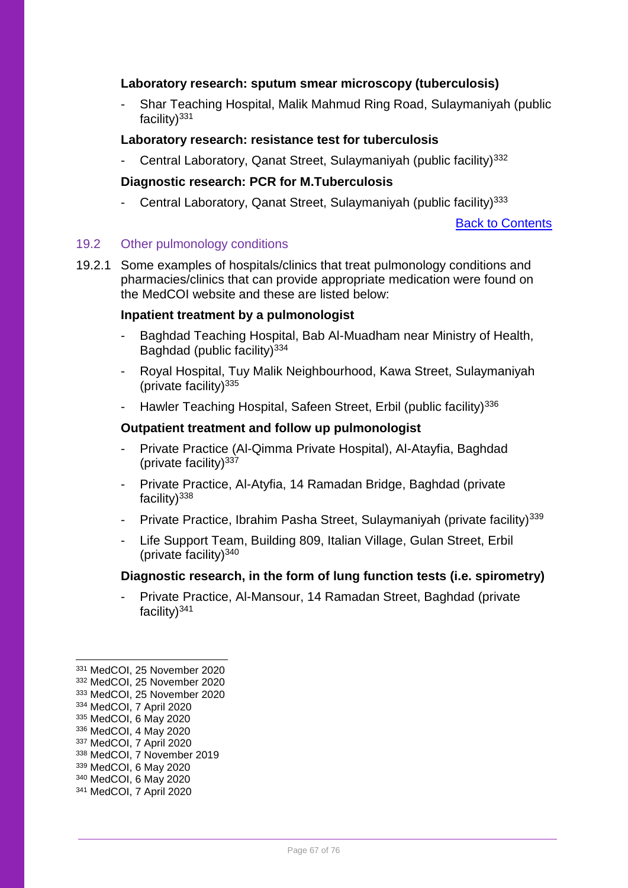**Laboratory research: sputum smear microscopy (tuberculosis)**

- Shar Teaching Hospital, Malik Mahmud Ring Road, Sulaymaniyah (public facility)[331]

**Laboratory research: resistance test for tuberculosis**

- Central Laboratory, Qanat Street, Sulaymaniyah (public facility)[332]

**Diagnostic research: PCR for M.Tuberculosis**

- Central Laboratory, Qanat Street, Sulaymaniyah (public facility)[333]

[Back to Contents]

## 19.2 Other pulmonology conditions

19.2.1 Some examples of hospitals/clinics that treat pulmonology conditions and pharmacies/clinics that can provide appropriate medication were found on the MedCOI website and these are listed below:

**Inpatient treatment by a pulmonologist**

- Baghdad Teaching Hospital, Bab Al-Muadham near Ministry of Health, Baghdad (public facility)[334]
- Royal Hospital, Tuy Malik Neighbourhood, Kawa Street, Sulaymaniyah (private facility)[335]
- Hawler Teaching Hospital, Safeen Street, Erbil (public facility)[336]

**Outpatient treatment and follow up pulmonologist**

- Private Practice (Al-Qimma Private Hospital), Al-Atayfia, Baghdad (private facility)[337]
- Private Practice, Al-Atyfia, 14 Ramadan Bridge, Baghdad (private facility)[338]
- Private Practice, Ibrahim Pasha Street, Sulaymaniyah (private facility)[339]
- Life Support Team, Building 809, Italian Village, Gulan Street, Erbil (private facility)[340]

**Diagnostic research, in the form of lung function tests (i.e. spirometry)**

- Private Practice, Al-Mansour, 14 Ramadan Street, Baghdad (private facility)[341]

---

[331] MedCOI, 25 November 2020
[332] MedCOI, 25 November 2020
[333] MedCOI, 25 November 2020
[334] MedCOI, 7 April 2020
[335] MedCOI, 6 May 2020
[336] MedCOI, 4 May 2020
[337] MedCOI, 7 April 2020
[338] MedCOI, 7 November 2019
[339] MedCOI, 6 May 2020
[340] MedCOI, 6 May 2020
[341] MedCOI, 7 April 2020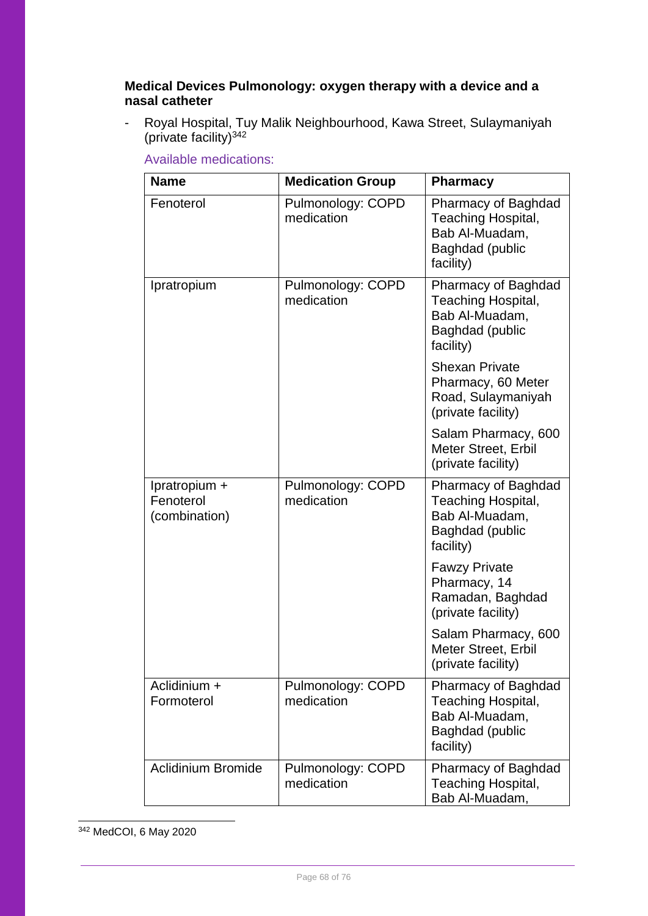**Medical Devices Pulmonology: oxygen therapy with a device and a nasal catheter**

- Royal Hospital, Tuy Malik Neighbourhood, Kawa Street, Sulaymaniyah (private facility)[342]

Available medications:

| Name | Medication Group | Pharmacy |
|---|---|---|
| Fenoterol | Pulmonology: COPD medication | Pharmacy of Baghdad Teaching Hospital, Bab Al-Muadam, Baghdad (public facility) |
| Ipratropium | Pulmonology: COPD medication | Pharmacy of Baghdad Teaching Hospital, Bab Al-Muadam, Baghdad (public facility) |
| | | Shexan Private Pharmacy, 60 Meter Road, Sulaymaniyah (private facility) |
| | | Salam Pharmacy, 600 Meter Street, Erbil (private facility) |
| Ipratropium + Fenoterol (combination) | Pulmonology: COPD medication | Pharmacy of Baghdad Teaching Hospital, Bab Al-Muadam, Baghdad (public facility) |
| | | Fawzy Private Pharmacy, 14 Ramadan, Baghdad (private facility) |
| | | Salam Pharmacy, 600 Meter Street, Erbil (private facility) |
| Aclidinium + Formoterol | Pulmonology: COPD medication | Pharmacy of Baghdad Teaching Hospital, Bab Al-Muadam, Baghdad (public facility) |
| Aclidinium Bromide | Pulmonology: COPD medication | Pharmacy of Baghdad Teaching Hospital, Bab Al-Muadam, |

[342] MedCOI, 6 May 2020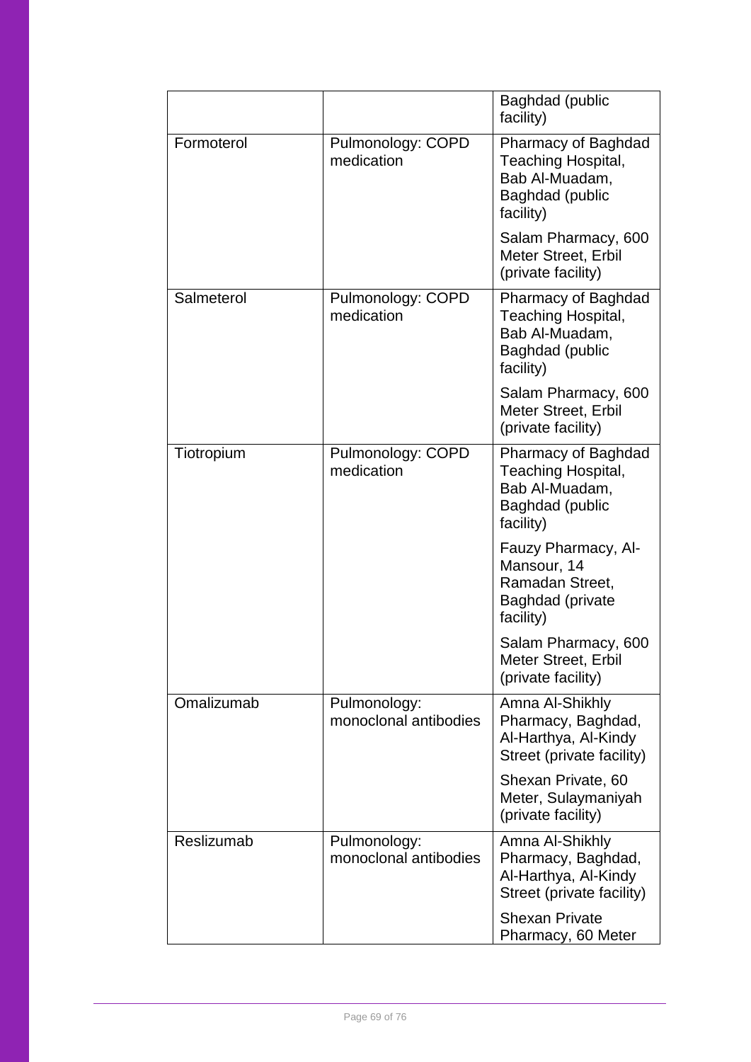| | | |
|---|---|---|
| | | Baghdad (public facility) |
| Formoterol | Pulmonology: COPD medication | Pharmacy of Baghdad Teaching Hospital, Bab Al-Muadam, Baghdad (public facility)<br><br>Salam Pharmacy, 600 Meter Street, Erbil (private facility) |
| Salmeterol | Pulmonology: COPD medication | Pharmacy of Baghdad Teaching Hospital, Bab Al-Muadam, Baghdad (public facility)<br><br>Salam Pharmacy, 600 Meter Street, Erbil (private facility) |
| Tiotropium | Pulmonology: COPD medication | Pharmacy of Baghdad Teaching Hospital, Bab Al-Muadam, Baghdad (public facility)<br><br>Fauzy Pharmacy, Al-Mansour, 14 Ramadan Street, Baghdad (private facility)<br><br>Salam Pharmacy, 600 Meter Street, Erbil (private facility) |
| Omalizumab | Pulmonology: monoclonal antibodies | Amna Al-Shikhly Pharmacy, Baghdad, Al-Harthya, Al-Kindy Street (private facility)<br><br>Shexan Private, 60 Meter, Sulaymaniyah (private facility) |
| Reslizumab | Pulmonology: monoclonal antibodies | Amna Al-Shikhly Pharmacy, Baghdad, Al-Harthya, Al-Kindy Street (private facility)<br><br>Shexan Private Pharmacy, 60 Meter |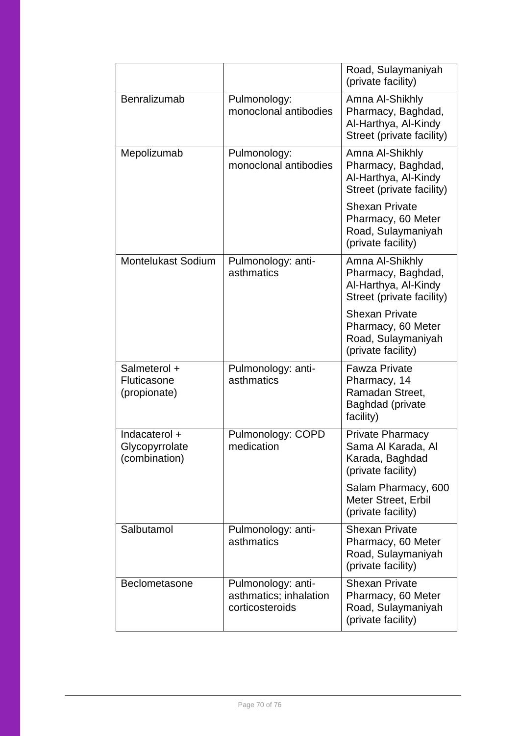| | | |
|---|---|---|
| | | Road, Sulaymaniyah (private facility) |
| Benralizumab | Pulmonology: monoclonal antibodies | Amna Al-Shikhly Pharmacy, Baghdad, Al-Harthya, Al-Kindy Street (private facility) |
| Mepolizumab | Pulmonology: monoclonal antibodies | Amna Al-Shikhly Pharmacy, Baghdad, Al-Harthya, Al-Kindy Street (private facility)<br><br>Shexan Private Pharmacy, 60 Meter Road, Sulaymaniyah (private facility) |
| Montelukast Sodium | Pulmonology: anti-asthmatics | Amna Al-Shikhly Pharmacy, Baghdad, Al-Harthya, Al-Kindy Street (private facility)<br><br>Shexan Private Pharmacy, 60 Meter Road, Sulaymaniyah (private facility) |
| Salmeterol + Fluticasone (propionate) | Pulmonology: anti-asthmatics | Fawza Private Pharmacy, 14 Ramadan Street, Baghdad (private facility) |
| Indacaterol + Glycopyrrolate (combination) | Pulmonology: COPD medication | Private Pharmacy Sama Al Karada, Al Karada, Baghdad (private facility)<br><br>Salam Pharmacy, 600 Meter Street, Erbil (private facility) |
| Salbutamol | Pulmonology: anti-asthmatics | Shexan Private Pharmacy, 60 Meter Road, Sulaymaniyah (private facility) |
| Beclometasone | Pulmonology: anti-asthmatics; inhalation corticosteroids | Shexan Private Pharmacy, 60 Meter Road, Sulaymaniyah (private facility) |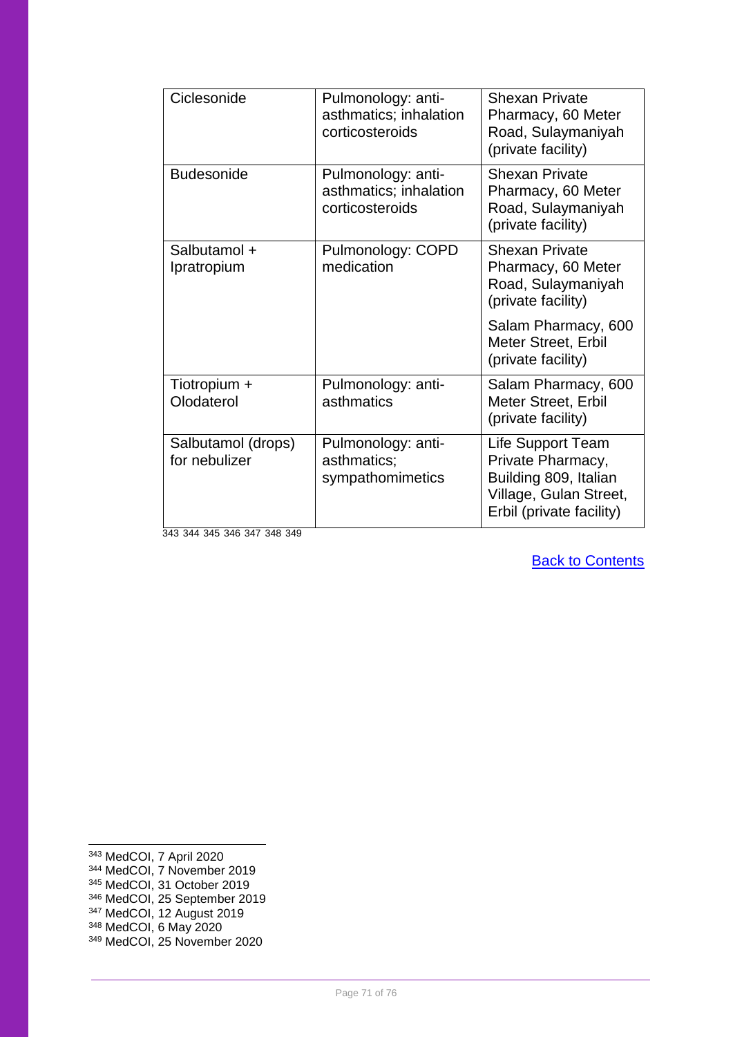| Ciclesonide | Pulmonology: anti-asthmatics; inhalation corticosteroids | Shexan Private Pharmacy, 60 Meter Road, Sulaymaniyah (private facility) |
|---|---|---|
| Budesonide | Pulmonology: anti-asthmatics; inhalation corticosteroids | Shexan Private Pharmacy, 60 Meter Road, Sulaymaniyah (private facility) |
| Salbutamol + Ipratropium | Pulmonology: COPD medication | Shexan Private Pharmacy, 60 Meter Road, Sulaymaniyah (private facility)<br><br>Salam Pharmacy, 600 Meter Street, Erbil (private facility) |
| Tiotropium + Olodaterol | Pulmonology: anti-asthmatics | Salam Pharmacy, 600 Meter Street, Erbil (private facility) |
| Salbutamol (drops) for nebulizer | Pulmonology: anti-asthmatics; sympathomimetics | Life Support Team Private Pharmacy, Building 809, Italian Village, Gulan Street, Erbil (private facility) |

343 344 345 346 347 348 349

[Back to Contents]

[343] MedCOI, 7 April 2020
[344] MedCOI, 7 November 2019
[345] MedCOI, 31 October 2019
[346] MedCOI, 25 September 2019
[347] MedCOI, 12 August 2019
[348] MedCOI, 6 May 2020
[349] MedCOI, 25 November 2020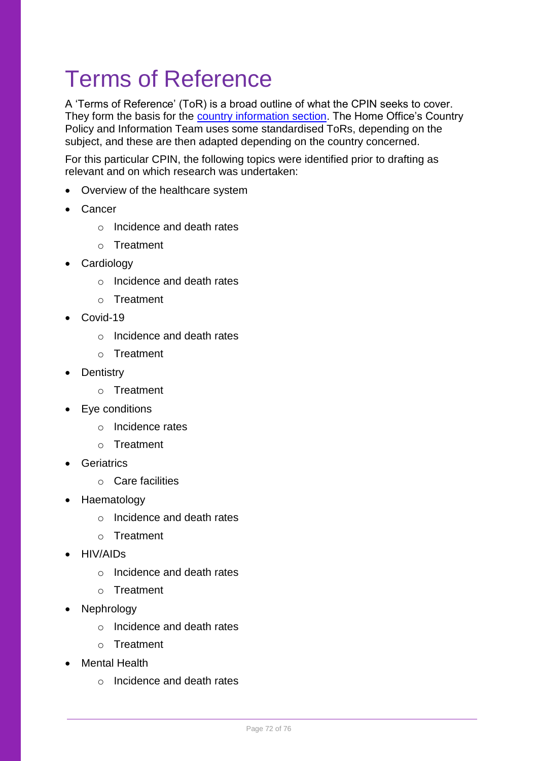# Terms of Reference

A 'Terms of Reference' (ToR) is a broad outline of what the CPIN seeks to cover. They form the basis for the country information section. The Home Office's Country Policy and Information Team uses some standardised ToRs, depending on the subject, and these are then adapted depending on the country concerned.

For this particular CPIN, the following topics were identified prior to drafting as relevant and on which research was undertaken:

- Overview of the healthcare system
- Cancer
  - Incidence and death rates
  - Treatment
- Cardiology
  - Incidence and death rates
  - Treatment
- Covid-19
  - Incidence and death rates
  - Treatment
- Dentistry
  - Treatment
- Eye conditions
  - Incidence rates
  - Treatment
- Geriatrics
  - Care facilities
- Haematology
  - Incidence and death rates
  - Treatment
- HIV/AIDs
  - Incidence and death rates
  - Treatment
- Nephrology
  - Incidence and death rates
  - Treatment
- Mental Health
  - Incidence and death rates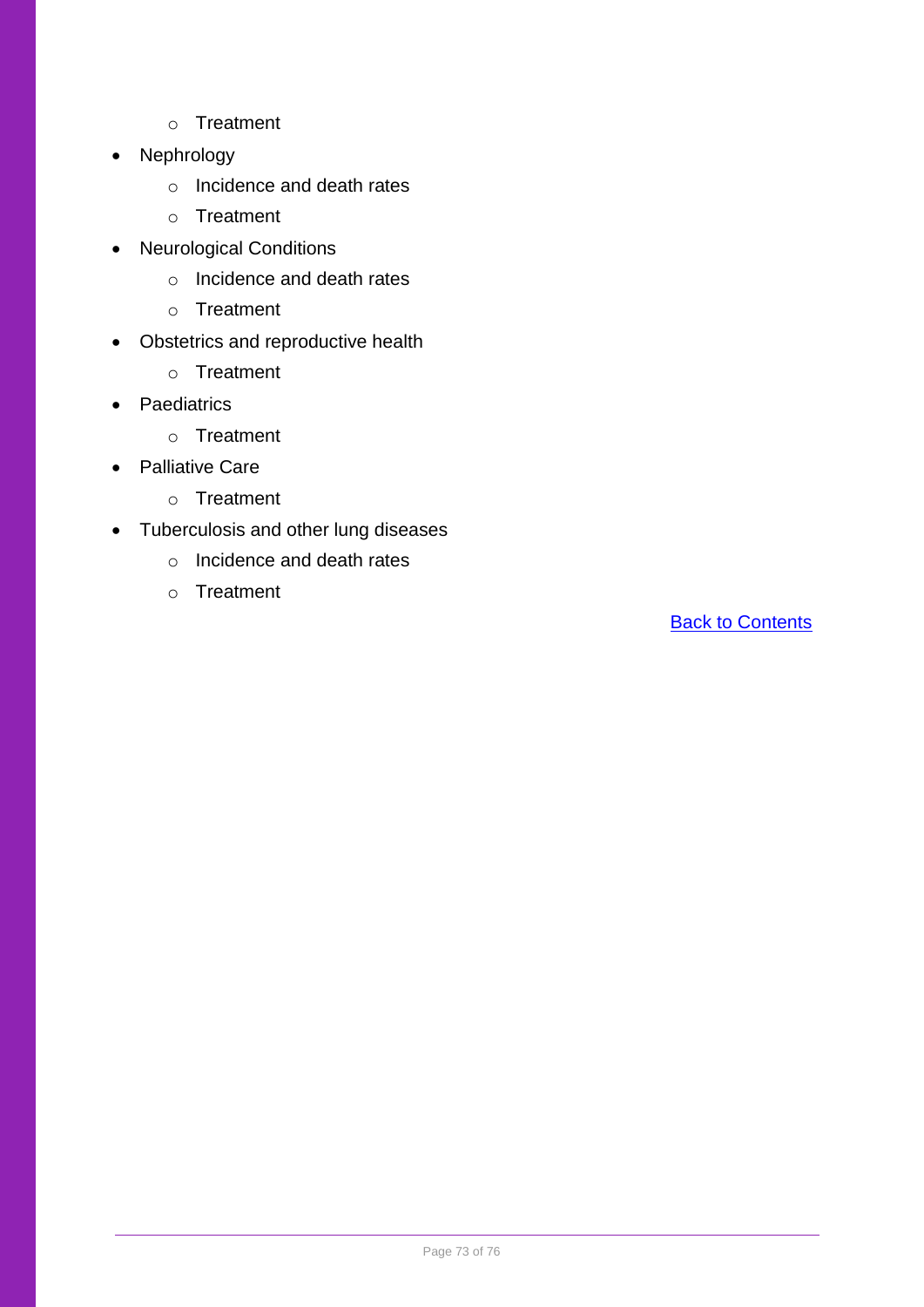- Treatment
- Nephrology
    - Incidence and death rates
    - Treatment
- Neurological Conditions
    - Incidence and death rates
    - Treatment
- Obstetrics and reproductive health
    - Treatment
- Paediatrics
    - Treatment
- Palliative Care
    - Treatment
- Tuberculosis and other lung diseases
    - Incidence and death rates
    - Treatment

Back to Contents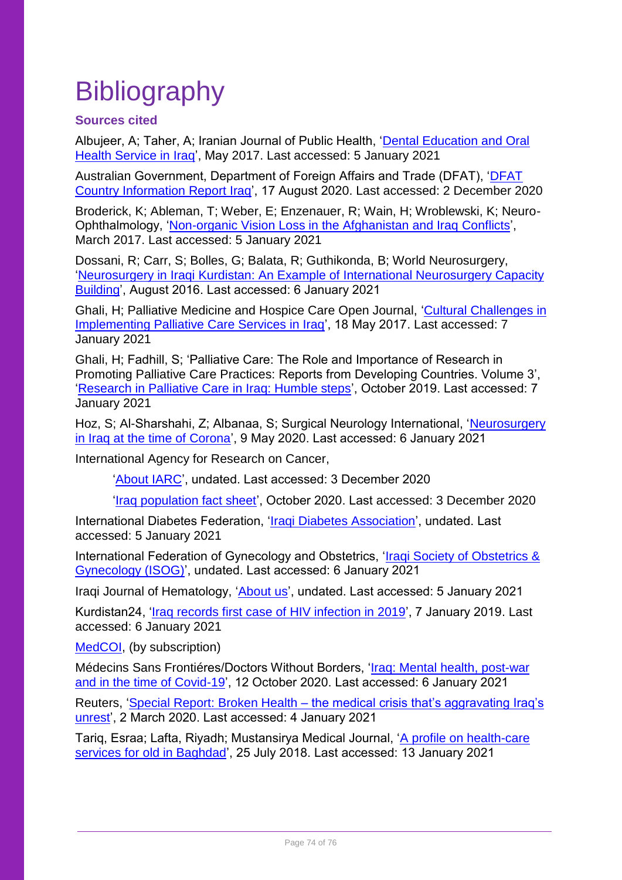# Bibliography

### Sources cited

Albujeer, A; Taher, A; Iranian Journal of Public Health, 'Dental Education and Oral Health Service in Iraq', May 2017. Last accessed: 5 January 2021

Australian Government, Department of Foreign Affairs and Trade (DFAT), 'DFAT Country Information Report Iraq', 17 August 2020. Last accessed: 2 December 2020

Broderick, K; Ableman, T; Weber, E; Enzenauer, R; Wain, H; Wroblewski, K; Neuro-Ophthalmology, 'Non-organic Vision Loss in the Afghanistan and Iraq Conflicts', March 2017. Last accessed: 5 January 2021

Dossani, R; Carr, S; Bolles, G; Balata, R; Guthikonda, B; World Neurosurgery, 'Neurosurgery in Iraqi Kurdistan: An Example of International Neurosurgery Capacity Building', August 2016. Last accessed: 6 January 2021

Ghali, H; Palliative Medicine and Hospice Care Open Journal, 'Cultural Challenges in Implementing Palliative Care Services in Iraq', 18 May 2017. Last accessed: 7 January 2021

Ghali, H; Fadhill, S; 'Palliative Care: The Role and Importance of Research in Promoting Palliative Care Practices: Reports from Developing Countries. Volume 3', 'Research in Palliative Care in Iraq: Humble steps', October 2019. Last accessed: 7 January 2021

Hoz, S; Al-Sharshahi, Z; Albanaa, S; Surgical Neurology International, 'Neurosurgery in Iraq at the time of Corona', 9 May 2020. Last accessed: 6 January 2021

International Agency for Research on Cancer,

'About IARC', undated. Last accessed: 3 December 2020

'Iraq population fact sheet', October 2020. Last accessed: 3 December 2020

International Diabetes Federation, 'Iraqi Diabetes Association', undated. Last accessed: 5 January 2021

International Federation of Gynecology and Obstetrics, 'Iraqi Society of Obstetrics & Gynecology (ISOG)', undated. Last accessed: 6 January 2021

Iraqi Journal of Hematology, 'About us', undated. Last accessed: 5 January 2021

Kurdistan24, 'Iraq records first case of HIV infection in 2019', 7 January 2019. Last accessed: 6 January 2021

MedCOI, (by subscription)

Médecins Sans Frontiéres/Doctors Without Borders, 'Iraq: Mental health, post-war and in the time of Covid-19', 12 October 2020. Last accessed: 6 January 2021

Reuters, 'Special Report: Broken Health – the medical crisis that's aggravating Iraq's unrest', 2 March 2020. Last accessed: 4 January 2021

Tariq, Esraa; Lafta, Riyadh; Mustansirya Medical Journal, 'A profile on health-care services for old in Baghdad', 25 July 2018. Last accessed: 13 January 2021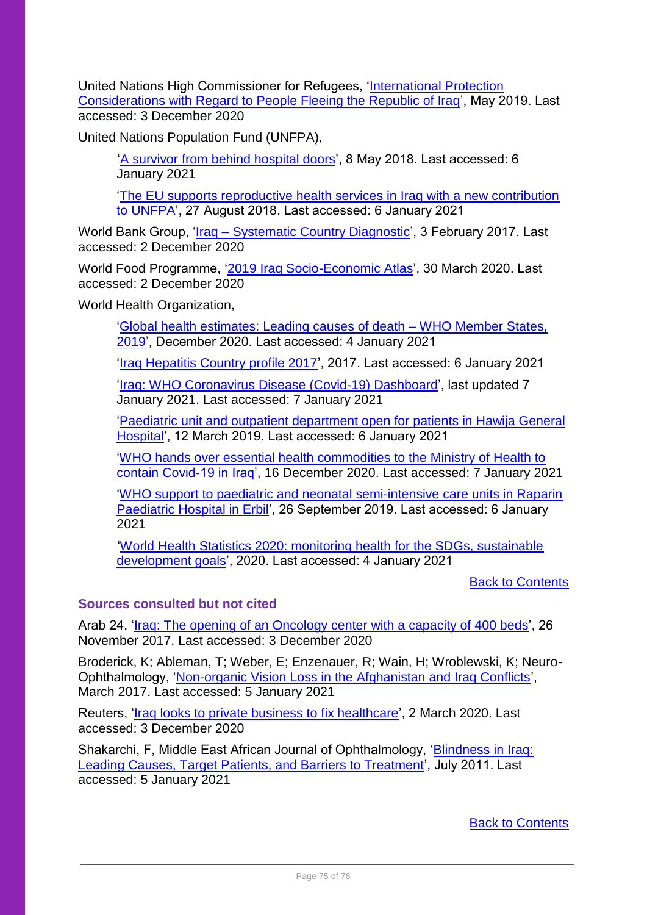United Nations High Commissioner for Refugees, '[International Protection Considerations with Regard to People Fleeing the Republic of Iraq]()', May 2019. Last accessed: 3 December 2020

United Nations Population Fund (UNFPA),

> '[A survivor from behind hospital doors]()', 8 May 2018. Last accessed: 6 January 2021
>
> '[The EU supports reproductive health services in Iraq with a new contribution to UNFPA]()', 27 August 2018. Last accessed: 6 January 2021

World Bank Group, '[Iraq – Systematic Country Diagnostic]()', 3 February 2017. Last accessed: 2 December 2020

World Food Programme, '[2019 Iraq Socio-Economic Atlas]()', 30 March 2020. Last accessed: 2 December 2020

World Health Organization,

> '[Global health estimates: Leading causes of death – WHO Member States, 2019]()', December 2020. Last accessed: 4 January 2021
>
> '[Iraq Hepatitis Country profile 2017]()', 2017. Last accessed: 6 January 2021
>
> '[Iraq: WHO Coronavirus Disease (Covid-19) Dashboard]()', last updated 7 January 2021. Last accessed: 7 January 2021
>
> '[Paediatric unit and outpatient department open for patients in Hawija General Hospital]()', 12 March 2019. Last accessed: 6 January 2021
>
> '[WHO hands over essential health commodities to the Ministry of Health to contain Covid-19 in Iraq]()', 16 December 2020. Last accessed: 7 January 2021
>
> '[WHO support to paediatric and neonatal semi-intensive care units in Raparin Paediatric Hospital in Erbil]()', 26 September 2019. Last accessed: 6 January 2021
>
> '[World Health Statistics 2020: monitoring health for the SDGs, sustainable development goals]()', 2020. Last accessed: 4 January 2021

[Back to Contents]()

### Sources consulted but not cited

Arab 24, '[Iraq: The opening of an Oncology center with a capacity of 400 beds]()', 26 November 2017. Last accessed: 3 December 2020

Broderick, K; Ableman, T; Weber, E; Enzenauer, R; Wain, H; Wroblewski, K; Neuro-Ophthalmology, '[Non-organic Vision Loss in the Afghanistan and Iraq Conflicts]()', March 2017. Last accessed: 5 January 2021

Reuters, '[Iraq looks to private business to fix healthcare]()', 2 March 2020. Last accessed: 3 December 2020

Shakarchi, F, Middle East African Journal of Ophthalmology, '[Blindness in Iraq: Leading Causes, Target Patients, and Barriers to Treatment]()', July 2011. Last accessed: 5 January 2021

[Back to Contents]()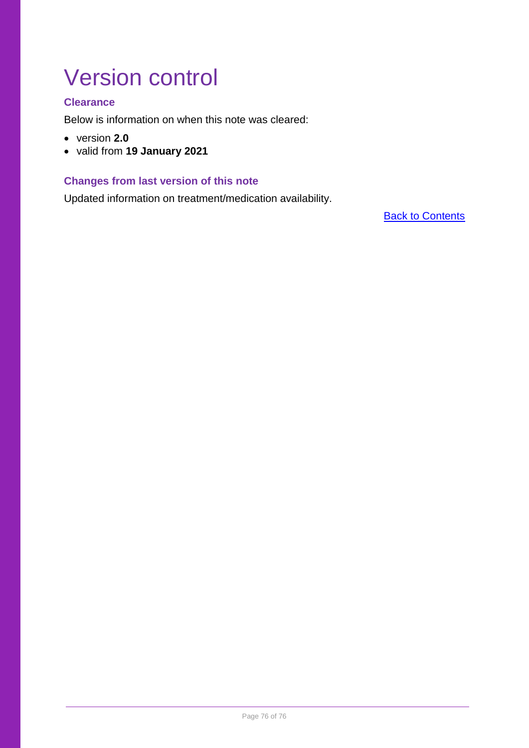# Version control

### Clearance

Below is information on when this note was cleared:

- version **2.0**
- valid from **19 January 2021**

### Changes from last version of this note

Updated information on treatment/medication availability.

Back to Contents